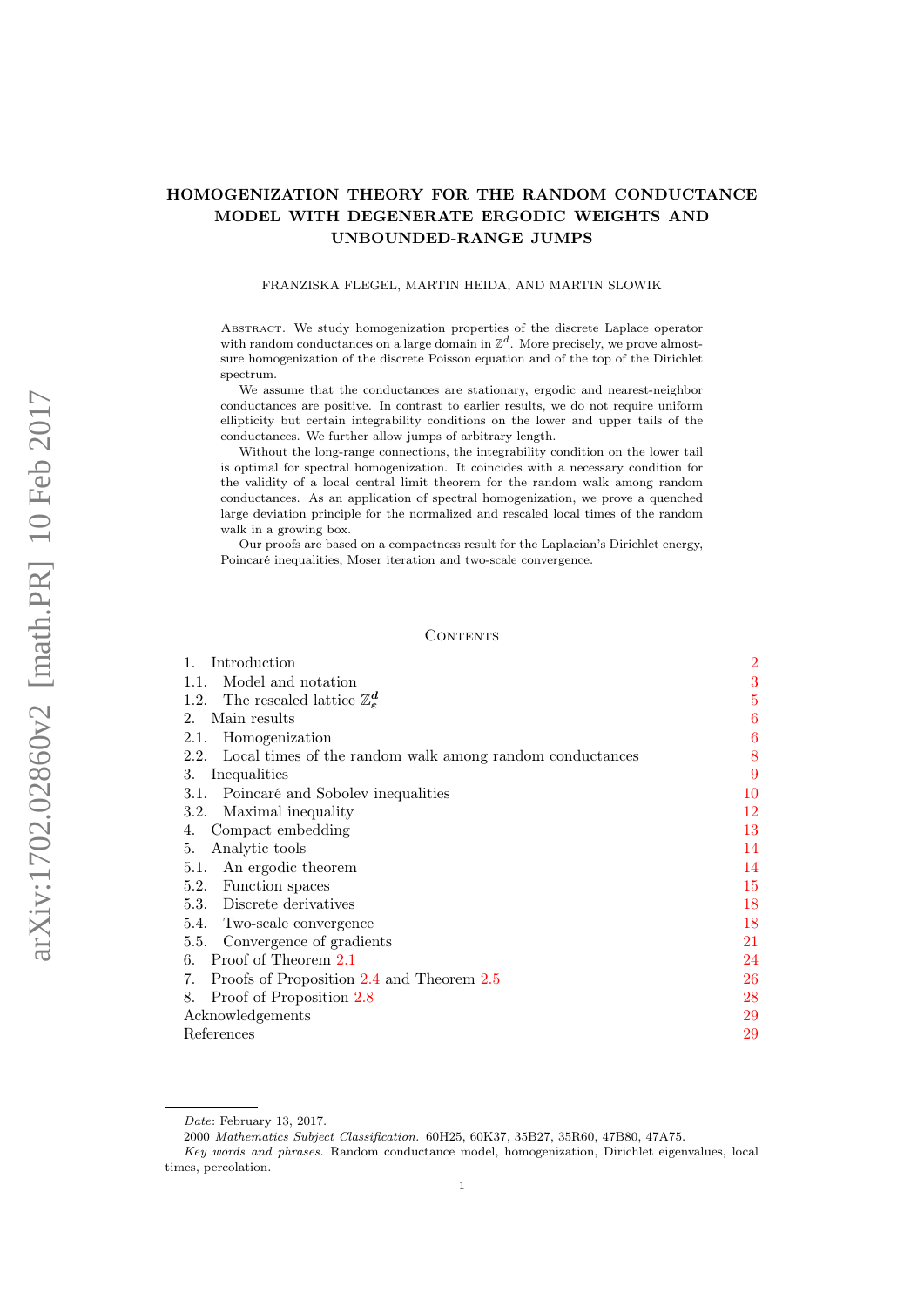# HOMOGENIZATION THEORY FOR THE RANDOM CONDUCTANCE MODEL WITH DEGENERATE ERGODIC WEIGHTS AND UNBOUNDED-RANGE JUMPS

FRANZISKA FLEGEL, MARTIN HEIDA, AND MARTIN SLOWIK

Abstract. We study homogenization properties of the discrete Laplace operator with random conductances on a large domain in $\mathbb{Z}^d$. More precisely, we prove almost-sure homogenization of the discrete Poisson equation and of the top of the Dirichlet spectrum.

We assume that the conductances are stationary, ergodic and nearest-neighbor conductances are positive. In contrast to earlier results, we do not require uniform ellipticity but certain integrability conditions on the lower and upper tails of the conductances. We further allow jumps of arbitrary length.

Without the long-range connections, the integrability condition on the lower tail is optimal for spectral homogenization. It coincides with a necessary condition for the validity of a local central limit theorem for the random walk among random conductances. As an application of spectral homogenization, we prove a quenched large deviation principle for the normalized and rescaled local times of the random walk in a growing box.

Our proofs are based on a compactness result for the Laplacian's Dirichlet energy, Poincaré inequalities, Moser iteration and two-scale convergence.

## Contents

| | |
|---|---|
| 1. Introduction | 2 |
| 1.1. Model and notation | 3 |
| 1.2. The rescaled lattice $\mathbb{Z}^d_\varepsilon$ | 5 |
| 2. Main results | 6 |
| 2.1. Homogenization | 6 |
| 2.2. Local times of the random walk among random conductances | 8 |
| 3. Inequalities | 9 |
| 3.1. Poincaré and Sobolev inequalities | 10 |
| 3.2. Maximal inequality | 12 |
| 4. Compact embedding | 13 |
| 5. Analytic tools | 14 |
| 5.1. An ergodic theorem | 14 |
| 5.2. Function spaces | 15 |
| 5.3. Discrete derivatives | 18 |
| 5.4. Two-scale convergence | 18 |
| 5.5. Convergence of gradients | 21 |
| 6. Proof of Theorem 2.1 | 24 |
| 7. Proofs of Proposition 2.4 and Theorem 2.5 | 26 |
| 8. Proof of Proposition 2.8 | 28 |
| Acknowledgements | 29 |
| References | 29 |

*Date*: February 13, 2017.

2000 *Mathematics Subject Classification.* 60H25, 60K37, 35B27, 35R60, 47B80, 47A75.

*Key words and phrases.* Random conductance model, homogenization, Dirichlet eigenvalues, local times, percolation.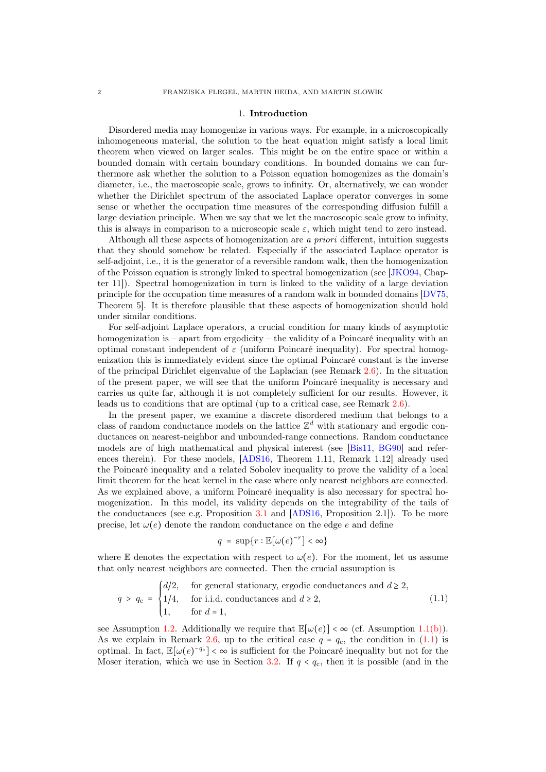## 1. Introduction

Disordered media may homogenize in various ways. For example, in a microscopically inhomogeneous material, the solution to the heat equation might satisfy a local limit theorem when viewed on larger scales. This might be on the entire space or within a bounded domain with certain boundary conditions. In bounded domains we can furthermore ask whether the solution to a Poisson equation homogenizes as the domain's diameter, i.e., the macroscopic scale, grows to infinity. Or, alternatively, we can wonder whether the Dirichlet spectrum of the associated Laplace operator converges in some sense or whether the occupation time measures of the corresponding diffusion fulfill a large deviation principle. When we say that we let the macroscopic scale grow to infinity, this is always in comparison to a microscopic scale $\varepsilon$, which might tend to zero instead.

Although all these aspects of homogenization are *a priori* different, intuition suggests that they should somehow be related. Especially if the associated Laplace operator is self-adjoint, i.e., it is the generator of a reversible random walk, then the homogenization of the Poisson equation is strongly linked to spectral homogenization (see [JKO94, Chapter 11]). Spectral homogenization in turn is linked to the validity of a large deviation principle for the occupation time measures of a random walk in bounded domains [DV75, Theorem 5]. It is therefore plausible that these aspects of homogenization should hold under similar conditions.

For self-adjoint Laplace operators, a crucial condition for many kinds of asymptotic homogenization is – apart from ergodicity – the validity of a Poincaré inequality with an optimal constant independent of $\varepsilon$ (uniform Poincaré inequality). For spectral homogenization this is immediately evident since the optimal Poincaré constant is the inverse of the principal Dirichlet eigenvalue of the Laplacian (see Remark 2.6). In the situation of the present paper, we will see that the uniform Poincaré inequality is necessary and carries us quite far, although it is not completely sufficient for our results. However, it leads us to conditions that are optimal (up to a critical case, see Remark 2.6).

In the present paper, we examine a discrete disordered medium that belongs to a class of random conductance models on the lattice $\mathbb{Z}^d$ with stationary and ergodic conductances on nearest-neighbor and unbounded-range connections. Random conductance models are of high mathematical and physical interest (see [Bis11, BG90] and references therein). For these models, [ADS16, Theorem 1.11, Remark 1.12] already used the Poincaré inequality and a related Sobolev inequality to prove the validity of a local limit theorem for the heat kernel in the case where only nearest neighbors are connected. As we explained above, a uniform Poincaré inequality is also necessary for spectral homogenization. In this model, its validity depends on the integrability of the tails of the conductances (see e.g. Proposition 3.1 and [ADS16, Proposition 2.1]). To be more precise, let $\omega(e)$ denote the random conductance on the edge $e$ and define

$$q \;=\; \sup\{r : \mathbb{E}[\omega(e)^{-r}] < \infty\}$$

where $\mathbb{E}$ denotes the expectation with respect to $\omega(e)$. For the moment, let us assume that only nearest neighbors are connected. Then the crucial assumption is

$$q \;>\; q_{\mathrm{c}} \;=\; \begin{cases} d/2, & \text{for general stationary, ergodic conductances and } d \geq 2, \\ 1/4, & \text{for i.i.d. conductances and } d \geq 2, \\ 1, & \text{for } d = 1, \end{cases} \tag{1.1}$$

see Assumption 1.2. Additionally we require that $\mathbb{E}[\omega(e)] < \infty$ (cf. Assumption 1.1(b)). As we explain in Remark 2.6, up to the critical case $q = q_{\mathrm{c}}$, the condition in (1.1) is optimal. In fact, $\mathbb{E}[\omega(e)^{-q_{\mathrm{c}}}] < \infty$ is sufficient for the Poincaré inequality but not for the Moser iteration, which we use in Section 3.2. If $q < q_{\mathrm{c}}$, then it is possible (and in the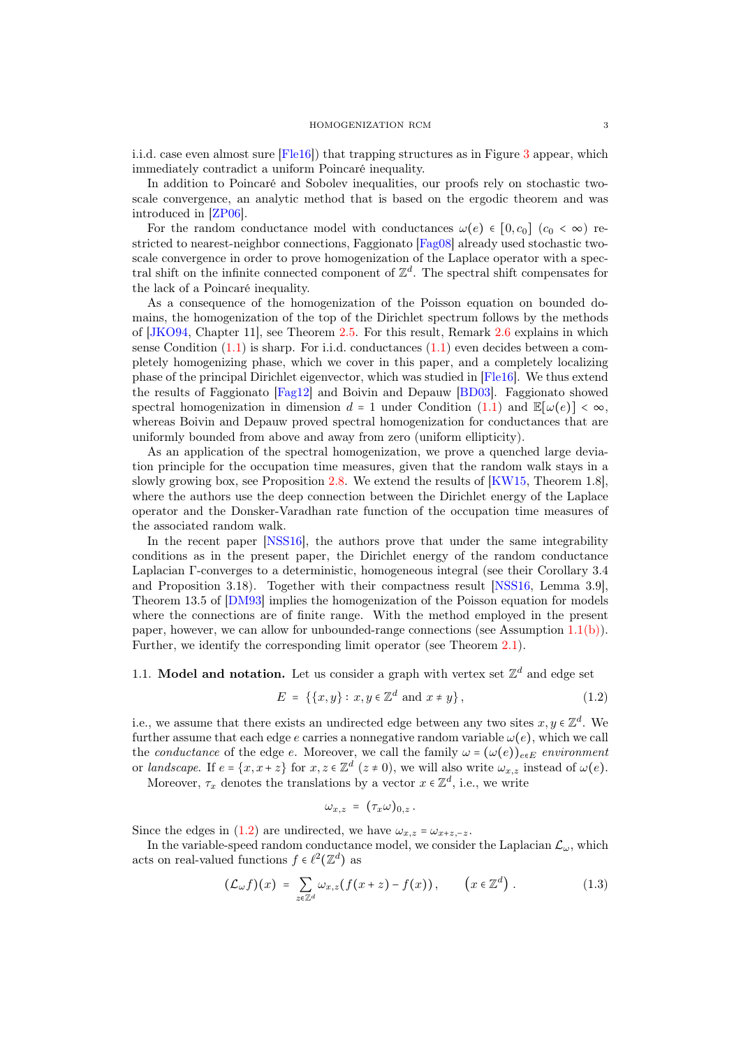i.i.d. case even almost sure [Fle16]) that trapping structures as in Figure 3 appear, which immediately contradict a uniform Poincaré inequality.

In addition to Poincaré and Sobolev inequalities, our proofs rely on stochastic two-scale convergence, an analytic method that is based on the ergodic theorem and was introduced in [ZP06].

For the random conductance model with conductances $\omega(e) \in [0, c_0]$ ($c_0 < \infty$) restricted to nearest-neighbor connections, Faggionato [Fag08] already used stochastic two-scale convergence in order to prove homogenization of the Laplace operator with a spectral shift on the infinite connected component of $\mathbb{Z}^d$. The spectral shift compensates for the lack of a Poincaré inequality.

As a consequence of the homogenization of the Poisson equation on bounded domains, the homogenization of the top of the Dirichlet spectrum follows by the methods of [JKO94, Chapter 11], see Theorem 2.5. For this result, Remark 2.6 explains in which sense Condition (1.1) is sharp. For i.i.d. conductances (1.1) even decides between a completely homogenizing phase, which we cover in this paper, and a completely localizing phase of the principal Dirichlet eigenvector, which was studied in [Fle16]. We thus extend the results of Faggionato [Fag12] and Boivin and Depauw [BD03]. Faggionato showed spectral homogenization in dimension $d = 1$ under Condition (1.1) and $\mathbb{E}[\omega(e)] < \infty$, whereas Boivin and Depauw proved spectral homogenization for conductances that are uniformly bounded from above and away from zero (uniform ellipticity).

As an application of the spectral homogenization, we prove a quenched large deviation principle for the occupation time measures, given that the random walk stays in a slowly growing box, see Proposition 2.8. We extend the results of [KW15, Theorem 1.8], where the authors use the deep connection between the Dirichlet energy of the Laplace operator and the Donsker-Varadhan rate function of the occupation time measures of the associated random walk.

In the recent paper [NSS16], the authors prove that under the same integrability conditions as in the present paper, the Dirichlet energy of the random conductance Laplacian Γ-converges to a deterministic, homogeneous integral (see their Corollary 3.4 and Proposition 3.18). Together with their compactness result [NSS16, Lemma 3.9], Theorem 13.5 of [DM93] implies the homogenization of the Poisson equation for models where the connections are of finite range. With the method employed in the present paper, however, we can allow for unbounded-range connections (see Assumption 1.1(b)). Further, we identify the corresponding limit operator (see Theorem 2.1).

### 1.1. Model and notation.

Let us consider a graph with vertex set $\mathbb{Z}^d$ and edge set

$$E = \{\{x, y\} : x, y \in \mathbb{Z}^d \text{ and } x \neq y\}, \tag{1.2}$$

i.e., we assume that there exists an undirected edge between any two sites $x, y \in \mathbb{Z}^d$. We further assume that each edge $e$ carries a nonnegative random variable $\omega(e)$, which we call the *conductance* of the edge $e$. Moreover, we call the family $\omega = (\omega(e))_{e \in E}$ *environment* or *landscape*. If $e = \{x, x + z\}$ for $x, z \in \mathbb{Z}^d$ ($z \neq 0$), we will also write $\omega_{x,z}$ instead of $\omega(e)$.

Moreover, $\tau_x$ denotes the translations by a vector $x \in \mathbb{Z}^d$, i.e., we write

$$\omega_{x,z} = (\tau_x \omega)_{0,z}.$$

Since the edges in (1.2) are undirected, we have $\omega_{x,z} = \omega_{x+z,-z}$.

In the variable-speed random conductance model, we consider the Laplacian $\mathcal{L}_\omega$, which acts on real-valued functions $f \in \ell^2(\mathbb{Z}^d)$ as

$$(\mathcal{L}_\omega f)(x) = \sum_{z \in \mathbb{Z}^d} \omega_{x,z} \big(f(x+z) - f(x)\big), \qquad \big(x \in \mathbb{Z}^d\big). \tag{1.3}$$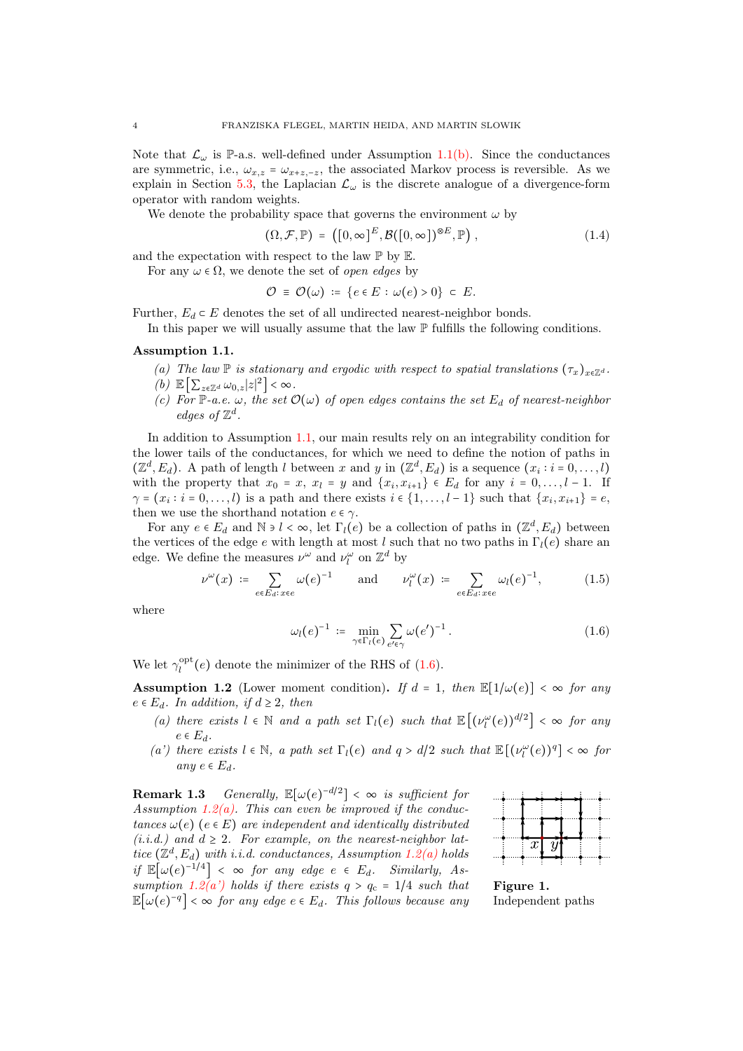Note that $\mathcal{L}_\omega$ is $\mathbb{P}$-a.s. well-defined under Assumption 1.1(b). Since the conductances are symmetric, i.e., $\omega_{x,z} = \omega_{x+z,-z}$, the associated Markov process is reversible. As we explain in Section 5.3, the Laplacian $\mathcal{L}_\omega$ is the discrete analogue of a divergence-form operator with random weights.

We denote the probability space that governs the environment $\omega$ by

$$(\Omega, \mathcal{F}, \mathbb{P}) = \left([0,\infty]^E, \mathcal{B}([0,\infty])^{\otimes E}, \mathbb{P}\right), \tag{1.4}$$

and the expectation with respect to the law $\mathbb{P}$ by $\mathbb{E}$.

For any $\omega \in \Omega$, we denote the set of *open edges* by

$$\mathcal{O} \equiv \mathcal{O}(\omega) := \{e \in E : \omega(e) > 0\} \subset E.$$

Further, $E_d \subset E$ denotes the set of all undirected nearest-neighbor bonds.

In this paper we will usually assume that the law $\mathbb{P}$ fulfills the following conditions.

**Assumption 1.1.**

*(a) The law $\mathbb{P}$ is stationary and ergodic with respect to spatial translations $(\tau_x)_{x\in\mathbb{Z}^d}$.*

*(b) $\mathbb{E}\left[\sum_{z\in\mathbb{Z}^d} \omega_{0,z}|z|^2\right] < \infty$.*

*(c) For $\mathbb{P}$-a.e. $\omega$, the set $\mathcal{O}(\omega)$ of open edges contains the set $E_d$ of nearest-neighbor edges of $\mathbb{Z}^d$.*

In addition to Assumption 1.1, our main results rely on an integrability condition for the lower tails of the conductances, for which we need to define the notion of paths in $(\mathbb{Z}^d, E_d)$. A path of length $l$ between $x$ and $y$ in $(\mathbb{Z}^d, E_d)$ is a sequence $(x_i : i = 0, \dots, l)$ with the property that $x_0 = x$, $x_l = y$ and $\{x_i, x_{i+1}\} \in E_d$ for any $i = 0, \dots, l-1$. If $\gamma = (x_i : i = 0, \dots, l)$ is a path and there exists $i \in \{1, \dots, l-1\}$ such that $\{x_i, x_{i+1}\} = e$, then we use the shorthand notation $e \in \gamma$.

For any $e \in E_d$ and $\mathbb{N} \ni l < \infty$, let $\Gamma_l(e)$ be a collection of paths in $(\mathbb{Z}^d, E_d)$ between the vertices of the edge $e$ with length at most $l$ such that no two paths in $\Gamma_l(e)$ share an edge. We define the measures $\nu^\omega$ and $\nu_l^\omega$ on $\mathbb{Z}^d$ by

$$\nu^\omega(x) := \sum_{e\in E_d:\, x\in e} \omega(e)^{-1} \qquad \text{and} \qquad \nu_l^\omega(x) := \sum_{e\in E_d:\, x\in e} \omega_l(e)^{-1}, \tag{1.5}$$

where

$$\omega_l(e)^{-1} := \min_{\gamma\in\Gamma_l(e)} \sum_{e'\in\gamma} \omega(e')^{-1}. \tag{1.6}$$

We let $\gamma_l^{\mathrm{opt}}(e)$ denote the minimizer of the RHS of (1.6).

**Assumption 1.2** (Lower moment condition). *If $d = 1$, then $\mathbb{E}[1/\omega(e)] < \infty$ for any $e \in E_d$. In addition, if $d \geq 2$, then*

*(a) there exists $l \in \mathbb{N}$ and a path set $\Gamma_l(e)$ such that $\mathbb{E}\left[(\nu_l^\omega(e))^{d/2}\right] < \infty$ for any $e \in E_d$.*

*(a') there exists $l \in \mathbb{N}$, a path set $\Gamma_l(e)$ and $q > d/2$ such that $\mathbb{E}\left[(\nu_l^\omega(e))^q\right] < \infty$ for any $e \in E_d$.*

**Remark 1.3** *Generally, $\mathbb{E}\left[\omega(e)^{-d/2}\right] < \infty$ is sufficient for Assumption 1.2(a). This can even be improved if the conductances $\omega(e)$ $(e \in E)$ are independent and identically distributed (i.i.d.) and $d \geq 2$. For example, on the nearest-neighbor lattice $(\mathbb{Z}^d, E_d)$ with i.i.d. conductances, Assumption 1.2(a) holds if $\mathbb{E}\left[\omega(e)^{-1/4}\right] < \infty$ for any edge $e \in E_d$. Similarly, Assumption 1.2(a') holds if there exists $q > q_c = 1/4$ such that $\mathbb{E}\left[\omega(e)^{-q}\right] < \infty$ for any edge $e \in E_d$. This follows because any*

**Figure 1.** Independent paths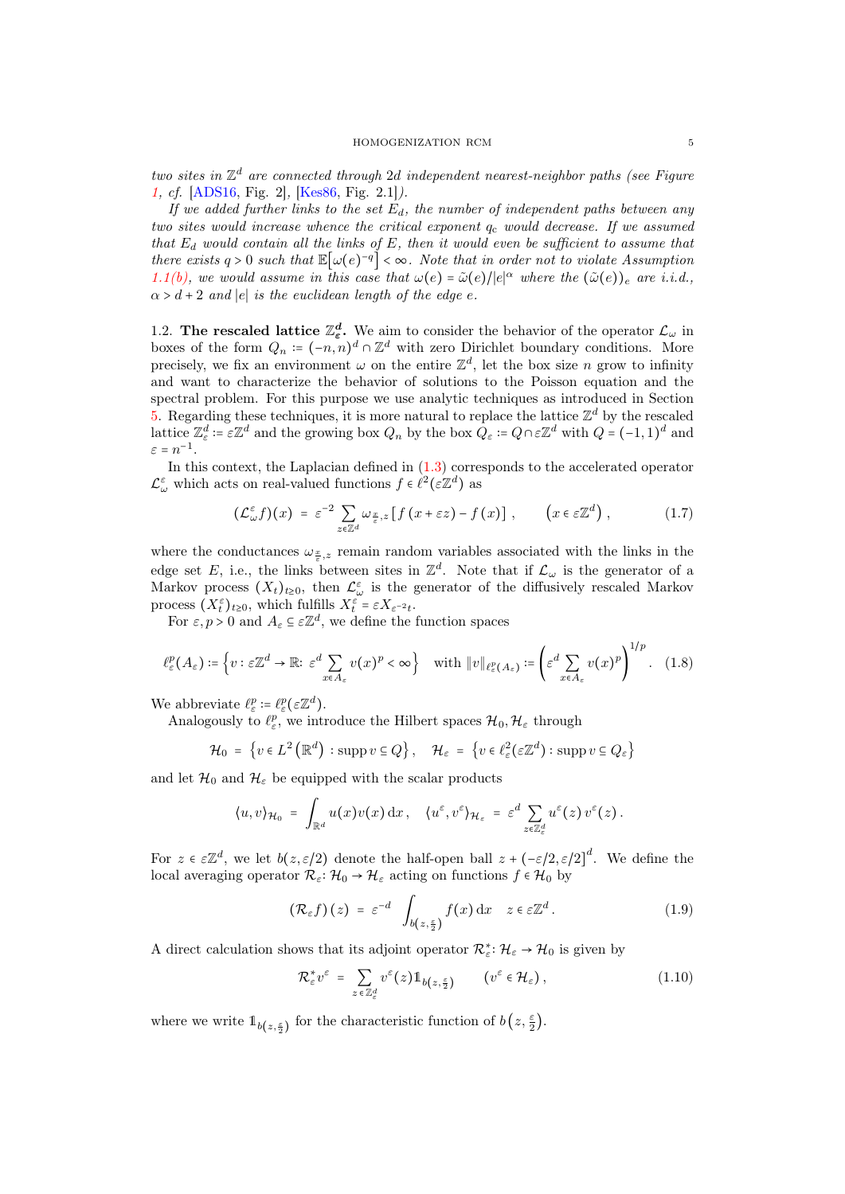*two sites in $\mathbb{Z}^d$ are connected through $2d$ independent nearest-neighbor paths (see Figure 1, cf.* [ADS16, Fig. 2], [Kes86, Fig. 2.1]*).*

*If we added further links to the set $E_d$, the number of independent paths between any two sites would increase whence the critical exponent $q_c$ would decrease. If we assumed that $E_d$ would contain all the links of $E$, then it would even be sufficient to assume that there exists $q > 0$ such that $\mathbb{E}\big[\omega(e)^{-q}\big] < \infty$. Note that in order not to violate Assumption 1.1(b), we would assume in this case that $\omega(e) = \tilde{\omega}(e)/|e|^\alpha$ where the $(\tilde{\omega}(e))_e$ are i.i.d., $\alpha > d+2$ and $|e|$ is the euclidean length of the edge $e$.*

### 1.2. The rescaled lattice $\mathbb{Z}^d_\varepsilon$.

We aim to consider the behavior of the operator $\mathcal{L}_\omega$ in boxes of the form $Q_n := (-n,n)^d \cap \mathbb{Z}^d$ with zero Dirichlet boundary conditions. More precisely, we fix an environment $\omega$ on the entire $\mathbb{Z}^d$, let the box size $n$ grow to infinity and want to characterize the behavior of solutions to the Poisson equation and the spectral problem. For this purpose we use analytic techniques as introduced in Section 5. Regarding these techniques, it is more natural to replace the lattice $\mathbb{Z}^d$ by the rescaled lattice $\mathbb{Z}^d_\varepsilon := \varepsilon\mathbb{Z}^d$ and the growing box $Q_n$ by the box $Q_\varepsilon := Q \cap \varepsilon\mathbb{Z}^d$ with $Q = (-1,1)^d$ and $\varepsilon = n^{-1}$.

In this context, the Laplacian defined in (1.3) corresponds to the accelerated operator $\mathcal{L}^\varepsilon_\omega$ which acts on real-valued functions $f \in \ell^2(\varepsilon\mathbb{Z}^d)$ as

$$(\mathcal{L}^\varepsilon_\omega f)(x) \;=\; \varepsilon^{-2} \sum_{z\in\mathbb{Z}^d} \omega_{\frac{x}{\varepsilon},z}\left[f(x+\varepsilon z) - f(x)\right], \qquad \big(x \in \varepsilon\mathbb{Z}^d\big), \tag{1.7}$$

where the conductances $\omega_{\frac{x}{\varepsilon},z}$ remain random variables associated with the links in the edge set $E$, i.e., the links between sites in $\mathbb{Z}^d$. Note that if $\mathcal{L}_\omega$ is the generator of a Markov process $(X_t)_{t\geq 0}$, then $\mathcal{L}^\varepsilon_\omega$ is the generator of the diffusively rescaled Markov process $(X^\varepsilon_t)_{t\geq 0}$, which fulfills $X^\varepsilon_t = \varepsilon X_{\varepsilon^{-2}t}$.

For $\varepsilon, p > 0$ and $A_\varepsilon \subseteq \varepsilon\mathbb{Z}^d$, we define the function spaces

$$\ell^p_\varepsilon(A_\varepsilon) := \Big\{ v : \varepsilon\mathbb{Z}^d \to \mathbb{R}\colon\ \varepsilon^d \sum_{x\in A_\varepsilon} v(x)^p < \infty \Big\} \quad \text{with } \|v\|_{\ell^p_\varepsilon(A_\varepsilon)} := \Big(\varepsilon^d \sum_{x\in A_\varepsilon} v(x)^p\Big)^{1/p}. \tag{1.8}$$

We abbreviate $\ell^p_\varepsilon := \ell^p_\varepsilon(\varepsilon\mathbb{Z}^d)$.

Analogously to $\ell^p_\varepsilon$, we introduce the Hilbert spaces $\mathcal{H}_0, \mathcal{H}_\varepsilon$ through

$$\mathcal{H}_0 \;=\; \big\{ v \in L^2\big(\mathbb{R}^d\big) : \operatorname{supp} v \subseteq Q \big\}, \quad \mathcal{H}_\varepsilon \;=\; \big\{ v \in \ell^2_\varepsilon(\varepsilon\mathbb{Z}^d) : \operatorname{supp} v \subseteq Q_\varepsilon \big\}$$

and let $\mathcal{H}_0$ and $\mathcal{H}_\varepsilon$ be equipped with the scalar products

$$\langle u, v\rangle_{\mathcal{H}_0} \;=\; \int_{\mathbb{R}^d} u(x)v(x)\,\mathrm{d}x\,, \quad \langle u^\varepsilon, v^\varepsilon\rangle_{\mathcal{H}_\varepsilon} \;=\; \varepsilon^d \sum_{z\in\mathbb{Z}^d_\varepsilon} u^\varepsilon(z)\,v^\varepsilon(z)\,.$$

For $z \in \varepsilon\mathbb{Z}^d$, we let $b(z, \varepsilon/2)$ denote the half-open ball $z + (-\varepsilon/2, \varepsilon/2]^d$. We define the local averaging operator $\mathcal{R}_\varepsilon\colon \mathcal{H}_0 \to \mathcal{H}_\varepsilon$ acting on functions $f \in \mathcal{H}_0$ by

$$(\mathcal{R}_\varepsilon f)(z) \;=\; \varepsilon^{-d} \int_{b(z,\frac{\varepsilon}{2})} f(x)\,\mathrm{d}x \quad z \in \varepsilon\mathbb{Z}^d. \tag{1.9}$$

A direct calculation shows that its adjoint operator $\mathcal{R}^*_\varepsilon\colon \mathcal{H}_\varepsilon \to \mathcal{H}_0$ is given by

$$\mathcal{R}^*_\varepsilon v^\varepsilon \;=\; \sum_{z\,\in\,\mathbb{Z}^d_\varepsilon} v^\varepsilon(z)\mathbb{1}_{b(z,\frac{\varepsilon}{2})} \qquad (v^\varepsilon \in \mathcal{H}_\varepsilon)\,, \tag{1.10}$$

where we write $\mathbb{1}_{b(z,\frac{\varepsilon}{2})}$ for the characteristic function of $b\big(z, \frac{\varepsilon}{2}\big)$.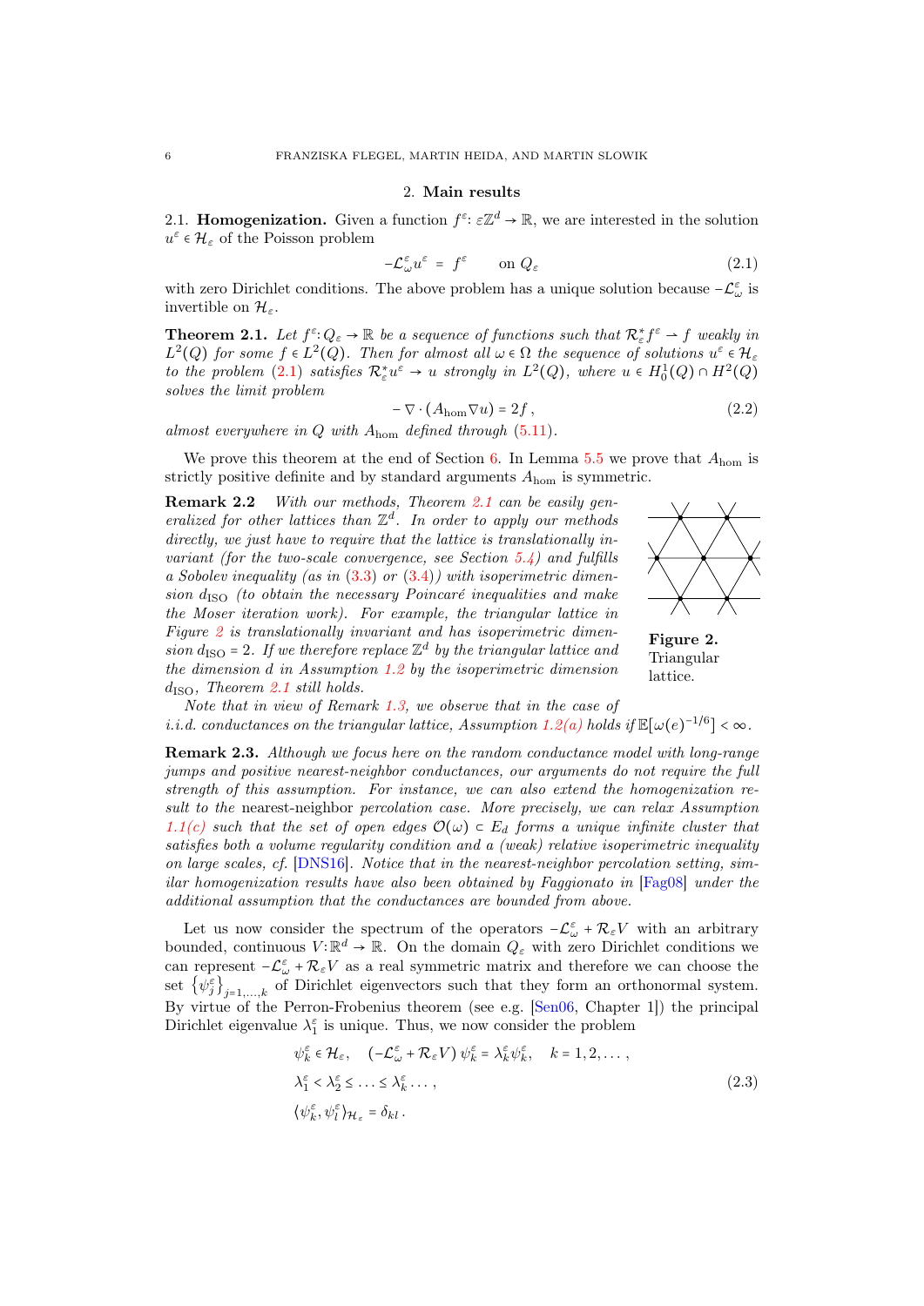## 2. Main results

2.1. **Homogenization.** Given a function $f^\varepsilon \colon \varepsilon\mathbb{Z}^d \to \mathbb{R}$, we are interested in the solution $u^\varepsilon \in \mathcal{H}_\varepsilon$ of the Poisson problem

$$-\mathcal{L}^\varepsilon_\omega u^\varepsilon = f^\varepsilon \qquad \text{on } Q_\varepsilon \tag{2.1}$$

with zero Dirichlet conditions. The above problem has a unique solution because $-\mathcal{L}^\varepsilon_\omega$ is invertible on $\mathcal{H}_\varepsilon$.

**Theorem 2.1.** *Let $f^\varepsilon \colon Q_\varepsilon \to \mathbb{R}$ be a sequence of functions such that $\mathcal{R}^*_\varepsilon f^\varepsilon \rightharpoonup f$ weakly in $L^2(Q)$ for some $f \in L^2(Q)$. Then for almost all $\omega \in \Omega$ the sequence of solutions $u^\varepsilon \in \mathcal{H}_\varepsilon$ to the problem (2.1) satisfies $\mathcal{R}^*_\varepsilon u^\varepsilon \to u$ strongly in $L^2(Q)$, where $u \in H^1_0(Q) \cap H^2(Q)$ solves the limit problem*

$$-\nabla \cdot (A_{\mathrm{hom}} \nabla u) = 2f\,, \tag{2.2}$$

*almost everywhere in $Q$ with $A_{\mathrm{hom}}$ defined through (5.11).*

We prove this theorem at the end of Section 6. In Lemma 5.5 we prove that $A_{\mathrm{hom}}$ is strictly positive definite and by standard arguments $A_{\mathrm{hom}}$ is symmetric.

**Remark 2.2** *With our methods, Theorem 2.1 can be easily generalized for other lattices than $\mathbb{Z}^d$. In order to apply our methods directly, we just have to require that the lattice is translationally invariant (for the two-scale convergence, see Section 5.4) and fulfills a Sobolev inequality (as in (3.3) or (3.4)) with isoperimetric dimension $d_{\mathrm{ISO}}$ (to obtain the necessary Poincaré inequalities and make the Moser iteration work). For example, the triangular lattice in Figure 2 is translationally invariant and has isoperimetric dimension $d_{\mathrm{ISO}} = 2$. If we therefore replace $\mathbb{Z}^d$ by the triangular lattice and the dimension $d$ in Assumption 1.2 by the isoperimetric dimension $d_{\mathrm{ISO}}$, Theorem 2.1 still holds.*

**Figure 2.** Triangular lattice.

*Note that in view of Remark 1.3, we observe that in the case of i.i.d. conductances on the triangular lattice, Assumption 1.2(a) holds if $\mathbb{E}[\omega(e)^{-1/6}] < \infty$.*

**Remark 2.3.** *Although we focus here on the random conductance model with long-range jumps and positive nearest-neighbor conductances, our arguments do not require the full strength of this assumption. For instance, we can also extend the homogenization result to the nearest-neighbor percolation case. More precisely, we can relax Assumption 1.1(c) such that the set of open edges $\mathcal{O}(\omega) \subset E_d$ forms a unique infinite cluster that satisfies both a volume regularity condition and a (weak) relative isoperimetric inequality on large scales, cf. [DNS16]. Notice that in the nearest-neighbor percolation setting, similar homogenization results have also been obtained by Faggionato in [Fag08] under the additional assumption that the conductances are bounded from above.*

Let us now consider the spectrum of the operators $-\mathcal{L}^\varepsilon_\omega + \mathcal{R}_\varepsilon V$ with an arbitrary bounded, continuous $V \colon \mathbb{R}^d \to \mathbb{R}$. On the domain $Q_\varepsilon$ with zero Dirichlet conditions we can represent $-\mathcal{L}^\varepsilon_\omega + \mathcal{R}_\varepsilon V$ as a real symmetric matrix and therefore we can choose the set $\{\psi^\varepsilon_j\}_{j=1,\dots,k}$ of Dirichlet eigenvectors such that they form an orthonormal system. By virtue of the Perron-Frobenius theorem (see e.g. [Sen06, Chapter 1]) the principal Dirichlet eigenvalue $\lambda^\varepsilon_1$ is unique. Thus, we now consider the problem

$$\begin{aligned}
&\psi^\varepsilon_k \in \mathcal{H}_\varepsilon, \quad \left(-\mathcal{L}^\varepsilon_\omega + \mathcal{R}_\varepsilon V\right) \psi^\varepsilon_k = \lambda^\varepsilon_k \psi^\varepsilon_k, \quad k = 1, 2, \dots, \\
&\lambda^\varepsilon_1 < \lambda^\varepsilon_2 \le \dots \le \lambda^\varepsilon_k \dots, \\
&\langle \psi^\varepsilon_k, \psi^\varepsilon_l \rangle_{\mathcal{H}_\varepsilon} = \delta_{kl}\,.
\end{aligned} \tag{2.3}$$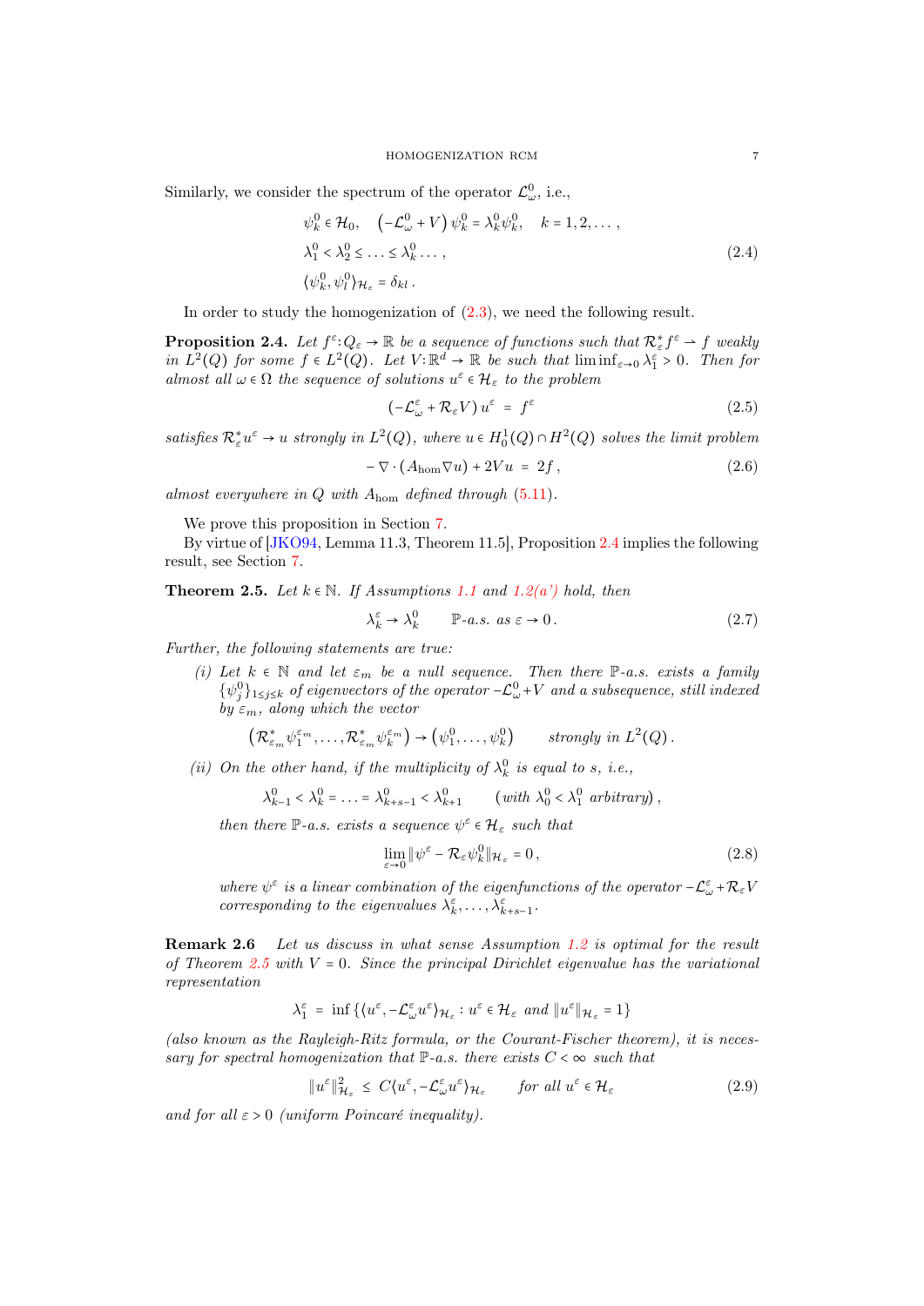Similarly, we consider the spectrum of the operator $\mathcal{L}^0_\omega$, i.e.,

$$
\begin{aligned}
&\psi^0_k \in \mathcal{H}_0, \quad \left(-\mathcal{L}^0_\omega + V\right)\psi^0_k = \lambda^0_k \psi^0_k, \quad k = 1, 2, \dots, \\
&\lambda^0_1 < \lambda^0_2 \le \dots \le \lambda^0_k \dots, \\
&\langle \psi^0_k, \psi^0_l \rangle_{\mathcal{H}_\varepsilon} = \delta_{kl}\,.
\end{aligned}
\tag{2.4}
$$

In order to study the homogenization of (2.3), we need the following result.

**Proposition 2.4.** *Let $f^\varepsilon : Q_\varepsilon \to \mathbb{R}$ be a sequence of functions such that $\mathcal{R}^*_\varepsilon f^\varepsilon \rightharpoonup f$ weakly in $L^2(Q)$ for some $f \in L^2(Q)$. Let $V : \mathbb{R}^d \to \mathbb{R}$ be such that $\liminf_{\varepsilon\to 0} \lambda^\varepsilon_1 > 0$. Then for almost all $\omega \in \Omega$ the sequence of solutions $u^\varepsilon \in \mathcal{H}_\varepsilon$ to the problem*

$$
\left(-\mathcal{L}^\varepsilon_\omega + \mathcal{R}_\varepsilon V\right) u^\varepsilon \;=\; f^\varepsilon \tag{2.5}
$$

*satisfies $\mathcal{R}^*_\varepsilon u^\varepsilon \to u$ strongly in $L^2(Q)$, where $u \in H^1_0(Q) \cap H^2(Q)$ solves the limit problem*

$$
-\nabla \cdot \left(A_{\mathrm{hom}} \nabla u\right) + 2Vu \;=\; 2f\,, \tag{2.6}
$$

*almost everywhere in $Q$ with $A_{\mathrm{hom}}$ defined through (5.11).*

We prove this proposition in Section 7.

By virtue of [JKO94, Lemma 11.3, Theorem 11.5], Proposition 2.4 implies the following result, see Section 7.

**Theorem 2.5.** *Let $k \in \mathbb{N}$. If Assumptions 1.1 and 1.2(a') hold, then*

$$
\lambda^\varepsilon_k \to \lambda^0_k \qquad \mathbb{P}\text{-a.s. as } \varepsilon \to 0\,. \tag{2.7}
$$

*Further, the following statements are true:*

*(i) Let $k \in \mathbb{N}$ and let $\varepsilon_m$ be a null sequence. Then there $\mathbb{P}$-a.s. exists a family $\{\psi^0_j\}_{1\le j\le k}$ of eigenvectors of the operator $-\mathcal{L}^0_\omega + V$ and a subsequence, still indexed by $\varepsilon_m$, along which the vector*

$$
\left(\mathcal{R}^*_{\varepsilon_m}\psi^{\varepsilon_m}_1, \dots, \mathcal{R}^*_{\varepsilon_m}\psi^{\varepsilon_m}_k\right) \to \left(\psi^0_1, \dots, \psi^0_k\right) \qquad \text{strongly in } L^2(Q)\,.
$$

*(ii) On the other hand, if the multiplicity of $\lambda^0_k$ is equal to $s$, i.e.,*

$$
\lambda^0_{k-1} < \lambda^0_k = \dots = \lambda^0_{k+s-1} < \lambda^0_{k+1} \qquad (\text{with } \lambda^0_0 < \lambda^0_1 \text{ arbitrary})\,,
$$

*then there $\mathbb{P}$-a.s. exists a sequence $\psi^\varepsilon \in \mathcal{H}_\varepsilon$ such that*

$$
\lim_{\varepsilon\to 0} \|\psi^\varepsilon - \mathcal{R}_\varepsilon \psi^0_k\|_{\mathcal{H}_\varepsilon} = 0\,, \tag{2.8}
$$

*where $\psi^\varepsilon$ is a linear combination of the eigenfunctions of the operator $-\mathcal{L}^\varepsilon_\omega + \mathcal{R}_\varepsilon V$ corresponding to the eigenvalues $\lambda^\varepsilon_k, \dots, \lambda^\varepsilon_{k+s-1}$.*

**Remark 2.6** *Let us discuss in what sense Assumption 1.2 is optimal for the result of Theorem 2.5 with $V = 0$. Since the principal Dirichlet eigenvalue has the variational representation*

$$
\lambda^\varepsilon_1 \;=\; \inf\left\{\langle u^\varepsilon, -\mathcal{L}^\varepsilon_\omega u^\varepsilon\rangle_{\mathcal{H}_\varepsilon} : u^\varepsilon \in \mathcal{H}_\varepsilon \text{ and } \|u^\varepsilon\|_{\mathcal{H}_\varepsilon} = 1\right\}
$$

*(also known as the Rayleigh-Ritz formula, or the Courant-Fischer theorem), it is necessary for spectral homogenization that $\mathbb{P}$-a.s. there exists $C < \infty$ such that*

$$
\|u^\varepsilon\|^2_{\mathcal{H}_\varepsilon} \;\le\; C\langle u^\varepsilon, -\mathcal{L}^\varepsilon_\omega u^\varepsilon\rangle_{\mathcal{H}_\varepsilon} \qquad \text{for all } u^\varepsilon \in \mathcal{H}_\varepsilon \tag{2.9}
$$

*and for all $\varepsilon > 0$ (uniform Poincaré inequality).*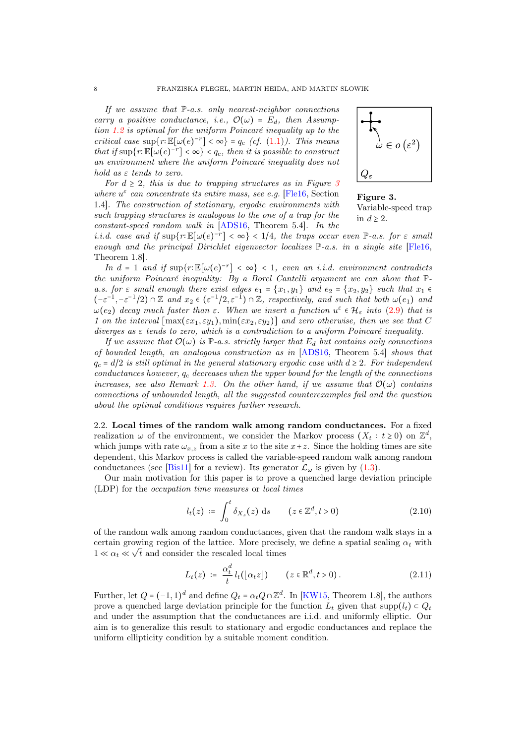*If we assume that $\mathbb{P}$-a.s. only nearest-neighbor connections carry a positive conductance, i.e., $\mathcal{O}(\omega) = E_d$, then Assumption 1.2 is optimal for the uniform Poincaré inequality up to the critical case $\sup\{r : \mathbb{E}[\omega(e)^{-r}] < \infty\} = q_c$ (cf. (1.1)). This means that if $\sup\{r : \mathbb{E}[\omega(e)^{-r}] < \infty\} < q_c$, then it is possible to construct an environment where the uniform Poincaré inequality does not hold as $\varepsilon$ tends to zero.*

*For $d \geq 2$, this is due to trapping structures as in Figure 3 where $u^\varepsilon$ can concentrate its entire mass, see e.g.* [Fle16, Section 1.4]*. The construction of stationary, ergodic environments with such trapping structures is analogous to the one of a trap for the constant-speed random walk in* [ADS16, Theorem 5.4]*. In the i.i.d. case and if $\sup\{r : \mathbb{E}[\omega(e)^{-r}] < \infty\} < 1/4$, the traps occur even $\mathbb{P}$-a.s. for $\varepsilon$ small enough and the principal Dirichlet eigenvector localizes $\mathbb{P}$-a.s. in a single site* [Fle16, Theorem 1.8].

$\omega \in o(\varepsilon^2)$

$Q_\varepsilon$

**Figure 3.** Variable-speed trap in $d \geq 2$.

*In $d = 1$ and if $\sup\{r : \mathbb{E}[\omega(e)^{-r}] < \infty\} < 1$, even an i.i.d. environment contradicts the uniform Poincaré inequality: By a Borel Cantelli argument we can show that $\mathbb{P}$-a.s. for $\varepsilon$ small enough there exist edges $e_1 = \{x_1, y_1\}$ and $e_2 = \{x_2, y_2\}$ such that $x_1 \in (-\varepsilon^{-1}, -\varepsilon^{-1}/2) \cap \mathbb{Z}$ and $x_2 \in (\varepsilon^{-1}/2, \varepsilon^{-1}) \cap \mathbb{Z}$, respectively, and such that both $\omega(e_1)$ and $\omega(e_2)$ decay much faster than $\varepsilon$. When we insert a function $u^\varepsilon \in \mathcal{H}_\varepsilon$ into (2.9) that is 1 on the interval $[\max(\varepsilon x_1, \varepsilon y_1), \min(\varepsilon x_2, \varepsilon y_2)]$ and zero otherwise, then we see that $C$ diverges as $\varepsilon$ tends to zero, which is a contradiction to a uniform Poincaré inequality.*

*If we assume that $\mathcal{O}(\omega)$ is $\mathbb{P}$-a.s. strictly larger that $E_d$ but contains only connections of bounded length, an analogous construction as in* [ADS16, Theorem 5.4] *shows that $q_c = d/2$ is still optimal in the general stationary ergodic case with $d \geq 2$. For independent conductances however, $q_c$ decreases when the upper bound for the length of the connections increases, see also Remark 1.3. On the other hand, if we assume that $\mathcal{O}(\omega)$ contains connections of unbounded length, all the suggested counterexamples fail and the question about the optimal conditions requires further research.*

2.2. **Local times of the random walk among random conductances.** For a fixed realization $\omega$ of the environment, we consider the Markov process $(X_t : t \geq 0)$ on $\mathbb{Z}^d$, which jumps with rate $\omega_{x,z}$ from a site $x$ to the site $x + z$. Since the holding times are site dependent, this Markov process is called the variable-speed random walk among random conductances (see [Bis11] for a review). Its generator $\mathcal{L}_\omega$ is given by (1.3).

Our main motivation for this paper is to prove a quenched large deviation principle (LDP) for the *occupation time measures* or *local times*

$$l_t(z) := \int_0^t \delta_{X_s}(z)\, \mathrm{d}s \qquad (z \in \mathbb{Z}^d, t > 0) \tag{2.10}$$

of the random walk among random conductances, given that the random walk stays in a certain growing region of the lattice. More precisely, we define a spatial scaling $\alpha_t$ with $1 \ll \alpha_t \ll \sqrt{t}$ and consider the rescaled local times

$$L_t(z) := \frac{\alpha_t^d}{t}\, l_t(\lfloor \alpha_t z \rfloor) \qquad (z \in \mathbb{R}^d, t > 0). \tag{2.11}$$

Further, let $Q = (-1,1)^d$ and define $Q_t = \alpha_t Q \cap \mathbb{Z}^d$. In [KW15, Theorem 1.8], the authors prove a quenched large deviation principle for the function $L_t$ given that $\operatorname{supp}(l_t) \subset Q_t$ and under the assumption that the conductances are i.i.d. and uniformly elliptic. Our aim is to generalize this result to stationary and ergodic conductances and replace the uniform ellipticity condition by a suitable moment condition.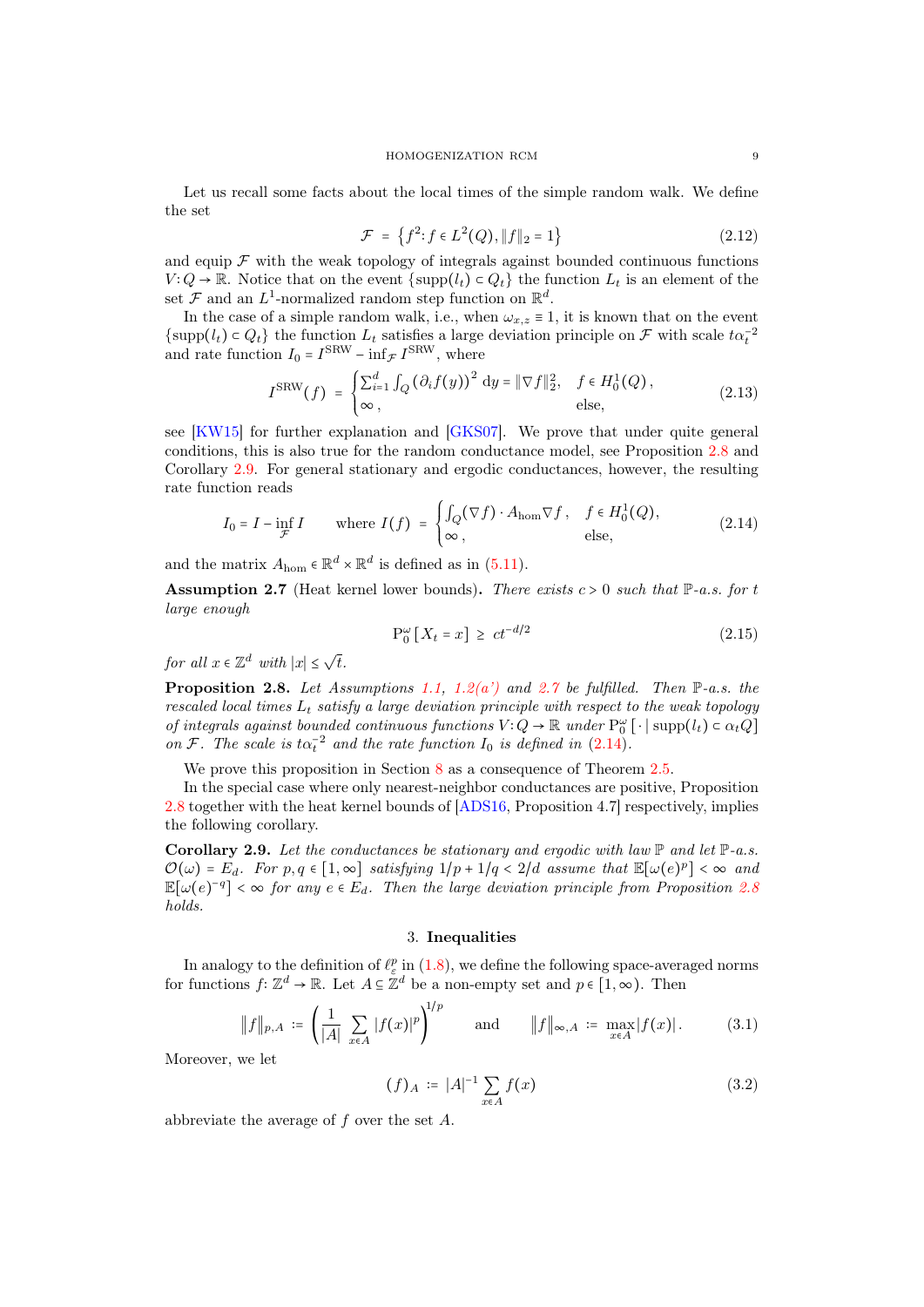Let us recall some facts about the local times of the simple random walk. We define the set

$$\mathcal{F} \;=\; \left\{ f^2 : f \in L^2(Q), \|f\|_2 = 1 \right\} \tag{2.12}$$

and equip $\mathcal{F}$ with the weak topology of integrals against bounded continuous functions $V: Q \to \mathbb{R}$. Notice that on the event $\{\operatorname{supp}(l_t) \subset Q_t\}$ the function $L_t$ is an element of the set $\mathcal{F}$ and an $L^1$-normalized random step function on $\mathbb{R}^d$.

In the case of a simple random walk, i.e., when $\omega_{x,z} \equiv 1$, it is known that on the event $\{\operatorname{supp}(l_t) \subset Q_t\}$ the function $L_t$ satisfies a large deviation principle on $\mathcal{F}$ with scale $t\alpha_t^{-2}$ and rate function $I_0 = I^{\text{SRW}} - \inf_{\mathcal{F}} I^{\text{SRW}}$, where

$$I^{\text{SRW}}(f) \;=\; \begin{cases} \sum_{i=1}^d \int_Q (\partial_i f(y))^2 \, \mathrm{d}y = \|\nabla f\|_2^2, & f \in H_0^1(Q), \\ \infty, & \text{else}, \end{cases} \tag{2.13}$$

see [KW15] for further explanation and [GKS07]. We prove that under quite general conditions, this is also true for the random conductance model, see Proposition 2.8 and Corollary 2.9. For general stationary and ergodic conductances, however, the resulting rate function reads

$$I_0 = I - \inf_{\mathcal{F}} I \qquad \text{where } I(f) \;=\; \begin{cases} \int_Q (\nabla f) \cdot A_{\text{hom}} \nabla f, & f \in H_0^1(Q), \\ \infty, & \text{else}, \end{cases} \tag{2.14}$$

and the matrix $A_{\text{hom}} \in \mathbb{R}^d \times \mathbb{R}^d$ is defined as in (5.11).

**Assumption 2.7** (Heat kernel lower bounds)**.** *There exists $c > 0$ such that $\mathbb{P}$-a.s. for $t$ large enough*

$$\mathrm{P}_0^\omega[X_t = x] \;\geq\; ct^{-d/2} \tag{2.15}$$

*for all $x \in \mathbb{Z}^d$ with $|x| \leq \sqrt{t}$.*

**Proposition 2.8.** *Let Assumptions 1.1, 1.2(a') and 2.7 be fulfilled. Then $\mathbb{P}$-a.s. the rescaled local times $L_t$ satisfy a large deviation principle with respect to the weak topology of integrals against bounded continuous functions $V: Q \to \mathbb{R}$ under $\mathrm{P}_0^\omega[\,\cdot \mid \operatorname{supp}(l_t) \subset \alpha_t Q]$ on $\mathcal{F}$. The scale is $t\alpha_t^{-2}$ and the rate function $I_0$ is defined in (2.14).*

We prove this proposition in Section 8 as a consequence of Theorem 2.5.

In the special case where only nearest-neighbor conductances are positive, Proposition 2.8 together with the heat kernel bounds of [ADS16, Proposition 4.7] respectively, implies the following corollary.

**Corollary 2.9.** *Let the conductances be stationary and ergodic with law $\mathbb{P}$ and let $\mathbb{P}$-a.s. $\mathcal{O}(\omega) = E_d$. For $p, q \in [1, \infty]$ satisfying $1/p + 1/q < 2/d$ assume that $\mathbb{E}[\omega(e)^p] < \infty$ and $\mathbb{E}[\omega(e)^{-q}] < \infty$ for any $e \in E_d$. Then the large deviation principle from Proposition 2.8 holds.*

## 3. Inequalities

In analogy to the definition of $\ell_\varepsilon^p$ in (1.8), we define the following space-averaged norms for functions $f: \mathbb{Z}^d \to \mathbb{R}$. Let $A \subseteq \mathbb{Z}^d$ be a non-empty set and $p \in [1, \infty)$. Then

$$\|f\|_{p,A} \;:=\; \left( \frac{1}{|A|} \sum_{x \in A} |f(x)|^p \right)^{1/p} \qquad \text{and} \qquad \|f\|_{\infty,A} \;:=\; \max_{x \in A} |f(x)|. \tag{3.1}$$

Moreover, we let

$$(f)_A \;:=\; |A|^{-1} \sum_{x \in A} f(x) \tag{3.2}$$

abbreviate the average of $f$ over the set $A$.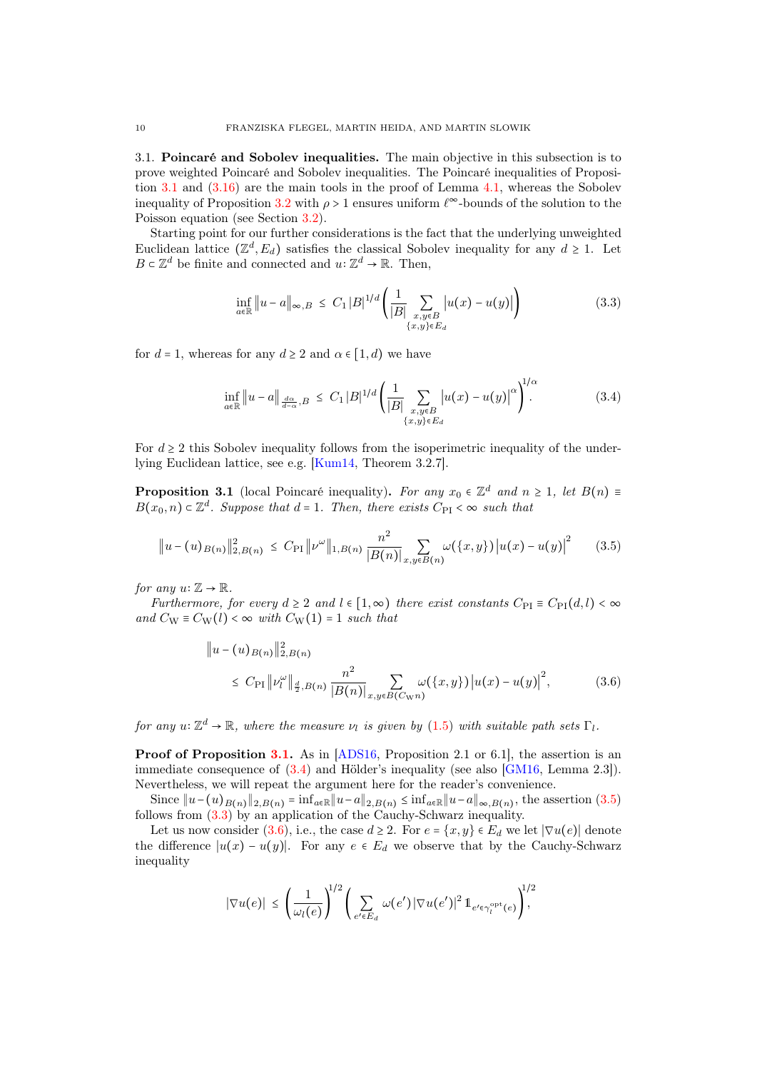3.1. **Poincaré and Sobolev inequalities.** The main objective in this subsection is to prove weighted Poincaré and Sobolev inequalities. The Poincaré inequalities of Proposition 3.1 and (3.16) are the main tools in the proof of Lemma 4.1, whereas the Sobolev inequality of Proposition 3.2 with $\rho > 1$ ensures uniform $\ell^\infty$-bounds of the solution to the Poisson equation (see Section 3.2).

Starting point for our further considerations is the fact that the underlying unweighted Euclidean lattice $(\mathbb{Z}^d, E_d)$ satisfies the classical Sobolev inequality for any $d \geq 1$. Let $B \subset \mathbb{Z}^d$ be finite and connected and $u \colon \mathbb{Z}^d \to \mathbb{R}$. Then,

$$\inf_{a \in \mathbb{R}} \|u - a\|_{\infty, B} \;\leq\; C_1 \, |B|^{1/d} \left( \frac{1}{|B|} \sum_{\substack{x,y \in B \\ \{x,y\} \in E_d}} \big|u(x) - u(y)\big| \right) \tag{3.3}$$

for $d = 1$, whereas for any $d \geq 2$ and $\alpha \in [1, d)$ we have

$$\inf_{a \in \mathbb{R}} \|u - a\|_{\frac{d\alpha}{d-\alpha}, B} \;\leq\; C_1 \, |B|^{1/d} \left( \frac{1}{|B|} \sum_{\substack{x,y \in B \\ \{x,y\} \in E_d}} \big|u(x) - u(y)\big|^{\alpha} \right)^{1/\alpha}. \tag{3.4}$$

For $d \geq 2$ this Sobolev inequality follows from the isoperimetric inequality of the underlying Euclidean lattice, see e.g. [Kum14, Theorem 3.2.7].

**Proposition 3.1** (local Poincaré inequality)**.** *For any $x_0 \in \mathbb{Z}^d$ and $n \geq 1$, let $B(n) \equiv B(x_0, n) \subset \mathbb{Z}^d$. Suppose that $d = 1$. Then, there exists $C_{\mathrm{PI}} < \infty$ such that*

$$\big\|u - (u)_{B(n)}\big\|_{2,B(n)}^2 \;\leq\; C_{\mathrm{PI}} \, \big\|\nu^\omega\big\|_{1,B(n)} \, \frac{n^2}{|B(n)|} \sum_{x,y \in B(n)} \omega(\{x,y\}) \, \big|u(x) - u(y)\big|^2 \tag{3.5}$$

*for any $u \colon \mathbb{Z} \to \mathbb{R}$.*

*Furthermore, for every $d \geq 2$ and $l \in [1, \infty)$ there exist constants $C_{\mathrm{PI}} \equiv C_{\mathrm{PI}}(d,l) < \infty$ and $C_{\mathrm{W}} \equiv C_{\mathrm{W}}(l) < \infty$ with $C_{\mathrm{W}}(1) = 1$ such that*

$$\begin{aligned}
&\big\|u - (u)_{B(n)}\big\|_{2,B(n)}^2 \\
&\quad\leq\; C_{\mathrm{PI}} \, \big\|\nu_l^\omega\big\|_{\frac{d}{2},B(n)} \, \frac{n^2}{|B(n)|} \sum_{x,y \in B(C_{\mathrm{W}} n)} \omega(\{x,y\}) \, \big|u(x) - u(y)\big|^2,
\end{aligned} \tag{3.6}$$

*for any $u \colon \mathbb{Z}^d \to \mathbb{R}$, where the measure $\nu_l$ is given by (1.5) with suitable path sets $\Gamma_l$.*

**Proof of Proposition 3.1.** As in [ADS16, Proposition 2.1 or 6.1], the assertion is an immediate consequence of (3.4) and Hölder's inequality (see also [GM16, Lemma 2.3]). Nevertheless, we will repeat the argument here for the reader's convenience.

Since $\|u - (u)_{B(n)}\|_{2,B(n)} = \inf_{a \in \mathbb{R}} \|u - a\|_{2,B(n)} \leq \inf_{a \in \mathbb{R}} \|u - a\|_{\infty,B(n)}$, the assertion (3.5) follows from (3.3) by an application of the Cauchy-Schwarz inequality.

Let us now consider (3.6), i.e., the case $d \geq 2$. For $e = \{x,y\} \in E_d$ we let $|\nabla u(e)|$ denote the difference $|u(x) - u(y)|$. For any $e \in E_d$ we observe that by the Cauchy-Schwarz inequality

$$|\nabla u(e)| \;\leq\; \left( \frac{1}{\omega_l(e)} \right)^{1/2} \left( \sum_{e' \in E_d} \omega(e') \, |\nabla u(e')|^2 \, \mathbb{1}_{e' \in \gamma_l^{\mathrm{opt}}(e)} \right)^{1/2},$$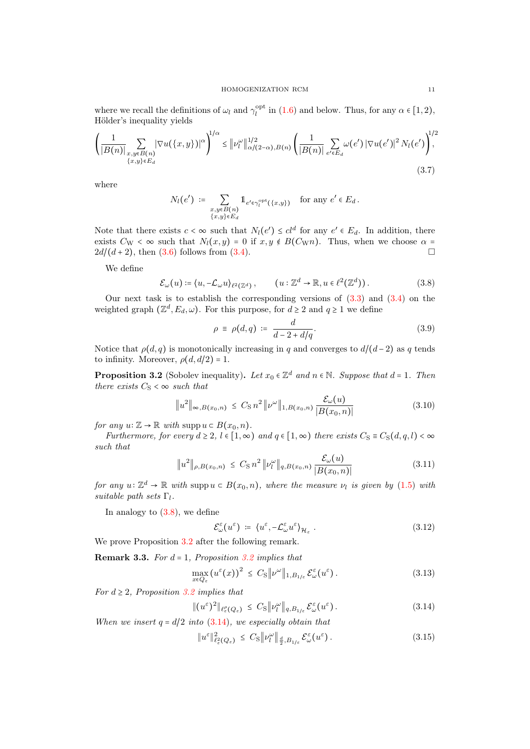where we recall the definitions of $\omega_l$ and $\gamma_l^{\mathrm{opt}}$ in (1.6) and below. Thus, for any $\alpha \in [1,2)$, Hölder's inequality yields

$$
\left( \frac{1}{|B(n)|} \sum_{\substack{x,y \in B(n) \\ \{x,y\} \in E_d}} |\nabla u(\{x,y\})|^{\alpha} \right)^{1/\alpha} \le \left\| \nu_l^{\omega} \right\|_{\alpha/(2-\alpha), B(n)}^{1/2} \left( \frac{1}{|B(n)|} \sum_{e' \in E_d} \omega(e') \, |\nabla u(e')|^2 \, N_l(e') \right)^{1/2}, \tag{3.7}
$$

where

$$
N_l(e') \;:=\; \sum_{\substack{x,y \in B(n) \\ \{x,y\} \in E_d}} \mathbb{1}_{e' \in \gamma_l^{\mathrm{opt}}(\{x,y\})} \quad \text{for any } e' \in E_d .
$$

Note that there exists $c < \infty$ such that $N_l(e') \le c l^d$ for any $e' \in E_d$. In addition, there exists $C_{\mathrm{W}} < \infty$ such that $N_l(x,y) = 0$ if $x, y \notin B(C_{\mathrm{W}} n)$. Thus, when we choose $\alpha = 2d/(d+2)$, then (3.6) follows from (3.4). $\square$

We define

$$
\mathcal{E}_{\omega}(u) := \langle u, -\mathcal{L}_{\omega} u \rangle_{\ell^2(\mathbb{Z}^d)}, \qquad (u : \mathbb{Z}^d \to \mathbb{R}, u \in \ell^2(\mathbb{Z}^d)). \tag{3.8}
$$

Our next task is to establish the corresponding versions of (3.3) and (3.4) on the weighted graph $(\mathbb{Z}^d, E_d, \omega)$. For this purpose, for $d \ge 2$ and $q \ge 1$ we define

$$
\rho \;\equiv\; \rho(d,q) \;:=\; \frac{d}{d - 2 + d/q}. \tag{3.9}
$$

Notice that $\rho(d,q)$ is monotonically increasing in $q$ and converges to $d/(d-2)$ as $q$ tends to infinity. Moreover, $\rho(d, d/2) = 1$.

**Proposition 3.2** (Sobolev inequality)**.** *Let $x_0 \in \mathbb{Z}^d$ and $n \in \mathbb{N}$. Suppose that $d = 1$. Then there exists $C_{\mathrm{S}} < \infty$ such that*

$$
\left\| u^2 \right\|_{\infty, B(x_0,n)} \;\le\; C_{\mathrm{S}} \, n^2 \left\| \nu^{\omega} \right\|_{1, B(x_0,n)} \frac{\mathcal{E}_{\omega}(u)}{|B(x_0,n)|} \tag{3.10}
$$

*for any $u \colon \mathbb{Z} \to \mathbb{R}$ with $\operatorname{supp} u \subset B(x_0, n)$.*

*Furthermore, for every $d \ge 2$, $l \in [1, \infty)$ and $q \in [1, \infty)$ there exists $C_{\mathrm{S}} \equiv C_{\mathrm{S}}(d,q,l) < \infty$ such that*

$$
\left\| u^2 \right\|_{\rho, B(x_0,n)} \;\le\; C_{\mathrm{S}} \, n^2 \left\| \nu_l^{\omega} \right\|_{q, B(x_0,n)} \frac{\mathcal{E}_{\omega}(u)}{|B(x_0,n)|} \tag{3.11}
$$

*for any $u \colon \mathbb{Z}^d \to \mathbb{R}$ with $\operatorname{supp} u \subset B(x_0, n)$, where the measure $\nu_l$ is given by (1.5) with suitable path sets $\Gamma_l$.*

In analogy to (3.8), we define

$$
\mathcal{E}_{\omega}^{\varepsilon}(u^{\varepsilon}) \;:=\; \langle u^{\varepsilon}, -\mathcal{L}_{\omega}^{\varepsilon} u^{\varepsilon} \rangle_{\mathcal{H}_{\varepsilon}} . \tag{3.12}
$$

We prove Proposition 3.2 after the following remark.

**Remark 3.3.** *For $d = 1$, Proposition 3.2 implies that*

$$
\max_{x \in Q_{\varepsilon}} \left( u^{\varepsilon}(x) \right)^2 \;\le\; C_{\mathrm{S}} \left\| \nu^{\omega} \right\|_{1, B_{1/\varepsilon}} \mathcal{E}_{\omega}^{\varepsilon}(u^{\varepsilon}) . \tag{3.13}
$$

*For $d \ge 2$, Proposition 3.2 implies that*

$$
\left\| (u^{\varepsilon})^2 \right\|_{\ell_{\varepsilon}^{\rho}(Q_{\varepsilon})} \;\le\; C_{\mathrm{S}} \left\| \nu_l^{\omega} \right\|_{q, B_{1/\varepsilon}} \mathcal{E}_{\omega}^{\varepsilon}(u^{\varepsilon}) . \tag{3.14}
$$

*When we insert $q = d/2$ into (3.14), we especially obtain that*

$$
\left\| u^{\varepsilon} \right\|_{\ell_{\varepsilon}^2(Q_{\varepsilon})}^2 \;\le\; C_{\mathrm{S}} \left\| \nu_l^{\omega} \right\|_{\frac{d}{2}, B_{1/\varepsilon}} \mathcal{E}_{\omega}^{\varepsilon}(u^{\varepsilon}) . \tag{3.15}
$$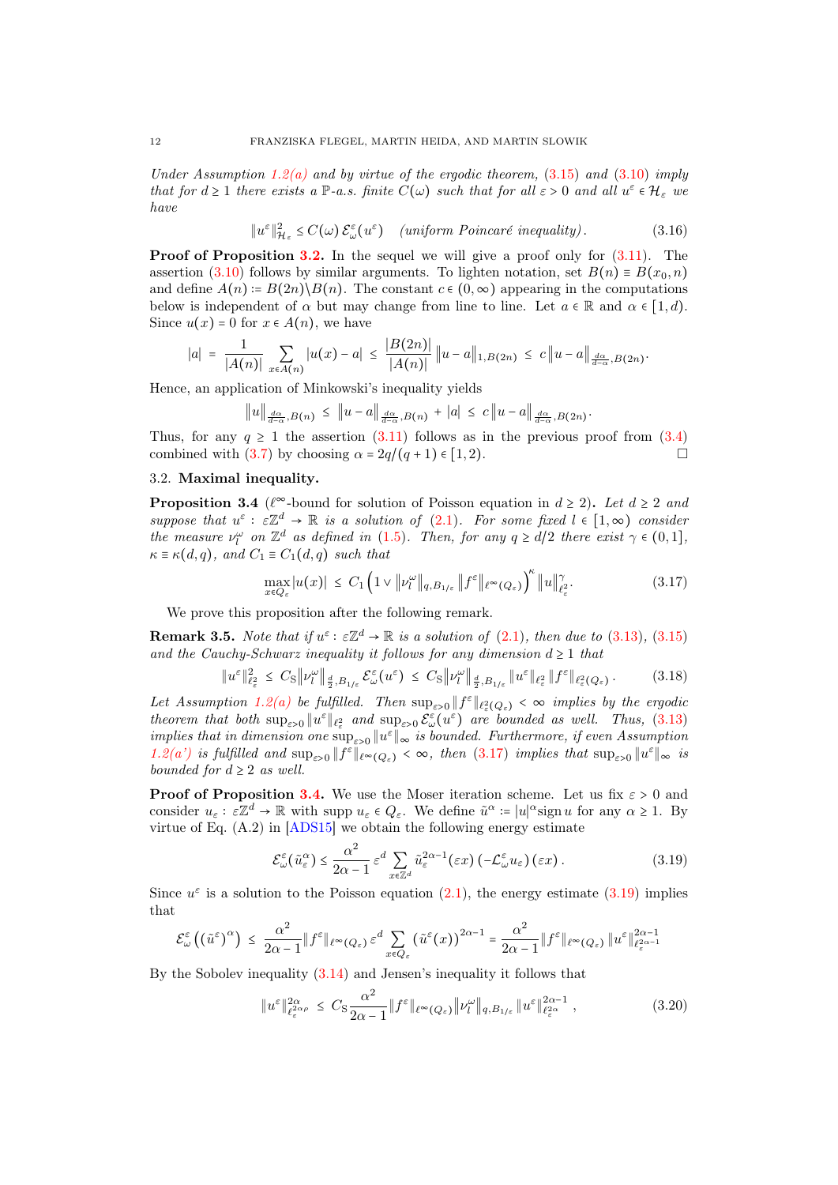*Under Assumption 1.2(a) and by virtue of the ergodic theorem, (3.15) and (3.10) imply that for $d \geq 1$ there exists a $\mathbb{P}$-a.s. finite $C(\omega)$ such that for all $\varepsilon > 0$ and all $u^\varepsilon \in \mathcal{H}_\varepsilon$ we have*

$$\|u^\varepsilon\|^2_{\mathcal{H}_\varepsilon} \leq C(\omega)\,\mathcal{E}^\varepsilon_\omega(u^\varepsilon) \quad \textit{(uniform Poincaré inequality)}. \tag{3.16}$$

**Proof of Proposition 3.2.** In the sequel we will give a proof only for (3.11). The assertion (3.10) follows by similar arguments. To lighten notation, set $B(n) \equiv B(x_0, n)$ and define $A(n) := B(2n)\setminus B(n)$. The constant $c \in (0,\infty)$ appearing in the computations below is independent of $\alpha$ but may change from line to line. Let $a \in \mathbb{R}$ and $\alpha \in [1,d)$. Since $u(x) = 0$ for $x \in A(n)$, we have

$$|a| \;=\; \frac{1}{|A(n)|}\sum_{x\in A(n)} |u(x) - a| \;\leq\; \frac{|B(2n)|}{|A(n)|}\,\big\|u-a\big\|_{1,B(2n)} \;\leq\; c\,\big\|u-a\big\|_{\frac{d\alpha}{d-\alpha},B(2n)}.$$

Hence, an application of Minkowski's inequality yields

$$\big\|u\big\|_{\frac{d\alpha}{d-\alpha},B(n)} \;\leq\; \big\|u-a\big\|_{\frac{d\alpha}{d-\alpha},B(n)} + |a| \;\leq\; c\,\big\|u-a\big\|_{\frac{d\alpha}{d-\alpha},B(2n)}.$$

Thus, for any $q \geq 1$ the assertion (3.11) follows as in the previous proof from (3.4) combined with (3.7) by choosing $\alpha = 2q/(q+1) \in [1,2)$. $\square$

## 3.2. Maximal inequality.

**Proposition 3.4** ($\ell^\infty$-bound for solution of Poisson equation in $d \geq 2$)**.** *Let $d \geq 2$ and suppose that $u^\varepsilon : \varepsilon\mathbb{Z}^d \to \mathbb{R}$ is a solution of (2.1). For some fixed $l \in [1,\infty)$ consider the measure $\nu^\omega_l$ on $\mathbb{Z}^d$ as defined in (1.5). Then, for any $q \geq d/2$ there exist $\gamma \in (0,1]$, $\kappa \equiv \kappa(d,q)$, and $C_1 \equiv C_1(d,q)$ such that*

$$\max_{x\in Q_\varepsilon} |u(x)| \;\leq\; C_1\Big(1 \vee \big\|\nu^\omega_l\big\|_{q,B_{1/\varepsilon}}\,\big\|f^\varepsilon\big\|_{\ell^\infty(Q_\varepsilon)}\Big)^{\kappa}\,\|u\|^{\gamma}_{\ell^2_\varepsilon}. \tag{3.17}$$

We prove this proposition after the following remark.

**Remark 3.5.** *Note that if $u^\varepsilon : \varepsilon\mathbb{Z}^d \to \mathbb{R}$ is a solution of (2.1), then due to (3.13), (3.15) and the Cauchy-Schwarz inequality it follows for any dimension $d \geq 1$ that*

$$\|u^\varepsilon\|^2_{\ell^2_\varepsilon} \;\leq\; C_{\mathrm{S}}\big\|\nu^\omega_l\big\|_{\frac{d}{2},B_{1/\varepsilon}}\,\mathcal{E}^\varepsilon_\omega(u^\varepsilon) \;\leq\; C_{\mathrm{S}}\big\|\nu^\omega_l\big\|_{\frac{d}{2},B_{1/\varepsilon}}\,\|u^\varepsilon\|_{\ell^2_\varepsilon}\,\|f^\varepsilon\|_{\ell^2_\varepsilon(Q_\varepsilon)}\,. \tag{3.18}$$

*Let Assumption 1.2(a) be fulfilled. Then $\sup_{\varepsilon>0}\|f^\varepsilon\|_{\ell^2_\varepsilon(Q_\varepsilon)} < \infty$ implies by the ergodic theorem that both $\sup_{\varepsilon>0}\|u^\varepsilon\|_{\ell^2_\varepsilon}$ and $\sup_{\varepsilon>0}\mathcal{E}^\varepsilon_\omega(u^\varepsilon)$ are bounded as well. Thus, (3.13) implies that in dimension one $\sup_{\varepsilon>0}\|u^\varepsilon\|_\infty$ is bounded. Furthermore, if even Assumption 1.2(a') is fulfilled and $\sup_{\varepsilon>0}\|f^\varepsilon\|_{\ell^\infty(Q_\varepsilon)} < \infty$, then (3.17) implies that $\sup_{\varepsilon>0}\|u^\varepsilon\|_\infty$ is bounded for $d \geq 2$ as well.*

**Proof of Proposition 3.4.** We use the Moser iteration scheme. Let us fix $\varepsilon > 0$ and consider $u_\varepsilon : \varepsilon\mathbb{Z}^d \to \mathbb{R}$ with $\operatorname{supp} u_\varepsilon \in Q_\varepsilon$. We define $\tilde{u}^\alpha := |u|^\alpha \operatorname{sign} u$ for any $\alpha \geq 1$. By virtue of Eq. (A.2) in [ADS15] we obtain the following energy estimate

$$\mathcal{E}^\varepsilon_\omega(\tilde{u}^\alpha_\varepsilon) \leq \frac{\alpha^2}{2\alpha-1}\,\varepsilon^d \sum_{x\in\mathbb{Z}^d} \tilde{u}^{2\alpha-1}_\varepsilon(\varepsilon x)\,(-\mathcal{L}^\varepsilon_\omega u_\varepsilon)(\varepsilon x)\,. \tag{3.19}$$

Since $u^\varepsilon$ is a solution to the Poisson equation (2.1), the energy estimate (3.19) implies that

$$\mathcal{E}^\varepsilon_\omega\big((\tilde{u}^\varepsilon)^\alpha\big) \;\leq\; \frac{\alpha^2}{2\alpha-1}\|f^\varepsilon\|_{\ell^\infty(Q_\varepsilon)}\,\varepsilon^d \sum_{x\in Q_\varepsilon}\big(\tilde{u}^\varepsilon(x)\big)^{2\alpha-1} = \frac{\alpha^2}{2\alpha-1}\|f^\varepsilon\|_{\ell^\infty(Q_\varepsilon)}\,\|u^\varepsilon\|^{2\alpha-1}_{\ell^{2\alpha-1}_\varepsilon}$$

By the Sobolev inequality (3.14) and Jensen's inequality it follows that

$$\|u^\varepsilon\|^{2\alpha}_{\ell^{2\alpha\rho}_\varepsilon} \;\leq\; C_{\mathrm{S}}\frac{\alpha^2}{2\alpha-1}\|f^\varepsilon\|_{\ell^\infty(Q_\varepsilon)}\big\|\nu^\omega_l\big\|_{q,B_{1/\varepsilon}}\,\|u^\varepsilon\|^{2\alpha-1}_{\ell^{2\alpha}_\varepsilon}\,, \tag{3.20}$$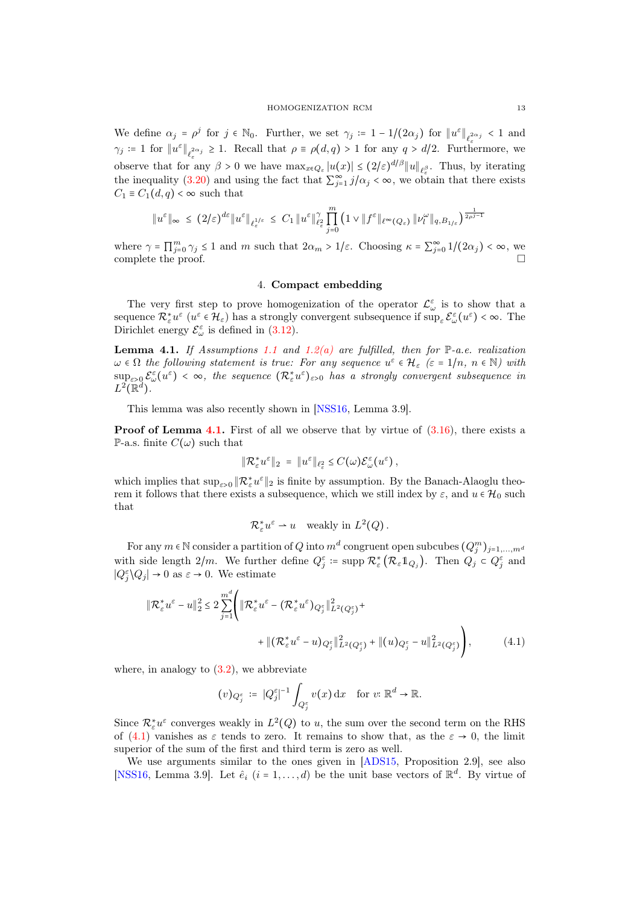We define $\alpha_j = \rho^j$ for $j \in \mathbb{N}_0$. Further, we set $\gamma_j := 1 - 1/(2\alpha_j)$ for $\|u^\varepsilon\|_{\ell_\varepsilon^{2\alpha_j}} < 1$ and $\gamma_j := 1$ for $\|u^\varepsilon\|_{\ell_\varepsilon^{2\alpha_j}} \geq 1$. Recall that $\rho \equiv \rho(d,q) > 1$ for any $q > d/2$. Furthermore, we observe that for any $\beta > 0$ we have $\max_{x \in Q_\varepsilon} |u(x)| \leq (2/\varepsilon)^{d/\beta} \|u\|_{\ell_\varepsilon^\beta}$. Thus, by iterating the inequality (3.20) and using the fact that $\sum_{j=1}^\infty j/\alpha_j < \infty$, we obtain that there exists $C_1 \equiv C_1(d,q) < \infty$ such that

$$\|u^\varepsilon\|_\infty \;\leq\; (2/\varepsilon)^{d\varepsilon} \|u^\varepsilon\|_{\ell_\varepsilon^{1/\varepsilon}} \;\leq\; C_1 \, \|u^\varepsilon\|_{\ell_\varepsilon^2}^\gamma \prod_{j=0}^m \left(1 \vee \|f^\varepsilon\|_{\ell^\infty(Q_\varepsilon)} \, \|\nu_l^\omega\|_{q,B_{1/\varepsilon}}\right)^{\frac{1}{2\rho^{j-1}}}$$

where $\gamma = \prod_{j=0}^m \gamma_j \leq 1$ and $m$ such that $2\alpha_m > 1/\varepsilon$. Choosing $\kappa = \sum_{j=0}^\infty 1/(2\alpha_j) < \infty$, we complete the proof. $\square$

## 4. Compact embedding

The very first step to prove homogenization of the operator $\mathcal{L}_\omega^\varepsilon$ is to show that a sequence $\mathcal{R}_\varepsilon^* u^\varepsilon$ ($u^\varepsilon \in \mathcal{H}_\varepsilon$) has a strongly convergent subsequence if $\sup_\varepsilon \mathcal{E}_\omega^\varepsilon(u^\varepsilon) < \infty$. The Dirichlet energy $\mathcal{E}_\omega^\varepsilon$ is defined in (3.12).

**Lemma 4.1.** *If Assumptions 1.1 and 1.2(a) are fulfilled, then for $\mathbb{P}$-a.e. realization $\omega \in \Omega$ the following statement is true: For any sequence $u^\varepsilon \in \mathcal{H}_\varepsilon$ ($\varepsilon = 1/n$, $n \in \mathbb{N}$) with $\sup_{\varepsilon>0} \mathcal{E}_\omega^\varepsilon(u^\varepsilon) < \infty$, the sequence $(\mathcal{R}_\varepsilon^* u^\varepsilon)_{\varepsilon>0}$ has a strongly convergent subsequence in $L^2(\mathbb{R}^d)$.*

This lemma was also recently shown in [NSS16, Lemma 3.9].

**Proof of Lemma 4.1.** First of all we observe that by virtue of (3.16), there exists a $\mathbb{P}$-a.s. finite $C(\omega)$ such that

$$\|\mathcal{R}_\varepsilon^* u^\varepsilon\|_2 \;=\; \|u^\varepsilon\|_{\ell_\varepsilon^2} \leq C(\omega) \mathcal{E}_\omega^\varepsilon(u^\varepsilon)\,,$$

which implies that $\sup_{\varepsilon>0} \|\mathcal{R}_\varepsilon^* u^\varepsilon\|_2$ is finite by assumption. By the Banach-Alaoglu theorem it follows that there exists a subsequence, which we still index by $\varepsilon$, and $u \in \mathcal{H}_0$ such that

$$\mathcal{R}_\varepsilon^* u^\varepsilon \rightharpoonup u \quad \text{weakly in } L^2(Q)\,.$$

For any $m \in \mathbb{N}$ consider a partition of $Q$ into $m^d$ congruent open subcubes $(Q_j^m)_{j=1,\dots,m^d}$ with side length $2/m$. We further define $Q_j^\varepsilon := \operatorname{supp} \mathcal{R}_\varepsilon^*\left(\mathcal{R}_\varepsilon \mathbb{1}_{Q_j}\right)$. Then $Q_j \subset Q_j^\varepsilon$ and $|Q_j^\varepsilon \backslash Q_j| \to 0$ as $\varepsilon \to 0$. We estimate

$$\|\mathcal{R}_\varepsilon^* u^\varepsilon - u\|_2^2 \leq 2 \sum_{j=1}^{m^d} \Bigg( \|\mathcal{R}_\varepsilon^* u^\varepsilon - (\mathcal{R}_\varepsilon^* u^\varepsilon)_{Q_j^\varepsilon}\|_{L^2(Q_j^\varepsilon)}^2 + \\ + \|(\mathcal{R}_\varepsilon^* u^\varepsilon - u)_{Q_j^\varepsilon}\|_{L^2(Q_j^\varepsilon)}^2 + \|(u)_{Q_j^\varepsilon} - u\|_{L^2(Q_j^\varepsilon)}^2 \Bigg), \tag{4.1}$$

where, in analogy to (3.2), we abbreviate

$$(v)_{Q_j^\varepsilon} := |Q_j^\varepsilon|^{-1} \int_{Q_j^\varepsilon} v(x)\,\mathrm{d}x \quad \text{for } v\colon \mathbb{R}^d \to \mathbb{R}.$$

Since $\mathcal{R}_\varepsilon^* u^\varepsilon$ converges weakly in $L^2(Q)$ to $u$, the sum over the second term on the RHS of (4.1) vanishes as $\varepsilon$ tends to zero. It remains to show that, as the $\varepsilon \to 0$, the limit superior of the sum of the first and third term is zero as well.

We use arguments similar to the ones given in [ADS15, Proposition 2.9], see also [NSS16, Lemma 3.9]. Let $\hat{e}_i$ ($i = 1, \dots, d$) be the unit base vectors of $\mathbb{R}^d$. By virtue of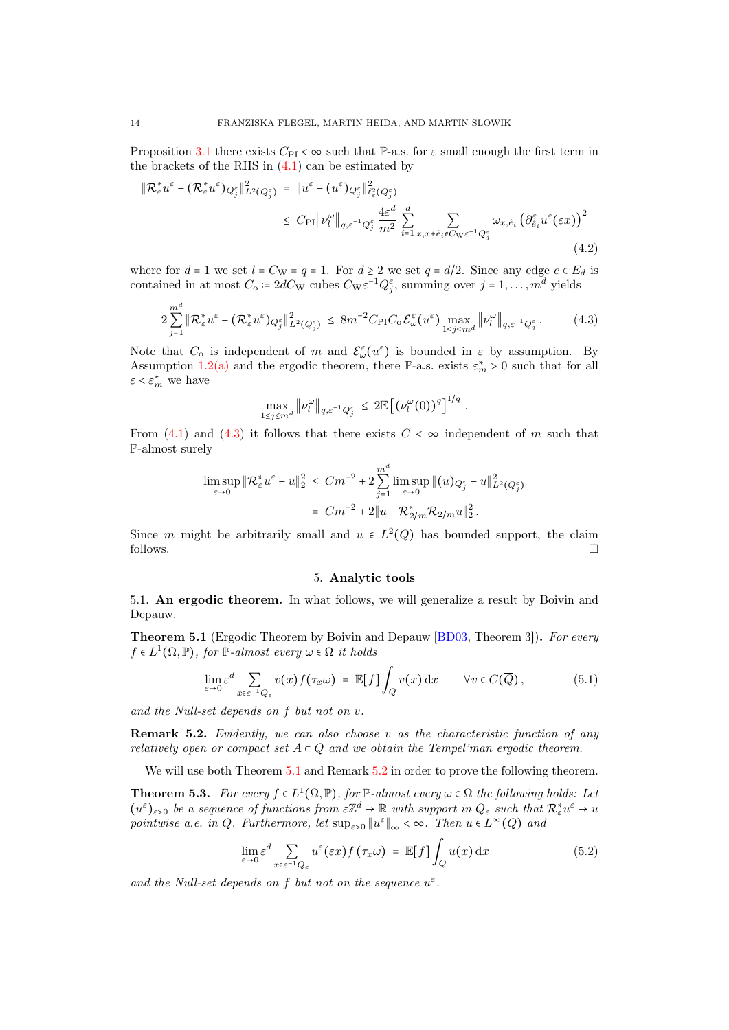Proposition 3.1 there exists $C_{\mathrm{PI}} < \infty$ such that $\mathbb{P}$-a.s. for $\varepsilon$ small enough the first term in the brackets of the RHS in (4.1) can be estimated by

$$\begin{aligned}\left\|\mathcal{R}_\varepsilon^* u^\varepsilon - (\mathcal{R}_\varepsilon^* u^\varepsilon)_{Q_j^\varepsilon}\right\|^2_{L^2(Q_j^\varepsilon)} &= \left\|u^\varepsilon - (u^\varepsilon)_{Q_j^\varepsilon}\right\|^2_{\ell^2_\varepsilon(Q_j^\varepsilon)} \\ &\le C_{\mathrm{PI}} \left\|\nu_l^\omega\right\|_{q,\varepsilon^{-1}Q_j^\varepsilon} \frac{4\varepsilon^d}{m^2} \sum_{i=1}^d \sum_{x, x+\hat{e}_i \in C_{\mathrm{W}}\varepsilon^{-1}Q_j^\varepsilon} \omega_{x,\hat{e}_i} \left(\partial^\varepsilon_{\hat{e}_i} u^\varepsilon(\varepsilon x)\right)^2\end{aligned} \tag{4.2}$$

where for $d = 1$ we set $l = C_{\mathrm{W}} = q = 1$. For $d \ge 2$ we set $q = d/2$. Since any edge $e \in E_d$ is contained in at most $C_{\mathrm{o}} := 2dC_{\mathrm{W}}$ cubes $C_{\mathrm{W}}\varepsilon^{-1}Q_j^\varepsilon$, summing over $j = 1, \ldots, m^d$ yields

$$2\sum_{j=1}^{m^d} \left\|\mathcal{R}_\varepsilon^* u^\varepsilon - (\mathcal{R}_\varepsilon^* u^\varepsilon)_{Q_j^\varepsilon}\right\|^2_{L^2(Q_j^\varepsilon)} \le 8m^{-2} C_{\mathrm{PI}} C_{\mathrm{o}} \mathcal{E}^\varepsilon_\omega(u^\varepsilon) \max_{1\le j\le m^d} \left\|\nu_l^\omega\right\|_{q,\varepsilon^{-1}Q_j^\varepsilon}. \tag{4.3}$$

Note that $C_{\mathrm{o}}$ is independent of $m$ and $\mathcal{E}^\varepsilon_\omega(u^\varepsilon)$ is bounded in $\varepsilon$ by assumption. By Assumption 1.2(a) and the ergodic theorem, there $\mathbb{P}$-a.s. exists $\varepsilon^*_m > 0$ such that for all $\varepsilon < \varepsilon^*_m$ we have

$$\max_{1\le j\le m^d} \left\|\nu_l^\omega\right\|_{q,\varepsilon^{-1}Q_j^\varepsilon} \le 2\mathbb{E}\left[\left(\nu_l^\omega(0)\right)^q\right]^{1/q}.$$

From (4.1) and (4.3) it follows that there exists $C < \infty$ independent of $m$ such that $\mathbb{P}$-almost surely

$$\begin{aligned}\limsup_{\varepsilon\to 0} \left\|\mathcal{R}_\varepsilon^* u^\varepsilon - u\right\|_2^2 &\le Cm^{-2} + 2\sum_{j=1}^{m^d} \limsup_{\varepsilon\to 0} \left\|(u)_{Q_j^\varepsilon} - u\right\|^2_{L^2(Q_j^\varepsilon)} \\ &= Cm^{-2} + 2\left\|u - \mathcal{R}^*_{2/m}\mathcal{R}_{2/m} u\right\|_2^2.\end{aligned}$$

Since $m$ might be arbitrarily small and $u \in L^2(Q)$ has bounded support, the claim follows. □

## 5. Analytic tools

### 5.1. An ergodic theorem.

In what follows, we will generalize a result by Boivin and Depauw.

**Theorem 5.1** (Ergodic Theorem by Boivin and Depauw [BD03, Theorem 3])**.** *For every $f \in L^1(\Omega, \mathbb{P})$, for $\mathbb{P}$-almost every $\omega \in \Omega$ it holds*

$$\lim_{\varepsilon\to 0} \varepsilon^d \sum_{x\in\varepsilon^{-1}Q_\varepsilon} v(x) f(\tau_x\omega) = \mathbb{E}[f] \int_Q v(x)\,\mathrm{d}x \qquad \forall v \in C(\overline{Q}), \tag{5.1}$$

*and the Null-set depends on $f$ but not on $v$.*

**Remark 5.2.** *Evidently, we can also choose $v$ as the characteristic function of any relatively open or compact set $A \subset Q$ and we obtain the Tempel'man ergodic theorem.*

We will use both Theorem 5.1 and Remark 5.2 in order to prove the following theorem.

**Theorem 5.3.** *For every $f \in L^1(\Omega, \mathbb{P})$, for $\mathbb{P}$-almost every $\omega \in \Omega$ the following holds: Let $(u^\varepsilon)_{\varepsilon>0}$ be a sequence of functions from $\varepsilon\mathbb{Z}^d \to \mathbb{R}$ with support in $Q_\varepsilon$ such that $\mathcal{R}_\varepsilon^* u^\varepsilon \to u$ pointwise a.e. in $Q$. Furthermore, let $\sup_{\varepsilon>0} \|u^\varepsilon\|_\infty < \infty$. Then $u \in L^\infty(Q)$ and*

$$\lim_{\varepsilon\to 0} \varepsilon^d \sum_{x\in\varepsilon^{-1}Q_\varepsilon} u^\varepsilon(\varepsilon x) f(\tau_x\omega) = \mathbb{E}[f] \int_Q u(x)\,\mathrm{d}x \tag{5.2}$$

*and the Null-set depends on $f$ but not on the sequence $u^\varepsilon$.*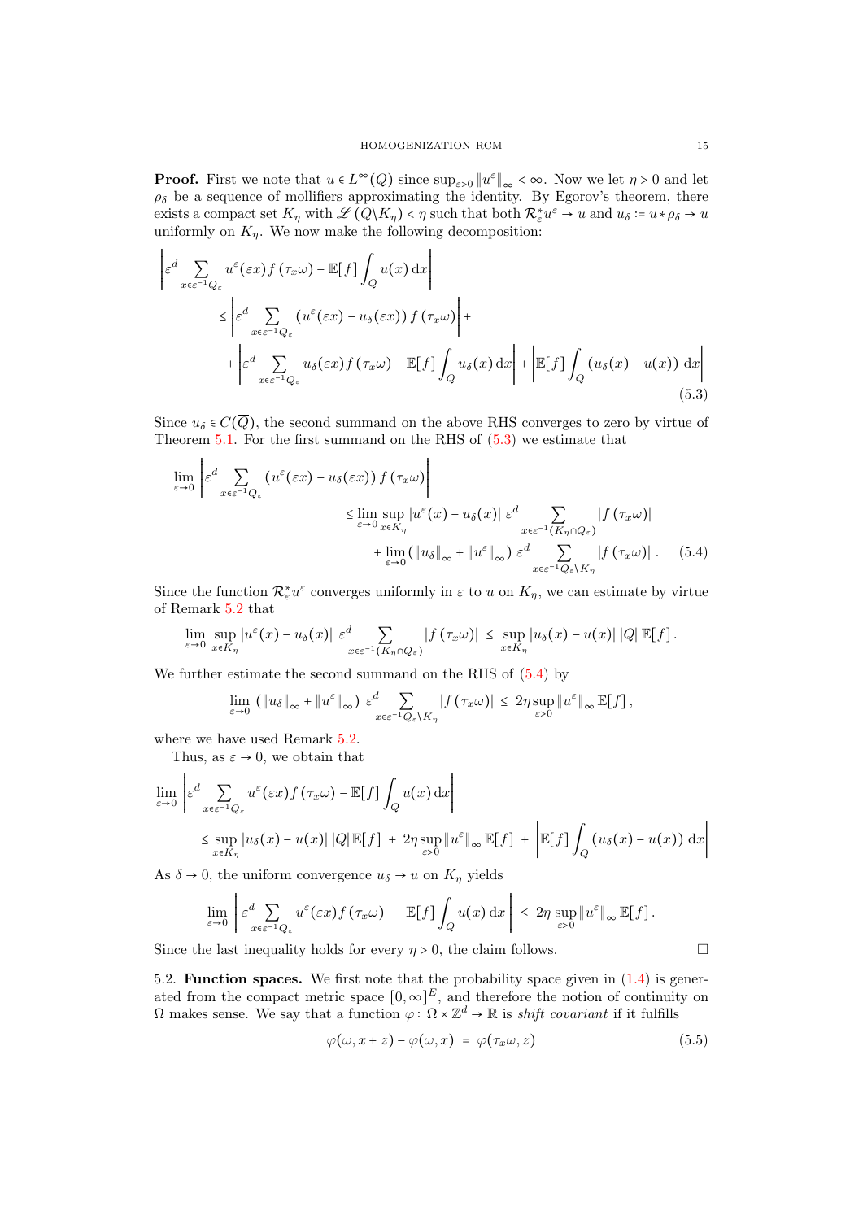**Proof.** First we note that $u \in L^\infty(Q)$ since $\sup_{\varepsilon>0} \|u^\varepsilon\|_\infty < \infty$. Now we let $\eta > 0$ and let $\rho_\delta$ be a sequence of mollifiers approximating the identity. By Egorov's theorem, there exists a compact set $K_\eta$ with $\mathscr{L}(Q \backslash K_\eta) < \eta$ such that both $\mathcal{R}_\varepsilon^* u^\varepsilon \to u$ and $u_\delta := u * \rho_\delta \to u$ uniformly on $K_\eta$. We now make the following decomposition:

$$
\begin{aligned}
&\left|\varepsilon^d \sum_{x\in\varepsilon^{-1}Q_\varepsilon} u^\varepsilon(\varepsilon x) f(\tau_x\omega) - \mathbb{E}[f]\int_Q u(x)\,\mathrm{d}x\right| \\
&\quad\le \left|\varepsilon^d \sum_{x\in\varepsilon^{-1}Q_\varepsilon} \left(u^\varepsilon(\varepsilon x) - u_\delta(\varepsilon x)\right) f(\tau_x\omega)\right| + \\
&\quad\quad + \left|\varepsilon^d \sum_{x\in\varepsilon^{-1}Q_\varepsilon} u_\delta(\varepsilon x) f(\tau_x\omega) - \mathbb{E}[f]\int_Q u_\delta(x)\,\mathrm{d}x\right| + \left|\mathbb{E}[f]\int_Q \left(u_\delta(x) - u(x)\right)\,\mathrm{d}x\right|
\end{aligned}
\tag{5.3}
$$

Since $u_\delta \in C(\overline{Q})$, the second summand on the above RHS converges to zero by virtue of Theorem 5.1. For the first summand on the RHS of (5.3) we estimate that

$$
\begin{aligned}
&\lim_{\varepsilon\to 0} \left|\varepsilon^d \sum_{x\in\varepsilon^{-1}Q_\varepsilon} \left(u^\varepsilon(\varepsilon x) - u_\delta(\varepsilon x)\right) f(\tau_x\omega)\right| \\
&\quad\le \lim_{\varepsilon\to 0} \sup_{x\in K_\eta} |u^\varepsilon(x) - u_\delta(x)|\, \varepsilon^d \sum_{x\in\varepsilon^{-1}(K_\eta\cap Q_\varepsilon)} |f(\tau_x\omega)| \\
&\quad\quad + \lim_{\varepsilon\to 0} \left(\|u_\delta\|_\infty + \|u^\varepsilon\|_\infty\right) \varepsilon^d \sum_{x\in\varepsilon^{-1}Q_\varepsilon\backslash K_\eta} |f(\tau_x\omega)|\,.
\end{aligned}
\tag{5.4}
$$

Since the function $\mathcal{R}_\varepsilon^* u^\varepsilon$ converges uniformly in $\varepsilon$ to $u$ on $K_\eta$, we can estimate by virtue of Remark 5.2 that

$$
\lim_{\varepsilon\to 0} \sup_{x\in K_\eta} |u^\varepsilon(x) - u_\delta(x)|\, \varepsilon^d \sum_{x\in\varepsilon^{-1}(K_\eta\cap Q_\varepsilon)} |f(\tau_x\omega)| \;\le\; \sup_{x\in K_\eta} |u_\delta(x) - u(x)|\, |Q|\, \mathbb{E}[f]\,.
$$

We further estimate the second summand on the RHS of (5.4) by

$$
\lim_{\varepsilon\to 0} \left(\|u_\delta\|_\infty + \|u^\varepsilon\|_\infty\right) \varepsilon^d \sum_{x\in\varepsilon^{-1}Q_\varepsilon\backslash K_\eta} |f(\tau_x\omega)| \;\le\; 2\eta \sup_{\varepsilon>0} \|u^\varepsilon\|_\infty\, \mathbb{E}[f]\,,
$$

where we have used Remark 5.2.

Thus, as $\varepsilon \to 0$, we obtain that

$$
\begin{aligned}
&\lim_{\varepsilon\to 0} \left|\varepsilon^d \sum_{x\in\varepsilon^{-1}Q_\varepsilon} u^\varepsilon(\varepsilon x) f(\tau_x\omega) - \mathbb{E}[f]\int_Q u(x)\,\mathrm{d}x\right| \\
&\quad\le \sup_{x\in K_\eta} |u_\delta(x) - u(x)|\, |Q|\, \mathbb{E}[f] \;+\; 2\eta \sup_{\varepsilon>0} \|u^\varepsilon\|_\infty\, \mathbb{E}[f] \;+\; \left|\mathbb{E}[f]\int_Q \left(u_\delta(x) - u(x)\right)\,\mathrm{d}x\right|
\end{aligned}
$$

As $\delta \to 0$, the uniform convergence $u_\delta \to u$ on $K_\eta$ yields

$$
\lim_{\varepsilon\to 0} \left|\varepsilon^d \sum_{x\in\varepsilon^{-1}Q_\varepsilon} u^\varepsilon(\varepsilon x) f(\tau_x\omega) \;-\; \mathbb{E}[f]\int_Q u(x)\,\mathrm{d}x\right| \;\le\; 2\eta \sup_{\varepsilon>0} \|u^\varepsilon\|_\infty\, \mathbb{E}[f]\,.
$$

Since the last inequality holds for every $\eta > 0$, the claim follows. □

5.2. **Function spaces.** We first note that the probability space given in (1.4) is generated from the compact metric space $[0,\infty]^E$, and therefore the notion of continuity on $\Omega$ makes sense. We say that a function $\varphi\colon \Omega\times\mathbb{Z}^d \to \mathbb{R}$ is *shift covariant* if it fulfills

$$
\varphi(\omega, x+z) - \varphi(\omega, x) \;=\; \varphi(\tau_x\omega, z)
\tag{5.5}
$$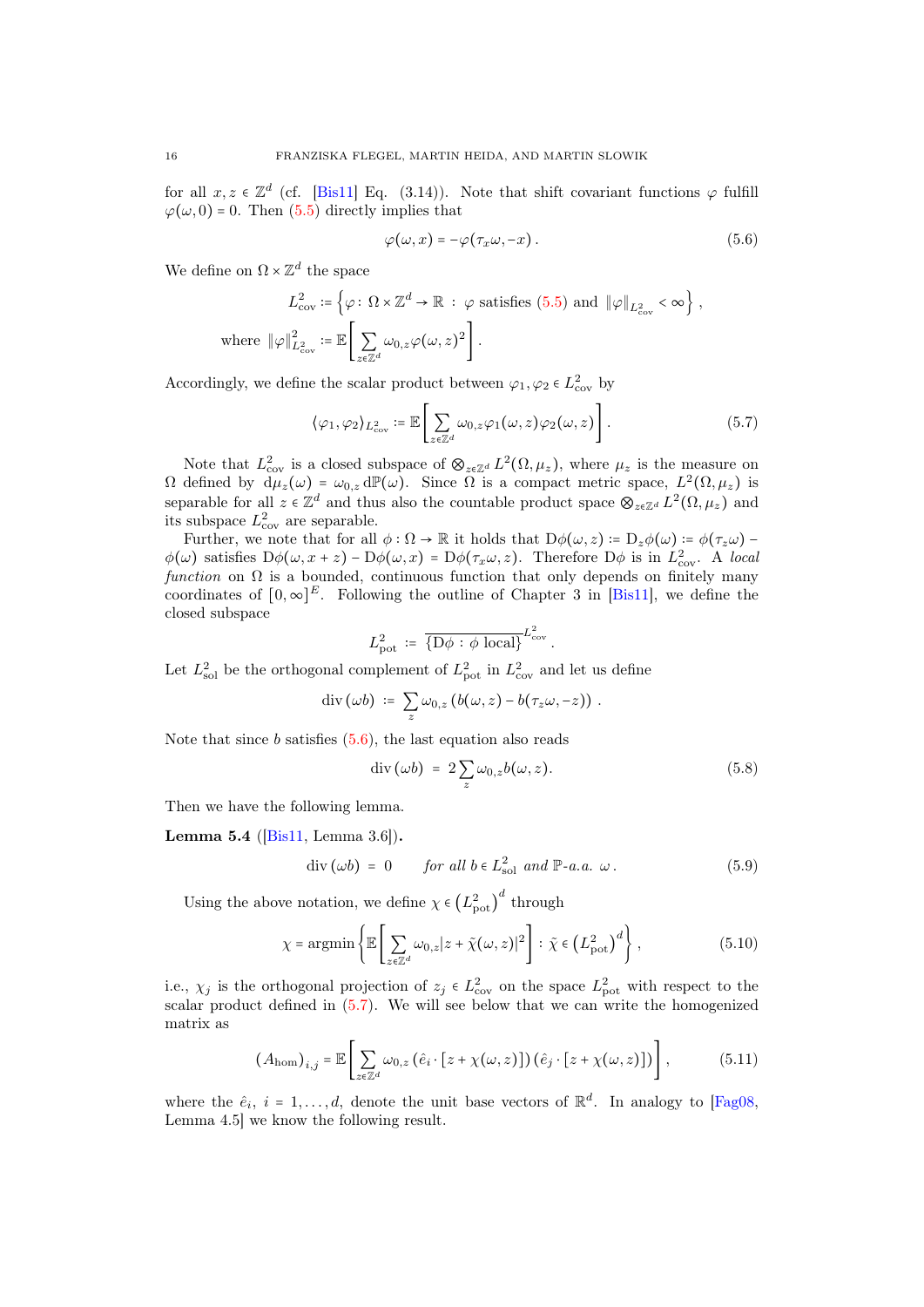for all $x, z \in \mathbb{Z}^d$ (cf. [Bis11] Eq. (3.14)). Note that shift covariant functions $\varphi$ fulfill $\varphi(\omega, 0) = 0$. Then (5.5) directly implies that

$$\varphi(\omega, x) = -\varphi(\tau_x \omega, -x)\,. \tag{5.6}$$

We define on $\Omega \times \mathbb{Z}^d$ the space

$$L^2_{\text{cov}} := \left\{ \varphi\colon \Omega \times \mathbb{Z}^d \to \mathbb{R} \,:\, \varphi \text{ satisfies (5.5) and } \|\varphi\|_{L^2_{\text{cov}}} < \infty \right\},$$
$$\text{where } \|\varphi\|^2_{L^2_{\text{cov}}} := \mathbb{E}\left[ \sum_{z \in \mathbb{Z}^d} \omega_{0,z} \varphi(\omega, z)^2 \right].$$

Accordingly, we define the scalar product between $\varphi_1, \varphi_2 \in L^2_{\text{cov}}$ by

$$\langle \varphi_1, \varphi_2 \rangle_{L^2_{\text{cov}}} := \mathbb{E}\left[ \sum_{z \in \mathbb{Z}^d} \omega_{0,z} \varphi_1(\omega, z) \varphi_2(\omega, z) \right]. \tag{5.7}$$

Note that $L^2_{\text{cov}}$ is a closed subspace of $\otimes_{z \in \mathbb{Z}^d} L^2(\Omega, \mu_z)$, where $\mu_z$ is the measure on $\Omega$ defined by $\mathrm{d}\mu_z(\omega) = \omega_{0,z}\, \mathrm{d}\mathbb{P}(\omega)$. Since $\Omega$ is a compact metric space, $L^2(\Omega, \mu_z)$ is separable for all $z \in \mathbb{Z}^d$ and thus also the countable product space $\otimes_{z \in \mathbb{Z}^d} L^2(\Omega, \mu_z)$ and its subspace $L^2_{\text{cov}}$ are separable.

Further, we note that for all $\phi : \Omega \to \mathbb{R}$ it holds that $\mathrm{D}\phi(\omega, z) := \mathrm{D}_z \phi(\omega) := \phi(\tau_z \omega) - \phi(\omega)$ satisfies $\mathrm{D}\phi(\omega, x + z) - \mathrm{D}\phi(\omega, x) = \mathrm{D}\phi(\tau_x \omega, z)$. Therefore $\mathrm{D}\phi$ is in $L^2_{\text{cov}}$. A *local function* on $\Omega$ is a bounded, continuous function that only depends on finitely many coordinates of $[0, \infty]^E$. Following the outline of Chapter 3 in [Bis11], we define the closed subspace

$$L^2_{\text{pot}} \;:=\; \overline{\{\mathrm{D}\phi : \phi \text{ local}\}}^{L^2_{\text{cov}}}.$$

Let $L^2_{\text{sol}}$ be the orthogonal complement of $L^2_{\text{pot}}$ in $L^2_{\text{cov}}$ and let us define

$$\operatorname{div}(\omega b) \;:=\; \sum_z \omega_{0,z} \left( b(\omega, z) - b(\tau_z \omega, -z) \right).$$

Note that since $b$ satisfies (5.6), the last equation also reads

$$\operatorname{div}(\omega b) \;=\; 2 \sum_z \omega_{0,z} b(\omega, z). \tag{5.8}$$

Then we have the following lemma.

**Lemma 5.4** ([Bis11, Lemma 3.6])**.**

$$\operatorname{div}(\omega b) \;=\; 0 \qquad \textit{for all } b \in L^2_{\text{sol}} \textit{ and } \mathbb{P}\textit{-a.a. } \omega\,. \tag{5.9}$$

Using the above notation, we define $\chi \in \left(L^2_{\text{pot}}\right)^d$ through

$$\chi = \operatorname{argmin}\left\{ \mathbb{E}\left[ \sum_{z \in \mathbb{Z}^d} \omega_{0,z} |z + \tilde{\chi}(\omega, z)|^2 \right] : \tilde{\chi} \in \left(L^2_{\text{pot}}\right)^d \right\}, \tag{5.10}$$

i.e., $\chi_j$ is the orthogonal projection of $z_j \in L^2_{\text{cov}}$ on the space $L^2_{\text{pot}}$ with respect to the scalar product defined in (5.7). We will see below that we can write the homogenized matrix as

$$(A_{\text{hom}})_{i,j} = \mathbb{E}\left[ \sum_{z \in \mathbb{Z}^d} \omega_{0,z} \left( \hat{e}_i \cdot [z + \chi(\omega, z)] \right) \left( \hat{e}_j \cdot [z + \chi(\omega, z)] \right) \right], \tag{5.11}$$

where the $\hat{e}_i$, $i = 1, \ldots, d$, denote the unit base vectors of $\mathbb{R}^d$. In analogy to [Fag08, Lemma 4.5] we know the following result.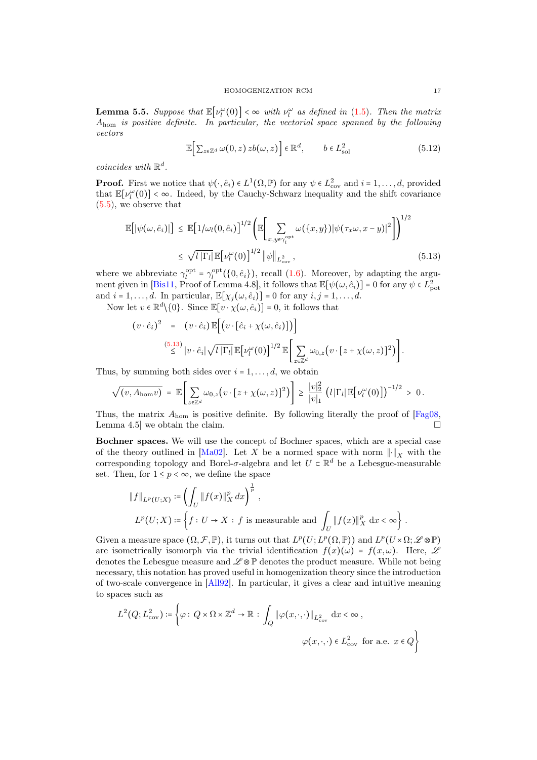**Lemma 5.5.** *Suppose that $\mathbb{E}\big[\nu_l^\omega(0)\big] < \infty$ with $\nu_l^\omega$ as defined in (1.5). Then the matrix $A_{\mathrm{hom}}$ is positive definite. In particular, the vectorial space spanned by the following vectors*

$$\mathbb{E}\Big[\textstyle\sum_{z\in\mathbb{Z}^d}\omega(0,z)\,zb(\omega,z)\Big]\in\mathbb{R}^d, \qquad b\in L^2_{\mathrm{sol}} \tag{5.12}$$

*coincides with $\mathbb{R}^d$.*

**Proof.** First we notice that $\psi(\cdot,\hat{e}_i)\in L^1(\Omega,\mathbb{P})$ for any $\psi\in L^2_{\mathrm{cov}}$ and $i=1,\ldots,d$, provided that $\mathbb{E}[\nu_l^\omega(0)]<\infty$. Indeed, by the Cauchy-Schwarz inequality and the shift covariance (5.5), we observe that

$$\begin{aligned}\mathbb{E}\big[|\psi(\omega,\hat{e}_i)|\big] &\le \mathbb{E}\big[1/\omega_l(0,\hat{e}_i)\big]^{1/2}\Bigg(\mathbb{E}\Bigg[\sum_{x,y\in\gamma_l^{\mathrm{opt}}}\omega(\{x,y\})|\psi(\tau_x\omega,x-y)|^2\Bigg]\Bigg)^{1/2}\\ &\le \sqrt{l\,|\Gamma_l|}\,\mathbb{E}\big[\nu_l^\omega(0)\big]^{1/2}\,\|\psi\|_{L^2_{\mathrm{cov}}},\end{aligned} \tag{5.13}$$

where we abbreviate $\gamma_l^{\mathrm{opt}}=\gamma_l^{\mathrm{opt}}(\{0,\hat{e}_i\})$, recall (1.6). Moreover, by adapting the argument given in [Bis11, Proof of Lemma 4.8], it follows that $\mathbb{E}[\psi(\omega,\hat{e}_i)]=0$ for any $\psi\in L^2_{\mathrm{pot}}$ and $i=1,\ldots,d$. In particular, $\mathbb{E}[\chi_j(\omega,\hat{e}_i)]=0$ for any $i,j=1,\ldots,d$.

Now let $v\in\mathbb{R}^d\backslash\{0\}$. Since $\mathbb{E}[v\cdot\chi(\omega,\hat{e}_i)]=0$, it follows that

$$\begin{aligned}(v\cdot\hat{e}_i)^2 &= (v\cdot\hat{e}_i)\,\mathbb{E}\Big[\big(v\cdot[\hat{e}_i+\chi(\omega,\hat{e}_i)]\big)\Big]\\ &\overset{(5.13)}{\le} |v\cdot\hat{e}_i|\sqrt{l\,|\Gamma_l|}\,\mathbb{E}\big[\nu_l^\omega(0)\big]^{1/2}\,\mathbb{E}\Bigg[\sum_{z\in\mathbb{Z}^d}\omega_{0,z}\big(v\cdot[z+\chi(\omega,z)]^2\big)\Bigg].\end{aligned}$$

Thus, by summing both sides over $i=1,\ldots,d$, we obtain

$$\sqrt{(v,A_{\mathrm{hom}}v)} = \mathbb{E}\Bigg[\sum_{z\in\mathbb{Z}^d}\omega_{0,z}\big(v\cdot[z+\chi(\omega,z)]^2\big)\Bigg] \ge \frac{|v|_2^2}{|v|_1}\,\big(l\,|\Gamma_l|\,\mathbb{E}\big[\nu_l^\omega(0)\big]\big)^{-1/2} > 0\,.$$

Thus, the matrix $A_{\mathrm{hom}}$ is positive definite. By following literally the proof of [Fag08, Lemma 4.5] we obtain the claim. □

**Bochner spaces.** We will use the concept of Bochner spaces, which are a special case of the theory outlined in [Ma02]. Let $X$ be a normed space with norm $\|\cdot\|_X$ with the corresponding topology and Borel-$\sigma$-algebra and let $U\subset\mathbb{R}^d$ be a Lebesgue-measurable set. Then, for $1\le p<\infty$, we define the space

$$\begin{aligned}\|f\|_{L^p(U;X)} &:= \left(\int_U \|f(x)\|_X^p\,dx\right)^{\frac{1}{p}},\\ L^p(U;X) &:= \left\{f:U\to X : f \text{ is measurable and } \int_U \|f(x)\|_X^p\,\mathrm{d}x<\infty\right\}.\end{aligned}$$

Given a measure space $(\Omega,\mathcal{F},\mathbb{P})$, it turns out that $L^p(U;L^p(\Omega,\mathbb{P}))$ and $L^p(U\times\Omega;\mathscr{L}\otimes\mathbb{P})$ are isometrically isomorph via the trivial identification $f(x)(\omega)=f(x,\omega)$. Here, $\mathscr{L}$ denotes the Lebesgue measure and $\mathscr{L}\otimes\mathbb{P}$ denotes the product measure. While not being necessary, this notation has proved useful in homogenization theory since the introduction of two-scale convergence in [All92]. In particular, it gives a clear and intuitive meaning to spaces such as

$$\begin{aligned}L^2(Q;L^2_{\mathrm{cov}}) := \Bigg\{\varphi : Q\times\Omega\times\mathbb{Z}^d\to\mathbb{R} : \int_Q \|\varphi(x,\cdot,\cdot)\|_{L^2_{\mathrm{cov}}}\,\mathrm{d}x<\infty\,,&\\ \varphi(x,\cdot,\cdot)\in L^2_{\mathrm{cov}} \text{ for a.e. } x\in Q&\Bigg\}\end{aligned}$$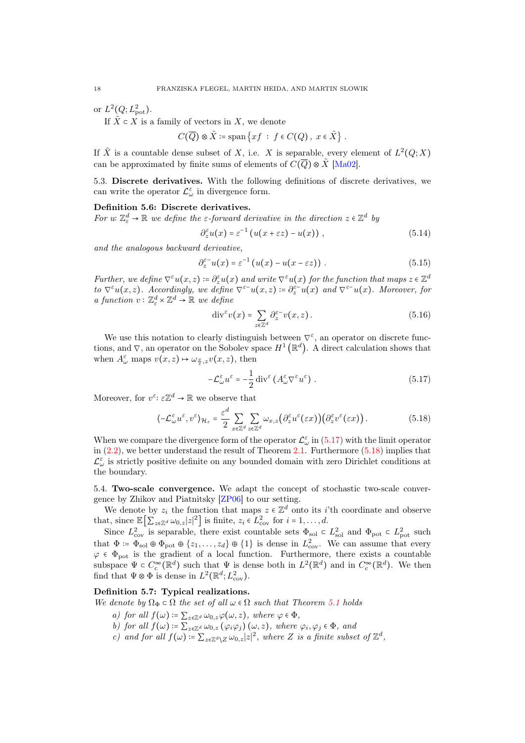or $L^2(Q; L^2_{\mathrm{pot}})$.

If $\tilde{X} \subset X$ is a family of vectors in $X$, we denote

$$C(\overline{Q}) \otimes \tilde{X} := \operatorname{span}\left\{ xf \;:\; f \in C(Q)\,,\; x \in \tilde{X} \right\}\,.$$

If $\tilde{X}$ is a countable dense subset of $X$, i.e. $X$ is separable, every element of $L^2(Q; X)$ can be approximated by finite sums of elements of $C(\overline{Q}) \otimes \tilde{X}$ [Ma02].

5.3. **Discrete derivatives.** With the following definitions of discrete derivatives, we can write the operator $\mathcal{L}^\varepsilon_\omega$ in divergence form.

**Definition 5.6: Discrete derivatives.**
*For $u$: $\mathbb{Z}^d_\varepsilon \to \mathbb{R}$ we define the $\varepsilon$-forward derivative in the direction $z \in \mathbb{Z}^d$ by*

$$\partial^\varepsilon_z u(x) = \varepsilon^{-1}\left(u(x + \varepsilon z) - u(x)\right)\,, \tag{5.14}$$

*and the analogous backward derivative,*

$$\partial^{\varepsilon-}_z u(x) = \varepsilon^{-1}\left(u(x) - u(x - \varepsilon z)\right)\,. \tag{5.15}$$

*Further, we define $\nabla^\varepsilon u(x,z) := \partial^\varepsilon_z u(x)$ and write $\nabla^\varepsilon u(x)$ for the function that maps $z \in \mathbb{Z}^d$ to $\nabla^\varepsilon u(x,z)$. Accordingly, we define $\nabla^{\varepsilon-} u(x,z) := \partial^{\varepsilon-}_z u(x)$ and $\nabla^{\varepsilon-} u(x)$. Moreover, for a function $v : \mathbb{Z}^d_\varepsilon \times \mathbb{Z}^d \to \mathbb{R}$ we define*

$$\operatorname{div}^\varepsilon v(x) = \sum_{z \in \mathbb{Z}^d} \partial^{\varepsilon-}_z v(x,z)\,. \tag{5.16}$$

We use this notation to clearly distinguish between $\nabla^\varepsilon$, an operator on discrete functions, and $\nabla$, an operator on the Sobolev space $H^1\left(\mathbb{R}^d\right)$. A direct calculation shows that when $A^\varepsilon_\omega$ maps $v(x,z) \mapsto \omega_{\frac{x}{\varepsilon},z} v(x,z)$, then

$$-\mathcal{L}^\varepsilon_\omega u^\varepsilon = -\frac{1}{2}\operatorname{div}^\varepsilon\left(A^\varepsilon_\omega \nabla^\varepsilon u^\varepsilon\right)\,. \tag{5.17}$$

Moreover, for $v^\varepsilon$: $\varepsilon\mathbb{Z}^d \to \mathbb{R}$ we observe that

$$\langle -\mathcal{L}^\varepsilon_\omega u^\varepsilon, v^\varepsilon \rangle_{\mathcal{H}_\varepsilon} = \frac{\varepsilon^d}{2}\sum_{x \in \mathbb{Z}^d}\sum_{z \in \mathbb{Z}^d} \omega_{x,z}\big(\partial^\varepsilon_z u^\varepsilon(\varepsilon x)\big)\big(\partial^\varepsilon_z v^\varepsilon(\varepsilon x)\big)\,. \tag{5.18}$$

When we compare the divergence form of the operator $\mathcal{L}^\varepsilon_\omega$ in (5.17) with the limit operator in (2.2), we better understand the result of Theorem 2.1. Furthermore (5.18) implies that $\mathcal{L}^\varepsilon_\omega$ is strictly positive definite on any bounded domain with zero Dirichlet conditions at the boundary.

5.4. **Two-scale convergence.** We adapt the concept of stochastic two-scale convergence by Zhikov and Piatnitsky [ZP06] to our setting.

We denote by $z_i$ the function that maps $z \in \mathbb{Z}^d$ onto its $i$'th coordinate and observe that, since $\mathbb{E}\left[\sum_{z \in \mathbb{Z}^d} \omega_{0,z}|z|^2\right]$ is finite, $z_i \in L^2_{\mathrm{cov}}$ for $i = 1,\ldots,d$.

Since $L^2_{\mathrm{cov}}$ is separable, there exist countable sets $\Phi_{\mathrm{sol}} \subset L^2_{\mathrm{sol}}$ and $\Phi_{\mathrm{pot}} \subset L^2_{\mathrm{pot}}$ such that $\Phi := \Phi_{\mathrm{sol}} \oplus \Phi_{\mathrm{pot}} \oplus \{z_1,\ldots,z_d\} \oplus \{1\}$ is dense in $L^2_{\mathrm{cov}}$. We can assume that every $\varphi \in \Phi_{\mathrm{pot}}$ is the gradient of a local function. Furthermore, there exists a countable subspace $\Psi \subset C^\infty_c(\mathbb{R}^d)$ such that $\Psi$ is dense both in $L^2(\mathbb{R}^d)$ and in $C^\infty_c(\mathbb{R}^d)$. We then find that $\Psi \otimes \Phi$ is dense in $L^2(\mathbb{R}^d; L^2_{\mathrm{cov}})$.

**Definition 5.7: Typical realizations.**
*We denote by $\Omega_\Phi \subset \Omega$ the set of all $\omega \in \Omega$ such that Theorem 5.1 holds*

*a) for all $f(\omega) := \sum_{z \in \mathbb{Z}^d} \omega_{0,z}\varphi(\omega,z)$, where $\varphi \in \Phi$,*

*b) for all $f(\omega) := \sum_{z \in \mathbb{Z}^d} \omega_{0,z}\left(\varphi_i\varphi_j\right)(\omega,z)$, where $\varphi_i, \varphi_j \in \Phi$, and*

*c) and for all $f(\omega) := \sum_{z \in \mathbb{Z}^d \setminus Z} \omega_{0,z}|z|^2$, where $Z$ is a finite subset of $\mathbb{Z}^d$,*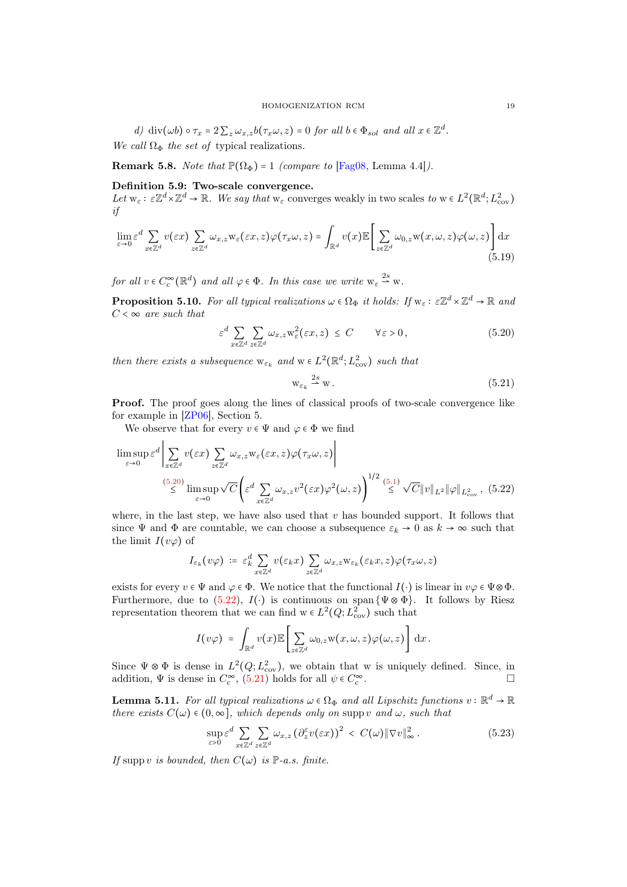*d)* $\operatorname{div}(\omega b)\circ\tau_x = 2\sum_z \omega_{x,z} b(\tau_x\omega, z) = 0$ *for all* $b\in\Phi_{sol}$ *and all* $x\in\mathbb{Z}^d$.

*We call* $\Omega_\Phi$ *the set of* typical realizations.

**Remark 5.8.** *Note that* $\mathbb{P}(\Omega_\Phi)=1$ *(compare to* [Fag08, Lemma 4.4]*).*

**Definition 5.9: Two-scale convergence.**
*Let* $\mathrm{w}_\varepsilon:\varepsilon\mathbb{Z}^d\times\mathbb{Z}^d\to\mathbb{R}$. *We say that* $\mathrm{w}_\varepsilon$ converges weakly in two scales *to* $\mathrm{w}\in L^2(\mathbb{R}^d;L^2_{\mathrm{cov}})$ *if*

$$\lim_{\varepsilon\to 0}\varepsilon^d\sum_{x\in\mathbb{Z}^d} v(\varepsilon x)\sum_{z\in\mathbb{Z}^d}\omega_{x,z}\mathrm{w}_\varepsilon(\varepsilon x,z)\varphi(\tau_x\omega,z) = \int_{\mathbb{R}^d} v(x)\mathbb{E}\Bigg[\sum_{z\in\mathbb{Z}^d}\omega_{0,z}\mathrm{w}(x,\omega,z)\varphi(\omega,z)\Bigg]\mathrm{d}x \tag{5.19}$$

*for all* $v\in C_c^\infty(\mathbb{R}^d)$ *and all* $\varphi\in\Phi$. *In this case we write* $\mathrm{w}_\varepsilon\overset{2s}{\rightharpoonup}\mathrm{w}$.

**Proposition 5.10.** *For all typical realizations* $\omega\in\Omega_\Phi$ *it holds: If* $\mathrm{w}_\varepsilon:\varepsilon\mathbb{Z}^d\times\mathbb{Z}^d\to\mathbb{R}$ *and* $C<\infty$ *are such that*

$$\varepsilon^d\sum_{x\in\mathbb{Z}^d}\sum_{z\in\mathbb{Z}^d}\omega_{x,z}\mathrm{w}_\varepsilon^2(\varepsilon x,z)\ \le\ C\qquad\forall\,\varepsilon>0\,, \tag{5.20}$$

*then there exists a subsequence* $\mathrm{w}_{\varepsilon_k}$ *and* $\mathrm{w}\in L^2(\mathbb{R}^d;L^2_{\mathrm{cov}})$ *such that*

$$\mathrm{w}_{\varepsilon_k}\overset{2s}{\rightharpoonup}\mathrm{w}\,. \tag{5.21}$$

**Proof.** The proof goes along the lines of classical proofs of two-scale convergence like for example in [ZP06], Section 5.

We observe that for every $v\in\Psi$ and $\varphi\in\Phi$ we find

$$\begin{aligned}\limsup_{\varepsilon\to 0}\varepsilon^d&\left|\sum_{x\in\mathbb{Z}^d}v(\varepsilon x)\sum_{z\in\mathbb{Z}^d}\omega_{x,z}\mathrm{w}_\varepsilon(\varepsilon x,z)\varphi(\tau_x\omega,z)\right|\\
&\overset{(5.20)}{\le}\limsup_{\varepsilon\to 0}\sqrt{C}\left(\varepsilon^d\sum_{x\in\mathbb{Z}^d}\omega_{x,z}v^2(\varepsilon x)\varphi^2(\omega,z)\right)^{1/2}\overset{(5.1)}{\le}\sqrt{C}\|v\|_{L^2}\|\varphi\|_{L^2_{\mathrm{cov}}}\,,\end{aligned} \tag{5.22}$$

where, in the last step, we have also used that $v$ has bounded support. It follows that since $\Psi$ and $\Phi$ are countable, we can choose a subsequence $\varepsilon_k\to 0$ as $k\to\infty$ such that the limit $I(v\varphi)$ of

$$I_{\varepsilon_k}(v\varphi)\ :=\ \varepsilon_k^d\sum_{x\in\mathbb{Z}^d}v(\varepsilon_k x)\sum_{z\in\mathbb{Z}^d}\omega_{x,z}\mathrm{w}_{\varepsilon_k}(\varepsilon_k x,z)\varphi(\tau_x\omega,z)$$

exists for every $v\in\Psi$ and $\varphi\in\Phi$. We notice that the functional $I(\cdot)$ is linear in $v\varphi\in\Psi\otimes\Phi$. Furthermore, due to (5.22), $I(\cdot)$ is continuous on $\operatorname{span}\{\Psi\otimes\Phi\}$. It follows by Riesz representation theorem that we can find $\mathrm{w}\in L^2(Q;L^2_{\mathrm{cov}})$ such that

$$I(v\varphi)\ =\ \int_{\mathbb{R}^d}v(x)\mathbb{E}\Bigg[\sum_{z\in\mathbb{Z}^d}\omega_{0,z}\mathrm{w}(x,\omega,z)\varphi(\omega,z)\Bigg]\,\mathrm{d}x\,.$$

Since $\Psi\otimes\Phi$ is dense in $L^2(Q;L^2_{\mathrm{cov}})$, we obtain that w is uniquely defined. Since, in addition, $\Psi$ is dense in $C_c^\infty$, (5.21) holds for all $\psi\in C_c^\infty$. $\square$

**Lemma 5.11.** *For all typical realizations* $\omega\in\Omega_\Phi$ *and all Lipschitz functions* $v:\mathbb{R}^d\to\mathbb{R}$ *there exists* $C(\omega)\in(0,\infty]$, *which depends only on* $\operatorname{supp}v$ *and* $\omega$, *such that*

$$\sup_{\varepsilon>0}\varepsilon^d\sum_{x\in\mathbb{Z}^d}\sum_{z\in\mathbb{Z}^d}\omega_{x,z}\left(\partial_z^\varepsilon v(\varepsilon x)\right)^2\ <\ C(\omega)\|\nabla v\|_\infty^2\,. \tag{5.23}$$

*If* $\operatorname{supp}v$ *is bounded, then* $C(\omega)$ *is* $\mathbb{P}$*-a.s. finite.*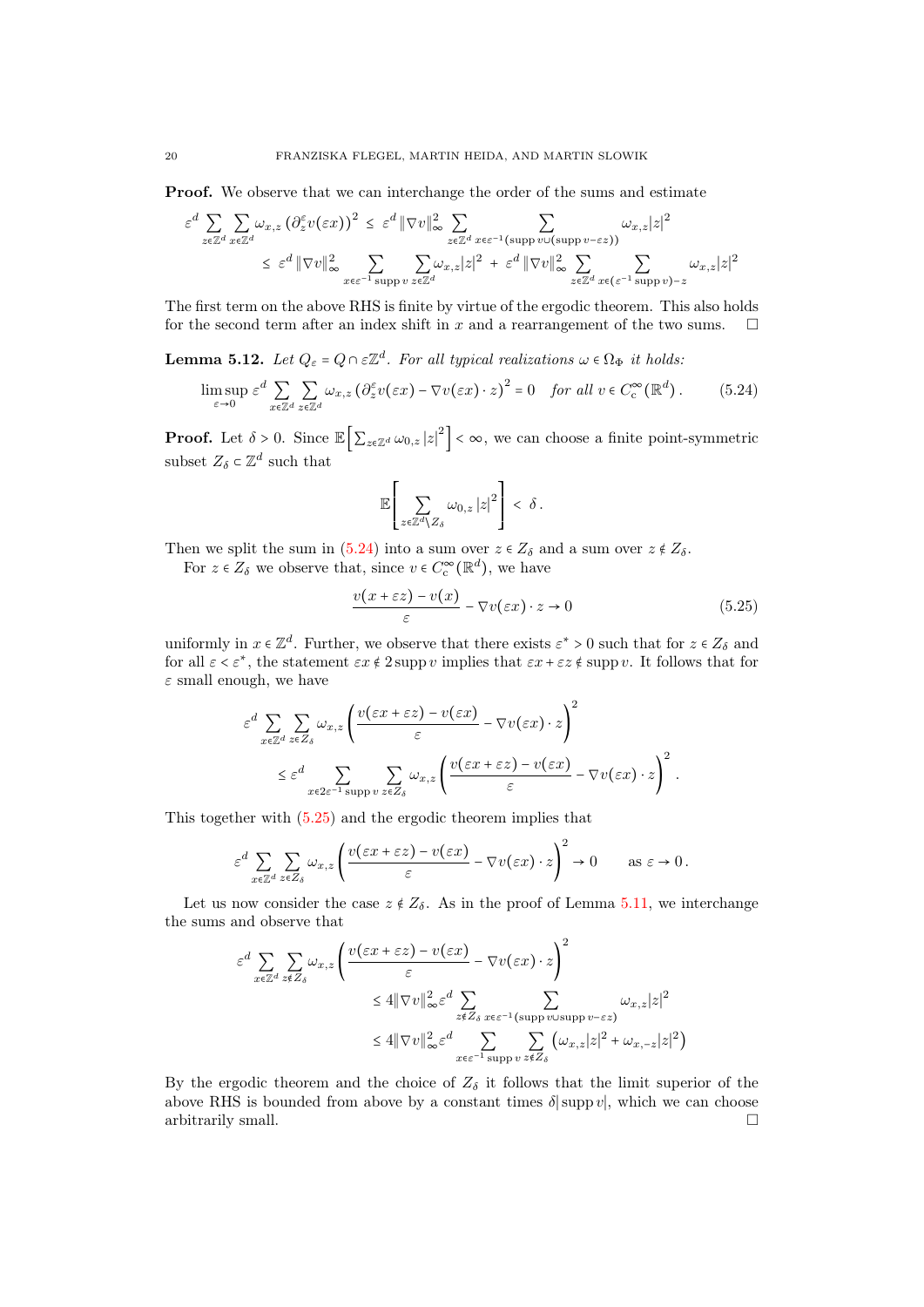**Proof.** We observe that we can interchange the order of the sums and estimate

$$
\begin{aligned}
\varepsilon^d \sum_{z\in\mathbb{Z}^d} \sum_{x\in\mathbb{Z}^d} \omega_{x,z} \left(\partial_z^\varepsilon v(\varepsilon x)\right)^2 \;&\le\; \varepsilon^d \,\|\nabla v\|_\infty^2 \sum_{z\in\mathbb{Z}^d} \sum_{x\in\varepsilon^{-1}(\operatorname{supp} v \cup (\operatorname{supp} v - \varepsilon z))} \omega_{x,z}|z|^2 \\
&\le\; \varepsilon^d \,\|\nabla v\|_\infty^2 \sum_{x\in\varepsilon^{-1}\operatorname{supp} v} \sum_{z\in\mathbb{Z}^d} \omega_{x,z}|z|^2 \;+\; \varepsilon^d \,\|\nabla v\|_\infty^2 \sum_{z\in\mathbb{Z}^d} \sum_{x\in(\varepsilon^{-1}\operatorname{supp} v)-z} \omega_{x,z}|z|^2
\end{aligned}
$$

The first term on the above RHS is finite by virtue of the ergodic theorem. This also holds for the second term after an index shift in $x$ and a rearrangement of the two sums. $\square$

**Lemma 5.12.** *Let $Q_\varepsilon = Q\cap\varepsilon\mathbb{Z}^d$. For all typical realizations $\omega\in\Omega_\Phi$ it holds:*

$$
\limsup_{\varepsilon\to 0} \varepsilon^d \sum_{x\in\mathbb{Z}^d} \sum_{z\in\mathbb{Z}^d} \omega_{x,z} \left(\partial_z^\varepsilon v(\varepsilon x) - \nabla v(\varepsilon x)\cdot z\right)^2 = 0 \quad \textit{for all } v\in C_c^\infty(\mathbb{R}^d)\,. \tag{5.24}
$$

**Proof.** Let $\delta>0$. Since $\mathbb{E}\Big[\sum_{z\in\mathbb{Z}^d}\omega_{0,z}\,|z|^2\Big]<\infty$, we can choose a finite point-symmetric subset $Z_\delta\subset\mathbb{Z}^d$ such that

$$
\mathbb{E}\left[\sum_{z\in\mathbb{Z}^d\setminus Z_\delta} \omega_{0,z}\,|z|^2\right] \;<\; \delta\,.
$$

Then we split the sum in (5.24) into a sum over $z\in Z_\delta$ and a sum over $z\notin Z_\delta$.

For $z\in Z_\delta$ we observe that, since $v\in C_c^\infty(\mathbb{R}^d)$, we have

$$
\frac{v(x+\varepsilon z)-v(x)}{\varepsilon} - \nabla v(\varepsilon x)\cdot z \to 0 \tag{5.25}
$$

uniformly in $x\in\mathbb{Z}^d$. Further, we observe that there exists $\varepsilon^*>0$ such that for $z\in Z_\delta$ and for all $\varepsilon<\varepsilon^*$, the statement $\varepsilon x\notin 2\operatorname{supp} v$ implies that $\varepsilon x+\varepsilon z\notin\operatorname{supp} v$. It follows that for $\varepsilon$ small enough, we have

$$
\begin{aligned}
&\varepsilon^d \sum_{x\in\mathbb{Z}^d} \sum_{z\in Z_\delta} \omega_{x,z} \left(\frac{v(\varepsilon x+\varepsilon z)-v(\varepsilon x)}{\varepsilon} - \nabla v(\varepsilon x)\cdot z\right)^2 \\
&\quad\le \varepsilon^d \sum_{x\in 2\varepsilon^{-1}\operatorname{supp} v} \sum_{z\in Z_\delta} \omega_{x,z} \left(\frac{v(\varepsilon x+\varepsilon z)-v(\varepsilon x)}{\varepsilon} - \nabla v(\varepsilon x)\cdot z\right)^2 .
\end{aligned}
$$

This together with (5.25) and the ergodic theorem implies that

$$
\varepsilon^d \sum_{x\in\mathbb{Z}^d} \sum_{z\in Z_\delta} \omega_{x,z} \left(\frac{v(\varepsilon x+\varepsilon z)-v(\varepsilon x)}{\varepsilon} - \nabla v(\varepsilon x)\cdot z\right)^2 \to 0 \qquad \text{as } \varepsilon\to 0\,.
$$

Let us now consider the case $z\notin Z_\delta$. As in the proof of Lemma 5.11, we interchange the sums and observe that

$$
\begin{aligned}
&\varepsilon^d \sum_{x\in\mathbb{Z}^d} \sum_{z\notin Z_\delta} \omega_{x,z} \left(\frac{v(\varepsilon x+\varepsilon z)-v(\varepsilon x)}{\varepsilon} - \nabla v(\varepsilon x)\cdot z\right)^2 \\
&\qquad\le 4\|\nabla v\|_\infty^2 \varepsilon^d \sum_{z\notin Z_\delta} \sum_{x\in\varepsilon^{-1}(\operatorname{supp} v\cup\operatorname{supp} v-\varepsilon z)} \omega_{x,z}|z|^2 \\
&\qquad\le 4\|\nabla v\|_\infty^2 \varepsilon^d \sum_{x\in\varepsilon^{-1}\operatorname{supp} v} \sum_{z\notin Z_\delta} \left(\omega_{x,z}|z|^2 + \omega_{x,-z}|z|^2\right)
\end{aligned}
$$

By the ergodic theorem and the choice of $Z_\delta$ it follows that the limit superior of the above RHS is bounded from above by a constant times $\delta|\operatorname{supp} v|$, which we can choose arbitrarily small. $\square$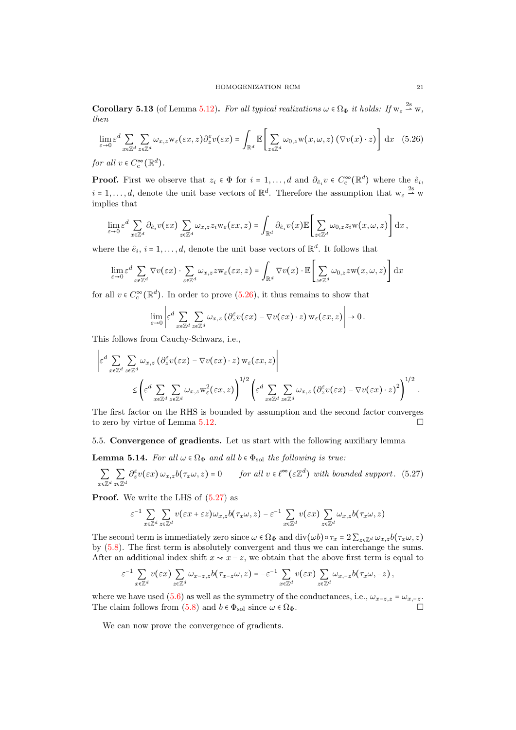**Corollary 5.13** (of Lemma 5.12)**.** *For all typical realizations $\omega \in \Omega_\Phi$ it holds: If $\mathrm{w}_\varepsilon \overset{2s}{\rightharpoonup} \mathrm{w}$, then*

$$\lim_{\varepsilon\to 0} \varepsilon^d \sum_{x\in\mathbb{Z}^d}\sum_{z\in\mathbb{Z}^d} \omega_{x,z}\mathrm{w}_\varepsilon(\varepsilon x, z)\partial_z^\varepsilon v(\varepsilon x) = \int_{\mathbb{R}^d} \mathbb{E}\left[\sum_{z\in\mathbb{Z}^d} \omega_{0,z}\mathrm{w}(x,\omega,z)\left(\nabla v(x)\cdot z\right)\right] \mathrm{d}x \tag{5.26}$$

*for all $v \in C_c^\infty(\mathbb{R}^d)$.*

**Proof.** First we observe that $z_i \in \Phi$ for $i = 1,\dots,d$ and $\partial_{\hat{e}_i} v \in C_c^\infty(\mathbb{R}^d)$ where the $\hat{e}_i$, $i = 1,\dots,d$, denote the unit base vectors of $\mathbb{R}^d$. Therefore the assumption that $\mathrm{w}_\varepsilon \overset{2s}{\rightharpoonup} \mathrm{w}$ implies that

$$\lim_{\varepsilon\to 0} \varepsilon^d \sum_{x\in\mathbb{Z}^d} \partial_{\hat{e}_i} v(\varepsilon x) \sum_{z\in\mathbb{Z}^d} \omega_{x,z} z_i \mathrm{w}_\varepsilon(\varepsilon x, z) = \int_{\mathbb{R}^d} \partial_{\hat{e}_i} v(x) \mathbb{E}\left[\sum_{z\in\mathbb{Z}^d} \omega_{0,z} z_i \mathrm{w}(x,\omega,z)\right] \mathrm{d}x\,,$$

where the $\hat{e}_i$, $i = 1,\dots,d$, denote the unit base vectors of $\mathbb{R}^d$. It follows that

$$\lim_{\varepsilon\to 0} \varepsilon^d \sum_{x\in\mathbb{Z}^d} \nabla v(\varepsilon x) \cdot \sum_{z\in\mathbb{Z}^d} \omega_{x,z} z \mathrm{w}_\varepsilon(\varepsilon x, z) = \int_{\mathbb{R}^d} \nabla v(x) \cdot \mathbb{E}\left[\sum_{z\in\mathbb{Z}^d} \omega_{0,z} z \mathrm{w}(x,\omega,z)\right] \mathrm{d}x$$

for all $v \in C_c^\infty(\mathbb{R}^d)$. In order to prove (5.26), it thus remains to show that

$$\lim_{\varepsilon\to 0} \left| \varepsilon^d \sum_{x\in\mathbb{Z}^d}\sum_{z\in\mathbb{Z}^d} \omega_{x,z}\left(\partial_z^\varepsilon v(\varepsilon x) - \nabla v(\varepsilon x)\cdot z\right)\mathrm{w}_\varepsilon(\varepsilon x, z)\right| \to 0\,.$$

This follows from Cauchy-Schwarz, i.e.,

$$\left| \varepsilon^d \sum_{x\in\mathbb{Z}^d}\sum_{z\in\mathbb{Z}^d} \omega_{x,z}\left(\partial_z^\varepsilon v(\varepsilon x) - \nabla v(\varepsilon x)\cdot z\right)\mathrm{w}_\varepsilon(\varepsilon x, z)\right|$$
$$\le \left(\varepsilon^d \sum_{x\in\mathbb{Z}^d}\sum_{z\in\mathbb{Z}^d} \omega_{x,z}\mathrm{w}_\varepsilon^2(\varepsilon x, z)\right)^{1/2} \left(\varepsilon^d \sum_{x\in\mathbb{Z}^d}\sum_{z\in\mathbb{Z}^d} \omega_{x,z}\left(\partial_z^\varepsilon v(\varepsilon x) - \nabla v(\varepsilon x)\cdot z\right)^2\right)^{1/2}.$$

The first factor on the RHS is bounded by assumption and the second factor converges to zero by virtue of Lemma 5.12. □

## 5.5. Convergence of gradients.

Let us start with the following auxiliary lemma

**Lemma 5.14.** *For all $\omega \in \Omega_\Phi$ and all $b \in \Phi_{\mathrm{sol}}$ the following is true:*

$$\sum_{x\in\mathbb{Z}^d}\sum_{z\in\mathbb{Z}^d} \partial_z^\varepsilon v(\varepsilon x)\,\omega_{x,z} b(\tau_x\omega, z) = 0 \qquad \textit{for all } v \in \ell^\infty(\varepsilon\mathbb{Z}^d) \textit{ with bounded support}. \tag{5.27}$$

**Proof.** We write the LHS of (5.27) as

$$\varepsilon^{-1} \sum_{x\in\mathbb{Z}^d}\sum_{z\in\mathbb{Z}^d} v(\varepsilon x + \varepsilon z)\omega_{x,z} b(\tau_x\omega, z) - \varepsilon^{-1}\sum_{x\in\mathbb{Z}^d} v(\varepsilon x)\sum_{z\in\mathbb{Z}^d} \omega_{x,z} b(\tau_x\omega, z)$$

The second term is immediately zero since $\omega \in \Omega_\Phi$ and $\mathrm{div}(\omega b)\circ\tau_x = 2\sum_{z\in\mathbb{Z}^d}\omega_{x,z} b(\tau_x\omega, z)$ by (5.8). The first term is absolutely convergent and thus we can interchange the sums. After an additional index shift $x \rightsquigarrow x - z$, we obtain that the above first term is equal to

$$\varepsilon^{-1}\sum_{x\in\mathbb{Z}^d} v(\varepsilon x)\sum_{z\in\mathbb{Z}^d}\omega_{x-z,z} b(\tau_{x-z}\omega, z) = -\varepsilon^{-1}\sum_{x\in\mathbb{Z}^d} v(\varepsilon x)\sum_{z\in\mathbb{Z}^d}\omega_{x,-z} b(\tau_x\omega, -z)\,,$$

where we have used (5.6) as well as the symmetry of the conductances, i.e., $\omega_{x-z,z} = \omega_{x,-z}$. The claim follows from (5.8) and $b \in \Phi_{\mathrm{sol}}$ since $\omega \in \Omega_\Phi$. □

We can now prove the convergence of gradients.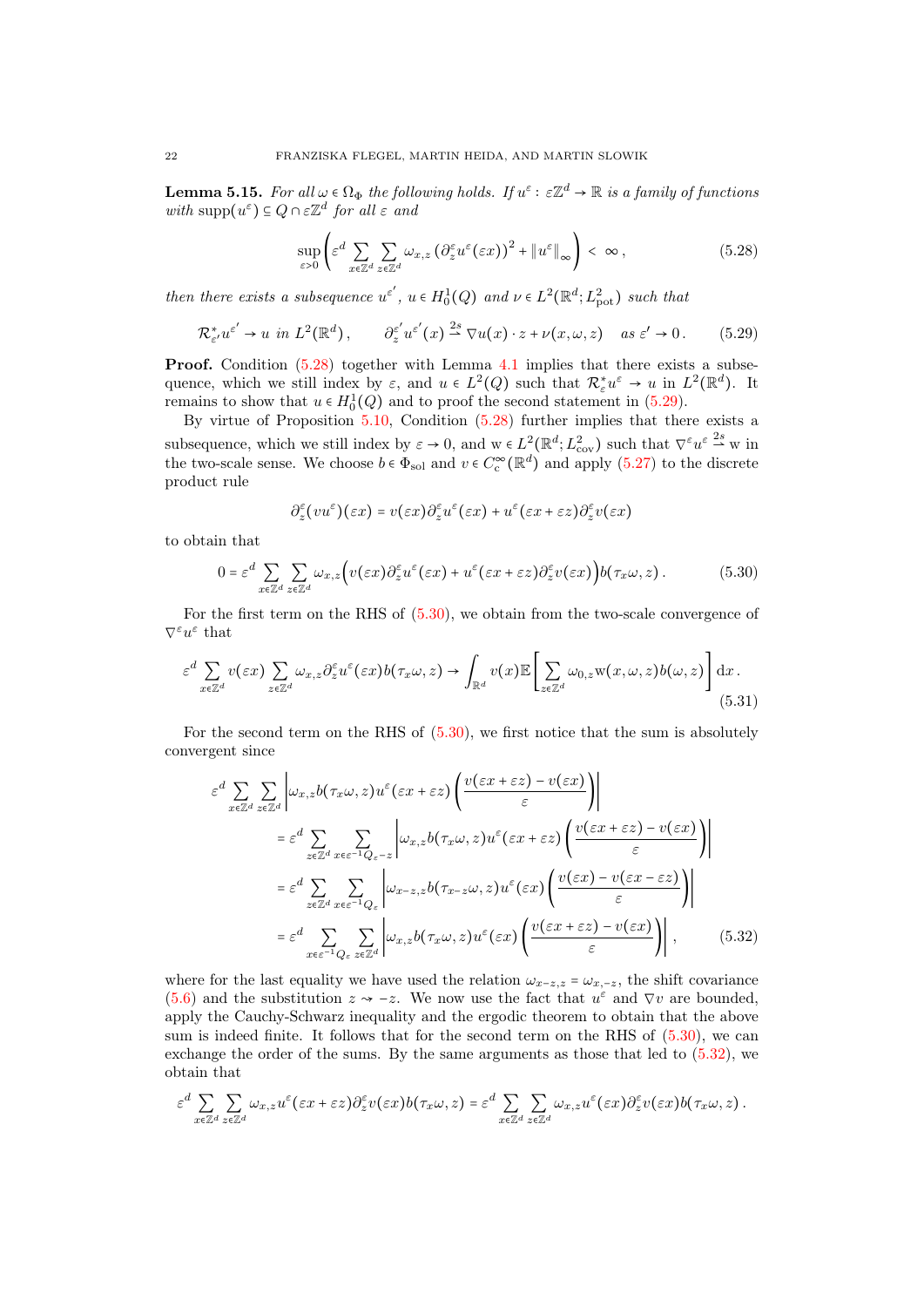**Lemma 5.15.** *For all $\omega \in \Omega_\Phi$ the following holds. If $u^\varepsilon : \varepsilon\mathbb{Z}^d \to \mathbb{R}$ is a family of functions with $\operatorname{supp}(u^\varepsilon) \subseteq Q \cap \varepsilon\mathbb{Z}^d$ for all $\varepsilon$ and*

$$
\sup_{\varepsilon>0}\left(\varepsilon^d \sum_{x\in\mathbb{Z}^d}\sum_{z\in\mathbb{Z}^d} \omega_{x,z}\left(\partial_z^\varepsilon u^\varepsilon(\varepsilon x)\right)^2 + \|u^\varepsilon\|_\infty\right) < \infty\,, \tag{5.28}
$$

*then there exists a subsequence $u^{\varepsilon'}$, $u \in H_0^1(Q)$ and $\nu \in L^2(\mathbb{R}^d; L^2_{\mathrm{pot}})$ such that*

$$
\mathcal{R}^*_{\varepsilon'} u^{\varepsilon'} \to u \ \text{in}\ L^2(\mathbb{R}^d)\,, \qquad \partial_z^{\varepsilon'} u^{\varepsilon'}(x) \overset{2s}{\rightharpoonup} \nabla u(x)\cdot z + \nu(x,\omega,z) \quad \text{as } \varepsilon' \to 0\,. \tag{5.29}
$$

**Proof.** Condition (5.28) together with Lemma 4.1 implies that there exists a subsequence, which we still index by $\varepsilon$, and $u \in L^2(Q)$ such that $\mathcal{R}^*_\varepsilon u^\varepsilon \to u$ in $L^2(\mathbb{R}^d)$. It remains to show that $u \in H_0^1(Q)$ and to proof the second statement in (5.29).

By virtue of Proposition 5.10, Condition (5.28) further implies that there exists a subsequence, which we still index by $\varepsilon \to 0$, and $\mathrm{w} \in L^2(\mathbb{R}^d; L^2_{\mathrm{cov}})$ such that $\nabla^\varepsilon u^\varepsilon \overset{2s}{\rightharpoonup} \mathrm{w}$ in the two-scale sense. We choose $b \in \Phi_{\mathrm{sol}}$ and $v \in C_c^\infty(\mathbb{R}^d)$ and apply (5.27) to the discrete product rule

$$
\partial_z^\varepsilon(vu^\varepsilon)(\varepsilon x) = v(\varepsilon x)\partial_z^\varepsilon u^\varepsilon(\varepsilon x) + u^\varepsilon(\varepsilon x + \varepsilon z)\partial_z^\varepsilon v(\varepsilon x)
$$

to obtain that

$$
0 = \varepsilon^d \sum_{x\in\mathbb{Z}^d}\sum_{z\in\mathbb{Z}^d} \omega_{x,z}\Big(v(\varepsilon x)\partial_z^\varepsilon u^\varepsilon(\varepsilon x) + u^\varepsilon(\varepsilon x + \varepsilon z)\partial_z^\varepsilon v(\varepsilon x)\Big) b(\tau_x\omega, z)\,. \tag{5.30}
$$

For the first term on the RHS of (5.30), we obtain from the two-scale convergence of $\nabla^\varepsilon u^\varepsilon$ that

$$
\varepsilon^d \sum_{x\in\mathbb{Z}^d} v(\varepsilon x)\sum_{z\in\mathbb{Z}^d} \omega_{x,z}\partial_z^\varepsilon u^\varepsilon(\varepsilon x) b(\tau_x\omega, z) \to \int_{\mathbb{R}^d} v(x)\,\mathbb{E}\left[\sum_{z\in\mathbb{Z}^d} \omega_{0,z}\mathrm{w}(x,\omega,z) b(\omega,z)\right] \mathrm{d}x\,. \tag{5.31}
$$

For the second term on the RHS of (5.30), we first notice that the sum is absolutely convergent since

$$
\begin{aligned}
\varepsilon^d \sum_{x\in\mathbb{Z}^d}\sum_{z\in\mathbb{Z}^d} &\left|\omega_{x,z} b(\tau_x\omega, z) u^\varepsilon(\varepsilon x + \varepsilon z)\left(\frac{v(\varepsilon x + \varepsilon z) - v(\varepsilon x)}{\varepsilon}\right)\right| \\
&= \varepsilon^d \sum_{z\in\mathbb{Z}^d}\sum_{x\in\varepsilon^{-1}Q_\varepsilon - z} \left|\omega_{x,z} b(\tau_x\omega, z) u^\varepsilon(\varepsilon x + \varepsilon z)\left(\frac{v(\varepsilon x + \varepsilon z) - v(\varepsilon x)}{\varepsilon}\right)\right| \\
&= \varepsilon^d \sum_{z\in\mathbb{Z}^d}\sum_{x\in\varepsilon^{-1}Q_\varepsilon} \left|\omega_{x-z,z} b(\tau_{x-z}\omega, z) u^\varepsilon(\varepsilon x)\left(\frac{v(\varepsilon x) - v(\varepsilon x - \varepsilon z)}{\varepsilon}\right)\right| \\
&= \varepsilon^d \sum_{x\in\varepsilon^{-1}Q_\varepsilon}\sum_{z\in\mathbb{Z}^d} \left|\omega_{x,z} b(\tau_x\omega, z) u^\varepsilon(\varepsilon x)\left(\frac{v(\varepsilon x + \varepsilon z) - v(\varepsilon x)}{\varepsilon}\right)\right|\,,
\end{aligned} \tag{5.32}
$$

where for the last equality we have used the relation $\omega_{x-z,z} = \omega_{x,-z}$, the shift covariance (5.6) and the substitution $z \rightsquigarrow -z$. We now use the fact that $u^\varepsilon$ and $\nabla v$ are bounded, apply the Cauchy-Schwarz inequality and the ergodic theorem to obtain that the above sum is indeed finite. It follows that for the second term on the RHS of (5.30), we can exchange the order of the sums. By the same arguments as those that led to (5.32), we obtain that

$$
\varepsilon^d \sum_{x\in\mathbb{Z}^d}\sum_{z\in\mathbb{Z}^d} \omega_{x,z} u^\varepsilon(\varepsilon x + \varepsilon z)\partial_z^\varepsilon v(\varepsilon x) b(\tau_x\omega, z) = \varepsilon^d \sum_{x\in\mathbb{Z}^d}\sum_{z\in\mathbb{Z}^d} \omega_{x,z} u^\varepsilon(\varepsilon x)\partial_z^\varepsilon v(\varepsilon x) b(\tau_x\omega, z)\,.
$$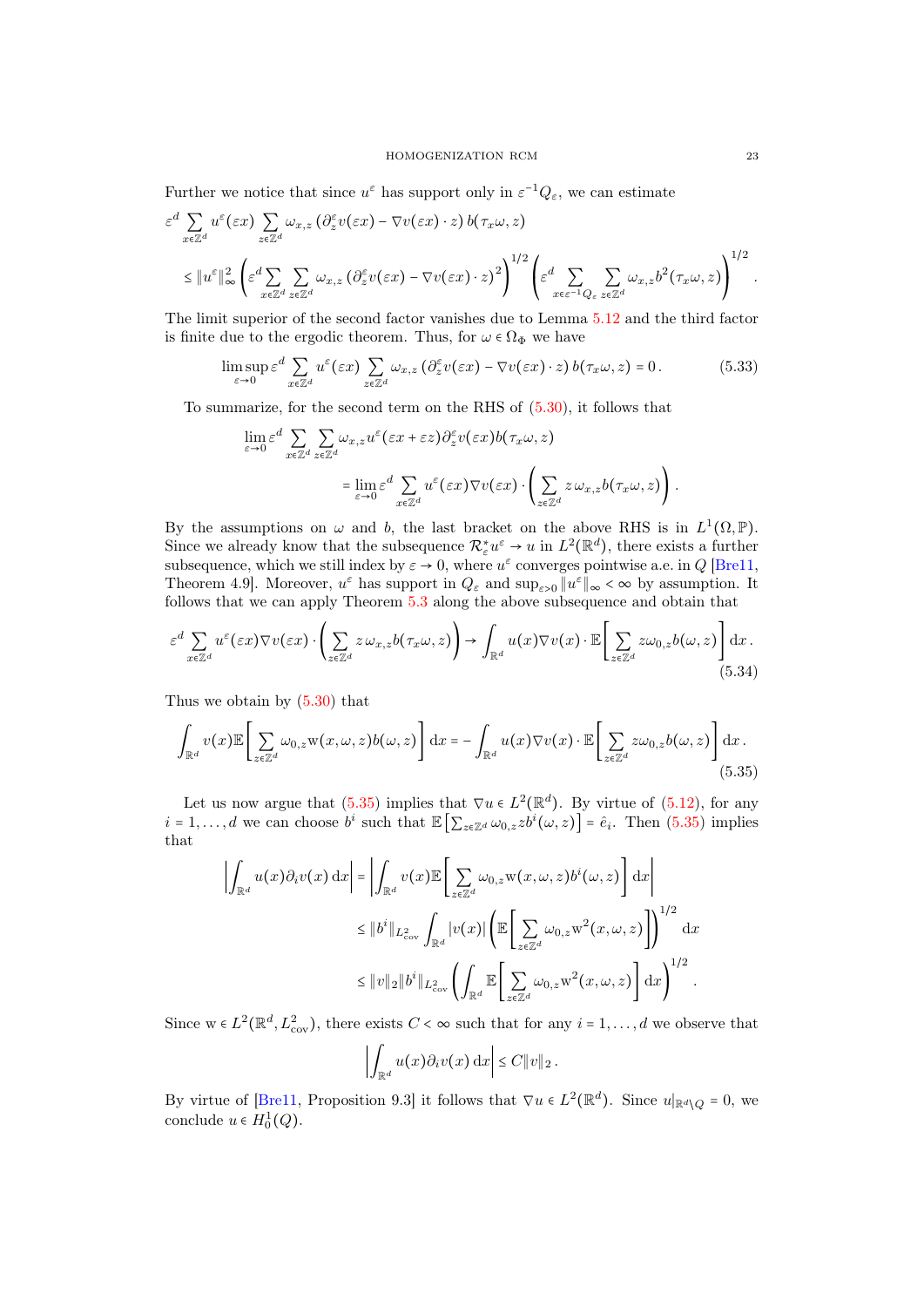Further we notice that since $u^\varepsilon$ has support only in $\varepsilon^{-1}Q_\varepsilon$, we can estimate

$$
\begin{aligned}
&\varepsilon^d \sum_{x\in\mathbb{Z}^d} u^\varepsilon(\varepsilon x) \sum_{z\in\mathbb{Z}^d} \omega_{x,z}\left(\partial_z^\varepsilon v(\varepsilon x) - \nabla v(\varepsilon x)\cdot z\right) b(\tau_x\omega, z) \\
&\le \|u^\varepsilon\|_\infty^2 \left(\varepsilon^d \sum_{x\in\mathbb{Z}^d}\sum_{z\in\mathbb{Z}^d} \omega_{x,z}\left(\partial_z^\varepsilon v(\varepsilon x) - \nabla v(\varepsilon x)\cdot z\right)^2\right)^{1/2} \left(\varepsilon^d \sum_{x\in\varepsilon^{-1}Q_\varepsilon}\sum_{z\in\mathbb{Z}^d} \omega_{x,z} b^2(\tau_x\omega, z)\right)^{1/2}.
\end{aligned}
$$

The limit superior of the second factor vanishes due to Lemma 5.12 and the third factor is finite due to the ergodic theorem. Thus, for $\omega\in\Omega_\Phi$ we have

$$
\limsup_{\varepsilon\to 0} \varepsilon^d \sum_{x\in\mathbb{Z}^d} u^\varepsilon(\varepsilon x) \sum_{z\in\mathbb{Z}^d} \omega_{x,z}\left(\partial_z^\varepsilon v(\varepsilon x) - \nabla v(\varepsilon x)\cdot z\right) b(\tau_x\omega, z) = 0\,. \tag{5.33}
$$

To summarize, for the second term on the RHS of (5.30), it follows that

$$
\begin{aligned}
&\lim_{\varepsilon\to 0} \varepsilon^d \sum_{x\in\mathbb{Z}^d}\sum_{z\in\mathbb{Z}^d} \omega_{x,z} u^\varepsilon(\varepsilon x + \varepsilon z)\partial_z^\varepsilon v(\varepsilon x) b(\tau_x\omega, z) \\
&\qquad = \lim_{\varepsilon\to 0} \varepsilon^d \sum_{x\in\mathbb{Z}^d} u^\varepsilon(\varepsilon x)\nabla v(\varepsilon x)\cdot\left(\sum_{z\in\mathbb{Z}^d} z\,\omega_{x,z} b(\tau_x\omega, z)\right).
\end{aligned}
$$

By the assumptions on $\omega$ and $b$, the last bracket on the above RHS is in $L^1(\Omega,\mathbb{P})$. Since we already know that the subsequence $\mathcal{R}_\varepsilon^* u^\varepsilon \to u$ in $L^2(\mathbb{R}^d)$, there exists a further subsequence, which we still index by $\varepsilon\to 0$, where $u^\varepsilon$ converges pointwise a.e. in $Q$ [Bre11, Theorem 4.9]. Moreover, $u^\varepsilon$ has support in $Q_\varepsilon$ and $\sup_{\varepsilon>0}\|u^\varepsilon\|_\infty < \infty$ by assumption. It follows that we can apply Theorem 5.3 along the above subsequence and obtain that

$$
\varepsilon^d \sum_{x\in\mathbb{Z}^d} u^\varepsilon(\varepsilon x)\nabla v(\varepsilon x)\cdot\left(\sum_{z\in\mathbb{Z}^d} z\,\omega_{x,z} b(\tau_x\omega, z)\right) \to \int_{\mathbb{R}^d} u(x)\nabla v(x)\cdot\mathbb{E}\left[\sum_{z\in\mathbb{Z}^d} z\omega_{0,z} b(\omega, z)\right]\mathrm{d}x\,. \tag{5.34}
$$

Thus we obtain by (5.30) that

$$
\int_{\mathbb{R}^d} v(x)\mathbb{E}\left[\sum_{z\in\mathbb{Z}^d}\omega_{0,z}\mathrm{w}(x,\omega,z) b(\omega,z)\right]\mathrm{d}x = -\int_{\mathbb{R}^d} u(x)\nabla v(x)\cdot\mathbb{E}\left[\sum_{z\in\mathbb{Z}^d} z\omega_{0,z} b(\omega,z)\right]\mathrm{d}x\,. \tag{5.35}
$$

Let us now argue that (5.35) implies that $\nabla u\in L^2(\mathbb{R}^d)$. By virtue of (5.12), for any $i=1,\dots,d$ we can choose $b^i$ such that $\mathbb{E}\left[\sum_{z\in\mathbb{Z}^d}\omega_{0,z} z b^i(\omega,z)\right] = \hat{e}_i$. Then (5.35) implies that

$$
\begin{aligned}
\left|\int_{\mathbb{R}^d} u(x)\partial_i v(x)\,\mathrm{d}x\right| &= \left|\int_{\mathbb{R}^d} v(x)\mathbb{E}\left[\sum_{z\in\mathbb{Z}^d}\omega_{0,z}\mathrm{w}(x,\omega,z) b^i(\omega,z)\right]\mathrm{d}x\right| \\
&\le \|b^i\|_{L^2_{\mathrm{cov}}}\int_{\mathbb{R}^d}|v(x)|\left(\mathbb{E}\left[\sum_{z\in\mathbb{Z}^d}\omega_{0,z}\mathrm{w}^2(x,\omega,z)\right]\right)^{1/2}\mathrm{d}x \\
&\le \|v\|_2\|b^i\|_{L^2_{\mathrm{cov}}}\left(\int_{\mathbb{R}^d}\mathbb{E}\left[\sum_{z\in\mathbb{Z}^d}\omega_{0,z}\mathrm{w}^2(x,\omega,z)\right]\mathrm{d}x\right)^{1/2}.
\end{aligned}
$$

Since $\mathrm{w}\in L^2(\mathbb{R}^d, L^2_{\mathrm{cov}})$, there exists $C<\infty$ such that for any $i=1,\dots,d$ we observe that

$$
\left|\int_{\mathbb{R}^d} u(x)\partial_i v(x)\,\mathrm{d}x\right| \le C\|v\|_2\,.
$$

By virtue of [Bre11, Proposition 9.3] it follows that $\nabla u\in L^2(\mathbb{R}^d)$. Since $u|_{\mathbb{R}^d\setminus Q} = 0$, we conclude $u\in H_0^1(Q)$.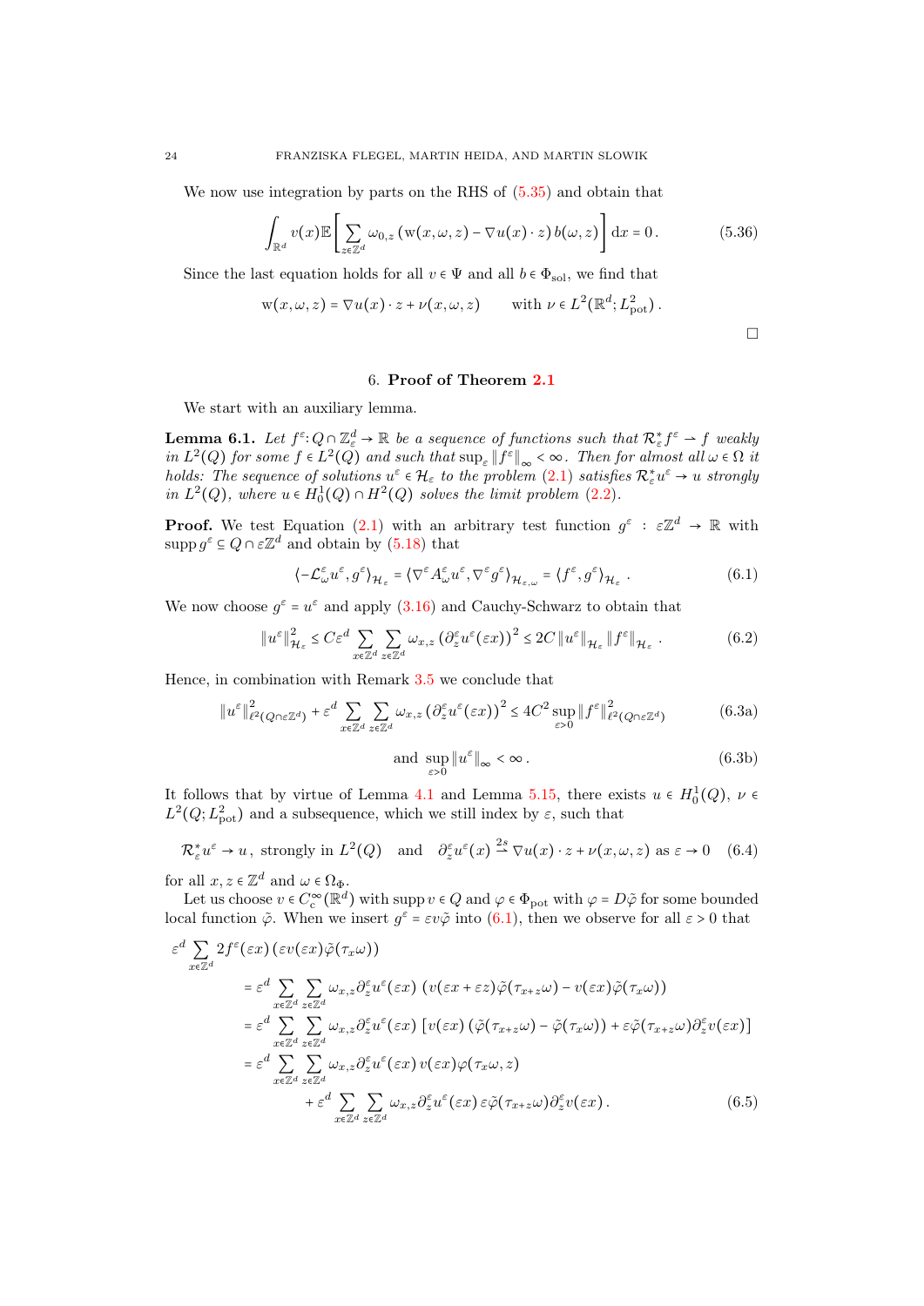We now use integration by parts on the RHS of (5.35) and obtain that

$$\int_{\mathbb{R}^d} v(x)\mathbb{E}\left[\sum_{z\in\mathbb{Z}^d} \omega_{0,z}\left(\mathrm{w}(x,\omega,z) - \nabla u(x)\cdot z\right) b(\omega,z)\right] \mathrm{d}x = 0\,. \tag{5.36}$$

Since the last equation holds for all $v \in \Psi$ and all $b \in \Phi_{\mathrm{sol}}$, we find that

$$\mathrm{w}(x,\omega,z) = \nabla u(x)\cdot z + \nu(x,\omega,z) \qquad \text{with } \nu \in L^2(\mathbb{R}^d; L^2_{\mathrm{pot}})\,.$$

□

## 6. Proof of Theorem 2.1

We start with an auxiliary lemma.

**Lemma 6.1.** *Let $f^\varepsilon\colon Q\cap\mathbb{Z}^d_\varepsilon \to \mathbb{R}$ be a sequence of functions such that $\mathcal{R}^*_\varepsilon f^\varepsilon \rightharpoonup f$ weakly in $L^2(Q)$ for some $f \in L^2(Q)$ and such that $\sup_\varepsilon \|f^\varepsilon\|_\infty < \infty$. Then for almost all $\omega\in\Omega$ it holds: The sequence of solutions $u^\varepsilon \in \mathcal{H}_\varepsilon$ to the problem (2.1) satisfies $\mathcal{R}^*_\varepsilon u^\varepsilon \to u$ strongly in $L^2(Q)$, where $u \in H^1_0(Q)\cap H^2(Q)$ solves the limit problem (2.2).*

**Proof.** We test Equation (2.1) with an arbitrary test function $g^\varepsilon : \varepsilon\mathbb{Z}^d \to \mathbb{R}$ with $\operatorname{supp} g^\varepsilon \subseteq Q\cap\varepsilon\mathbb{Z}^d$ and obtain by (5.18) that

$$\langle -\mathcal{L}^\varepsilon_\omega u^\varepsilon, g^\varepsilon\rangle_{\mathcal{H}_\varepsilon} = \langle \nabla^\varepsilon A^\varepsilon_\omega u^\varepsilon, \nabla^\varepsilon g^\varepsilon\rangle_{\mathcal{H}_{\varepsilon,\omega}} = \langle f^\varepsilon, g^\varepsilon\rangle_{\mathcal{H}_\varepsilon}\,. \tag{6.1}$$

We now choose $g^\varepsilon = u^\varepsilon$ and apply (3.16) and Cauchy-Schwarz to obtain that

$$\|u^\varepsilon\|^2_{\mathcal{H}_\varepsilon} \le C\varepsilon^d \sum_{x\in\mathbb{Z}^d}\sum_{z\in\mathbb{Z}^d} \omega_{x,z}\left(\partial^\varepsilon_z u^\varepsilon(\varepsilon x)\right)^2 \le 2C\,\|u^\varepsilon\|_{\mathcal{H}_\varepsilon}\,\|f^\varepsilon\|_{\mathcal{H}_\varepsilon}\,. \tag{6.2}$$

Hence, in combination with Remark 3.5 we conclude that

$$\|u^\varepsilon\|^2_{\ell^2(Q\cap\varepsilon\mathbb{Z}^d)} + \varepsilon^d \sum_{x\in\mathbb{Z}^d}\sum_{z\in\mathbb{Z}^d} \omega_{x,z}\left(\partial^\varepsilon_z u^\varepsilon(\varepsilon x)\right)^2 \le 4C^2 \sup_{\varepsilon>0}\|f^\varepsilon\|^2_{\ell^2(Q\cap\varepsilon\mathbb{Z}^d)} \tag{6.3a}$$

$$\text{and } \sup_{\varepsilon>0}\|u^\varepsilon\|_\infty < \infty\,. \tag{6.3b}$$

It follows that by virtue of Lemma 4.1 and Lemma 5.15, there exists $u \in H^1_0(Q)$, $\nu \in L^2(Q; L^2_{\mathrm{pot}})$ and a subsequence, which we still index by $\varepsilon$, such that

$$\mathcal{R}^*_\varepsilon u^\varepsilon \to u\,,\ \text{strongly in } L^2(Q) \quad \text{and} \quad \partial^\varepsilon_z u^\varepsilon(x) \overset{2s}{\rightharpoonup} \nabla u(x)\cdot z + \nu(x,\omega,z) \text{ as } \varepsilon\to 0 \tag{6.4}$$

for all $x, z \in \mathbb{Z}^d$ and $\omega\in\Omega_\Phi$.

Let us choose $v \in C^\infty_c(\mathbb{R}^d)$ with $\operatorname{supp} v \in Q$ and $\varphi \in \Phi_{\mathrm{pot}}$ with $\varphi = D\tilde\varphi$ for some bounded local function $\tilde\varphi$. When we insert $g^\varepsilon = \varepsilon v\tilde\varphi$ into (6.1), then we observe for all $\varepsilon > 0$ that

$$\begin{aligned}
\varepsilon^d &\sum_{x\in\mathbb{Z}^d} 2f^\varepsilon(\varepsilon x)\left(\varepsilon v(\varepsilon x)\tilde\varphi(\tau_x\omega)\right)\\
&= \varepsilon^d \sum_{x\in\mathbb{Z}^d}\sum_{z\in\mathbb{Z}^d} \omega_{x,z}\partial^\varepsilon_z u^\varepsilon(\varepsilon x)\,\left(v(\varepsilon x+\varepsilon z)\tilde\varphi(\tau_{x+z}\omega) - v(\varepsilon x)\tilde\varphi(\tau_x\omega)\right)\\
&= \varepsilon^d \sum_{x\in\mathbb{Z}^d}\sum_{z\in\mathbb{Z}^d} \omega_{x,z}\partial^\varepsilon_z u^\varepsilon(\varepsilon x)\,\left[v(\varepsilon x)\left(\tilde\varphi(\tau_{x+z}\omega) - \tilde\varphi(\tau_x\omega)\right) + \varepsilon\tilde\varphi(\tau_{x+z}\omega)\partial^\varepsilon_z v(\varepsilon x)\right]\\
&= \varepsilon^d \sum_{x\in\mathbb{Z}^d}\sum_{z\in\mathbb{Z}^d} \omega_{x,z}\partial^\varepsilon_z u^\varepsilon(\varepsilon x)\,v(\varepsilon x)\varphi(\tau_x\omega,z)\\
&\qquad + \varepsilon^d \sum_{x\in\mathbb{Z}^d}\sum_{z\in\mathbb{Z}^d} \omega_{x,z}\partial^\varepsilon_z u^\varepsilon(\varepsilon x)\,\varepsilon\tilde\varphi(\tau_{x+z}\omega)\partial^\varepsilon_z v(\varepsilon x)\,.
\end{aligned} \tag{6.5}$$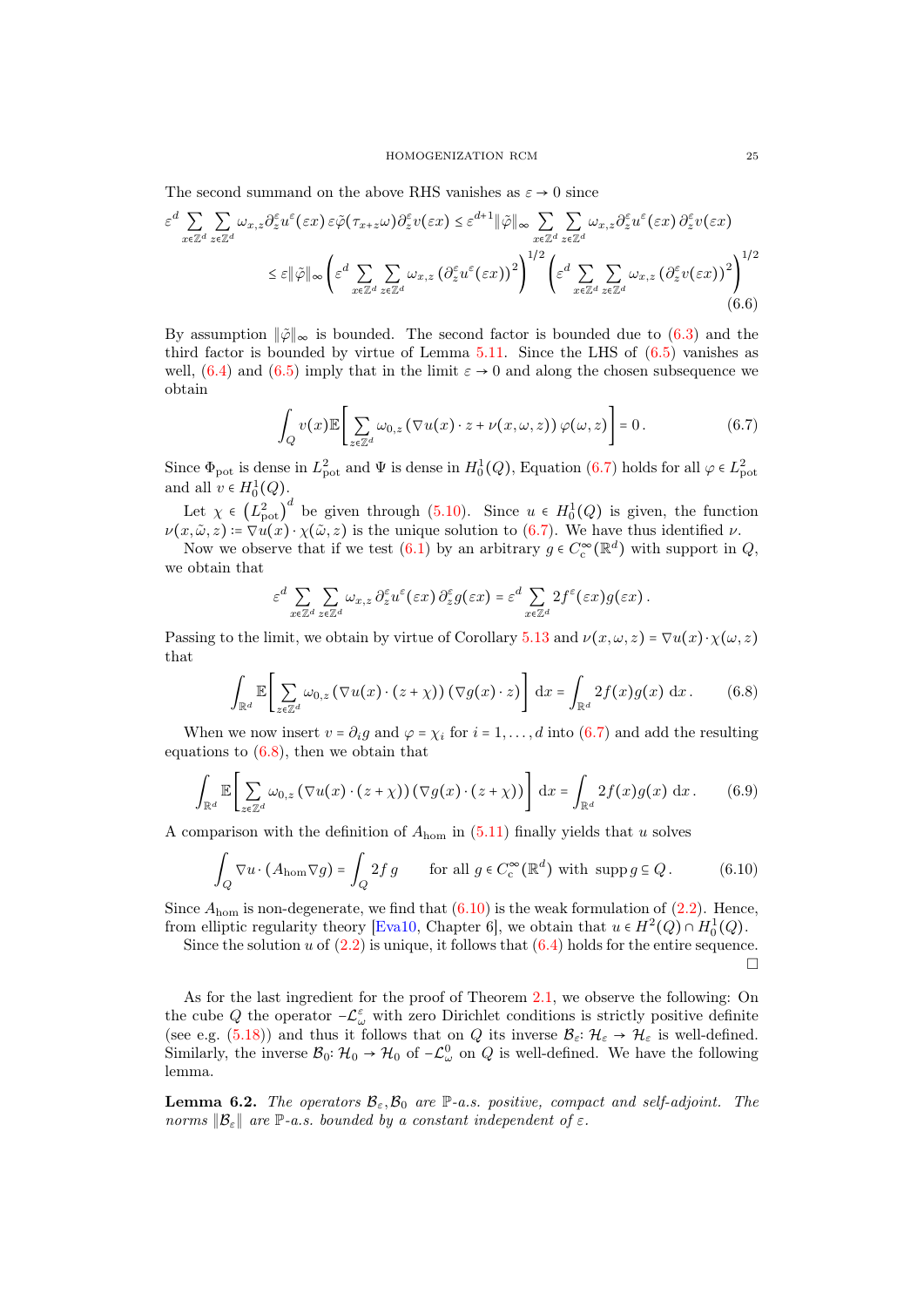The second summand on the above RHS vanishes as $\varepsilon \to 0$ since

$$\varepsilon^d \sum_{x\in\mathbb{Z}^d}\sum_{z\in\mathbb{Z}^d} \omega_{x,z}\partial_z^\varepsilon u^\varepsilon(\varepsilon x)\,\varepsilon\tilde{\varphi}(\tau_{x+z}\omega)\partial_z^\varepsilon v(\varepsilon x) \le \varepsilon^{d+1}\|\tilde{\varphi}\|_\infty \sum_{x\in\mathbb{Z}^d}\sum_{z\in\mathbb{Z}^d} \omega_{x,z}\partial_z^\varepsilon u^\varepsilon(\varepsilon x)\,\partial_z^\varepsilon v(\varepsilon x)$$
$$\le \varepsilon\|\tilde{\varphi}\|_\infty \left(\varepsilon^d \sum_{x\in\mathbb{Z}^d}\sum_{z\in\mathbb{Z}^d}\omega_{x,z}\left(\partial_z^\varepsilon u^\varepsilon(\varepsilon x)\right)^2\right)^{1/2}\left(\varepsilon^d \sum_{x\in\mathbb{Z}^d}\sum_{z\in\mathbb{Z}^d}\omega_{x,z}\left(\partial_z^\varepsilon v(\varepsilon x)\right)^2\right)^{1/2} \tag{6.6}$$

By assumption $\|\tilde{\varphi}\|_\infty$ is bounded. The second factor is bounded due to (6.3) and the third factor is bounded by virtue of Lemma 5.11. Since the LHS of (6.5) vanishes as well, (6.4) and (6.5) imply that in the limit $\varepsilon \to 0$ and along the chosen subsequence we obtain

$$\int_Q v(x)\mathbb{E}\left[\sum_{z\in\mathbb{Z}^d}\omega_{0,z}\left(\nabla u(x)\cdot z + \nu(x,\omega,z)\right)\varphi(\omega,z)\right] = 0\,. \tag{6.7}$$

Since $\Phi_{\text{pot}}$ is dense in $L^2_{\text{pot}}$ and $\Psi$ is dense in $H^1_0(Q)$, Equation (6.7) holds for all $\varphi \in L^2_{\text{pot}}$ and all $v \in H^1_0(Q)$.

Let $\chi \in \left(L^2_{\text{pot}}\right)^d$ be given through (5.10). Since $u \in H^1_0(Q)$ is given, the function $\nu(x,\tilde{\omega},z) := \nabla u(x)\cdot\chi(\tilde{\omega},z)$ is the unique solution to (6.7). We have thus identified $\nu$.

Now we observe that if we test (6.1) by an arbitrary $g \in C^\infty_c(\mathbb{R}^d)$ with support in $Q$, we obtain that

$$\varepsilon^d \sum_{x\in\mathbb{Z}^d}\sum_{z\in\mathbb{Z}^d}\omega_{x,z}\,\partial_z^\varepsilon u^\varepsilon(\varepsilon x)\,\partial_z^\varepsilon g(\varepsilon x) = \varepsilon^d\sum_{x\in\mathbb{Z}^d}2f^\varepsilon(\varepsilon x)g(\varepsilon x)\,.$$

Passing to the limit, we obtain by virtue of Corollary 5.13 and $\nu(x,\omega,z) = \nabla u(x)\cdot\chi(\omega,z)$ that

$$\int_{\mathbb{R}^d}\mathbb{E}\left[\sum_{z\in\mathbb{Z}^d}\omega_{0,z}\left(\nabla u(x)\cdot(z+\chi)\right)\left(\nabla g(x)\cdot z\right)\right]\,\mathrm{d}x = \int_{\mathbb{R}^d}2f(x)g(x)\,\mathrm{d}x\,. \tag{6.8}$$

When we now insert $v = \partial_i g$ and $\varphi = \chi_i$ for $i = 1,\dots,d$ into (6.7) and add the resulting equations to (6.8), then we obtain that

$$\int_{\mathbb{R}^d}\mathbb{E}\left[\sum_{z\in\mathbb{Z}^d}\omega_{0,z}\left(\nabla u(x)\cdot(z+\chi)\right)\left(\nabla g(x)\cdot(z+\chi)\right)\right]\,\mathrm{d}x = \int_{\mathbb{R}^d}2f(x)g(x)\,\mathrm{d}x\,. \tag{6.9}$$

A comparison with the definition of $A_{\text{hom}}$ in (5.11) finally yields that $u$ solves

$$\int_Q \nabla u\cdot\left(A_{\text{hom}}\nabla g\right) = \int_Q 2f\,g \qquad \text{for all } g\in C^\infty_c(\mathbb{R}^d) \text{ with } \operatorname{supp} g\subseteq Q\,. \tag{6.10}$$

Since $A_{\text{hom}}$ is non-degenerate, we find that (6.10) is the weak formulation of (2.2). Hence, from elliptic regularity theory [Eva10, Chapter 6], we obtain that $u \in H^2(Q)\cap H^1_0(Q)$.

Since the solution $u$ of (2.2) is unique, it follows that (6.4) holds for the entire sequence. □

As for the last ingredient for the proof of Theorem 2.1, we observe the following: On the cube $Q$ the operator $-\mathcal{L}^\varepsilon_\omega$ with zero Dirichlet conditions is strictly positive definite (see e.g. (5.18)) and thus it follows that on $Q$ its inverse $\mathcal{B}_\varepsilon\colon \mathcal{H}_\varepsilon \to \mathcal{H}_\varepsilon$ is well-defined. Similarly, the inverse $\mathcal{B}_0\colon \mathcal{H}_0 \to \mathcal{H}_0$ of $-\mathcal{L}^0_\omega$ on $Q$ is well-defined. We have the following lemma.

**Lemma 6.2.** *The operators $\mathcal{B}_\varepsilon, \mathcal{B}_0$ are $\mathbb{P}$-a.s. positive, compact and self-adjoint. The norms $\|\mathcal{B}_\varepsilon\|$ are $\mathbb{P}$-a.s. bounded by a constant independent of $\varepsilon$.*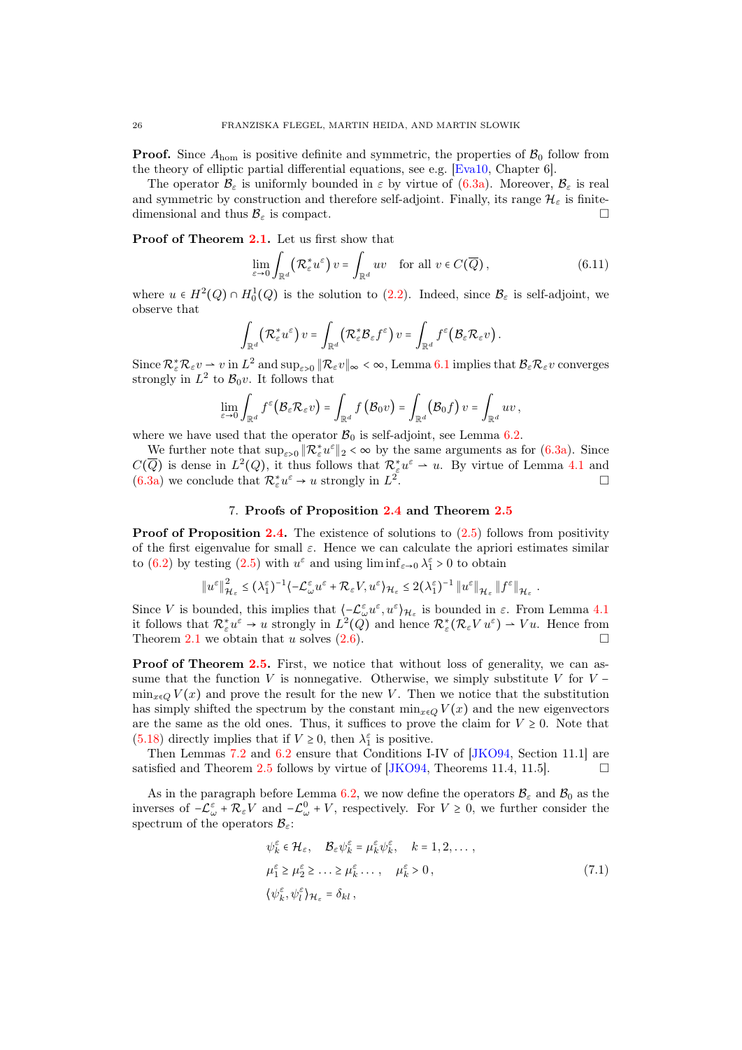**Proof.** Since $A_{\text{hom}}$ is positive definite and symmetric, the properties of $\mathcal{B}_0$ follow from the theory of elliptic partial differential equations, see e.g. [Eva10, Chapter 6].

The operator $\mathcal{B}_\varepsilon$ is uniformly bounded in $\varepsilon$ by virtue of (6.3a). Moreover, $\mathcal{B}_\varepsilon$ is real and symmetric by construction and therefore self-adjoint. Finally, its range $\mathcal{H}_\varepsilon$ is finite-dimensional and thus $\mathcal{B}_\varepsilon$ is compact. □

**Proof of Theorem 2.1.** Let us first show that

$$\lim_{\varepsilon\to 0}\int_{\mathbb{R}^d}\left(\mathcal{R}_\varepsilon^\star u^\varepsilon\right)v = \int_{\mathbb{R}^d} uv \quad \text{for all } v\in C(\overline{Q}), \tag{6.11}$$

where $u\in H^2(Q)\cap H_0^1(Q)$ is the solution to (2.2). Indeed, since $\mathcal{B}_\varepsilon$ is self-adjoint, we observe that

$$\int_{\mathbb{R}^d}\left(\mathcal{R}_\varepsilon^\star u^\varepsilon\right)v = \int_{\mathbb{R}^d}\left(\mathcal{R}_\varepsilon^\star \mathcal{B}_\varepsilon f^\varepsilon\right)v = \int_{\mathbb{R}^d} f^\varepsilon\left(\mathcal{B}_\varepsilon\mathcal{R}_\varepsilon v\right).$$

Since $\mathcal{R}_\varepsilon^\star\mathcal{R}_\varepsilon v \rightharpoonup v$ in $L^2$ and $\sup_{\varepsilon>0}\|\mathcal{R}_\varepsilon v\|_\infty<\infty$, Lemma 6.1 implies that $\mathcal{B}_\varepsilon\mathcal{R}_\varepsilon v$ converges strongly in $L^2$ to $\mathcal{B}_0 v$. It follows that

$$\lim_{\varepsilon\to 0}\int_{\mathbb{R}^d} f^\varepsilon\left(\mathcal{B}_\varepsilon\mathcal{R}_\varepsilon v\right) = \int_{\mathbb{R}^d} f\left(\mathcal{B}_0 v\right) = \int_{\mathbb{R}^d}\left(\mathcal{B}_0 f\right)v = \int_{\mathbb{R}^d} uv\,,$$

where we have used that the operator $\mathcal{B}_0$ is self-adjoint, see Lemma 6.2.

We further note that $\sup_{\varepsilon>0}\|\mathcal{R}_\varepsilon^\star u^\varepsilon\|_2<\infty$ by the same arguments as for (6.3a). Since $C(\overline{Q})$ is dense in $L^2(Q)$, it thus follows that $\mathcal{R}_\varepsilon^\star u^\varepsilon \rightharpoonup u$. By virtue of Lemma 4.1 and (6.3a) we conclude that $\mathcal{R}_\varepsilon^\star u^\varepsilon\to u$ strongly in $L^2$. □

## 7. Proofs of Proposition 2.4 and Theorem 2.5

**Proof of Proposition 2.4.** The existence of solutions to (2.5) follows from positivity of the first eigenvalue for small $\varepsilon$. Hence we can calculate the apriori estimates similar to (6.2) by testing (2.5) with $u^\varepsilon$ and using $\liminf_{\varepsilon\to 0}\lambda_1^\varepsilon>0$ to obtain

$$\|u^\varepsilon\|_{\mathcal{H}_\varepsilon}^2 \le (\lambda_1^\varepsilon)^{-1}\langle -\mathcal{L}_\omega^\varepsilon u^\varepsilon + \mathcal{R}_\varepsilon V, u^\varepsilon\rangle_{\mathcal{H}_\varepsilon} \le 2(\lambda_1^\varepsilon)^{-1}\|u^\varepsilon\|_{\mathcal{H}_\varepsilon}\|f^\varepsilon\|_{\mathcal{H}_\varepsilon}\,.$$

Since $V$ is bounded, this implies that $\langle -\mathcal{L}_\omega^\varepsilon u^\varepsilon, u^\varepsilon\rangle_{\mathcal{H}_\varepsilon}$ is bounded in $\varepsilon$. From Lemma 4.1 it follows that $\mathcal{R}_\varepsilon^\star u^\varepsilon\to u$ strongly in $L^2(Q)$ and hence $\mathcal{R}_\varepsilon^\star(\mathcal{R}_\varepsilon V\,u^\varepsilon)\rightharpoonup Vu$. Hence from Theorem 2.1 we obtain that $u$ solves (2.6). □

**Proof of Theorem 2.5.** First, we notice that without loss of generality, we can assume that the function $V$ is nonnegative. Otherwise, we simply substitute $V$ for $V-\min_{x\in Q}V(x)$ and prove the result for the new $V$. Then we notice that the substitution has simply shifted the spectrum by the constant $\min_{x\in Q}V(x)$ and the new eigenvectors are the same as the old ones. Thus, it suffices to prove the claim for $V\ge 0$. Note that (5.18) directly implies that if $V\ge 0$, then $\lambda_1^\varepsilon$ is positive.

Then Lemmas 7.2 and 6.2 ensure that Conditions I-IV of [JKO94, Section 11.1] are satisfied and Theorem 2.5 follows by virtue of [JKO94, Theorems 11.4, 11.5]. □

As in the paragraph before Lemma 6.2, we now define the operators $\mathcal{B}_\varepsilon$ and $\mathcal{B}_0$ as the inverses of $-\mathcal{L}_\omega^\varepsilon+\mathcal{R}_\varepsilon V$ and $-\mathcal{L}_\omega^0+V$, respectively. For $V\ge 0$, we further consider the spectrum of the operators $\mathcal{B}_\varepsilon$:

$$\begin{aligned}
&\psi_k^\varepsilon\in\mathcal{H}_\varepsilon,\quad \mathcal{B}_\varepsilon\psi_k^\varepsilon=\mu_k^\varepsilon\psi_k^\varepsilon,\quad k=1,2,\dots,\\
&\mu_1^\varepsilon\ge\mu_2^\varepsilon\ge\ldots\ge\mu_k^\varepsilon\ldots,\quad \mu_k^\varepsilon>0\,,\\
&\langle\psi_k^\varepsilon,\psi_l^\varepsilon\rangle_{\mathcal{H}_\varepsilon}=\delta_{kl}\,,
\end{aligned}\tag{7.1}$$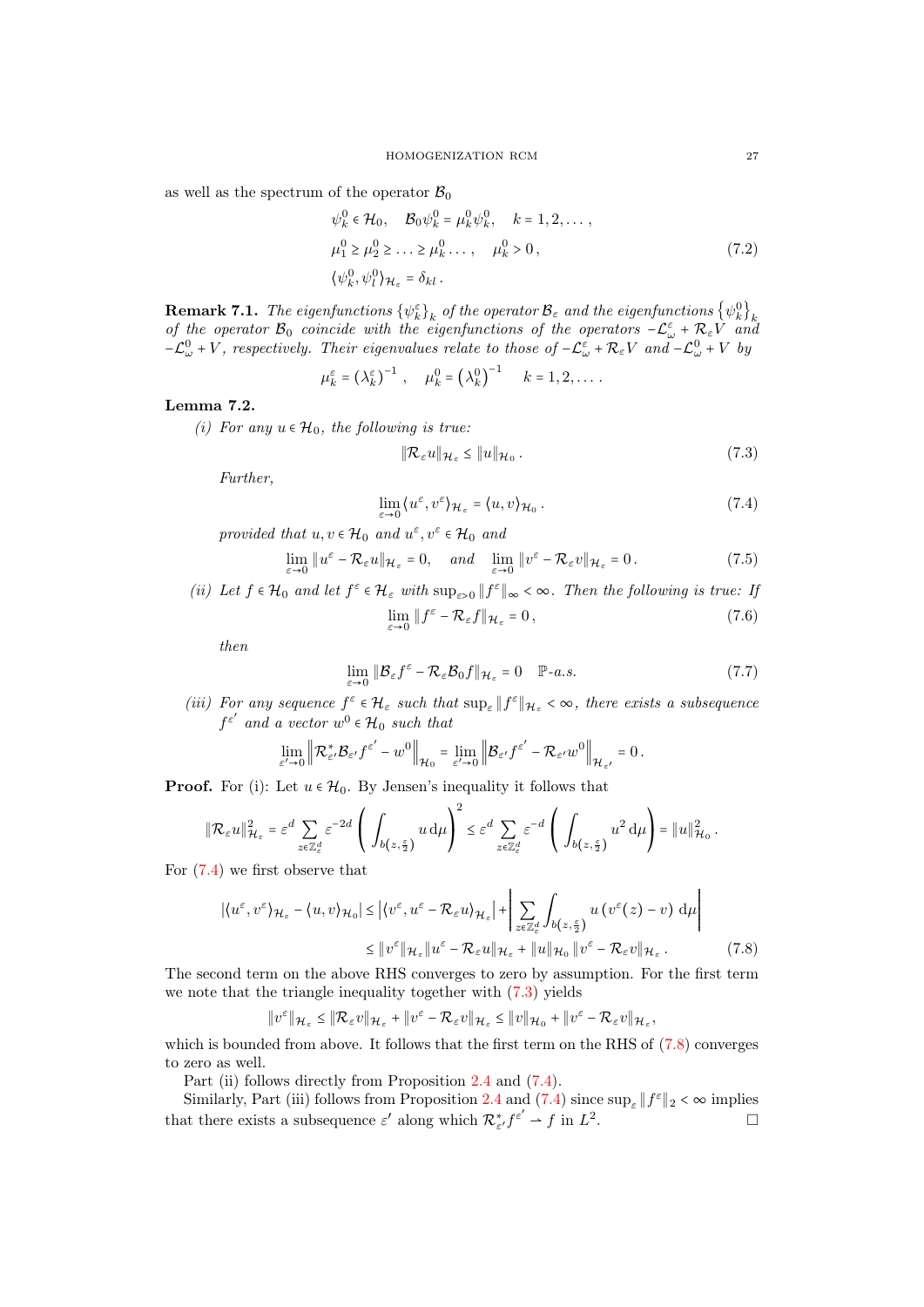as well as the spectrum of the operator $\mathcal{B}_0$

$$
\begin{aligned}
&\psi_k^0 \in \mathcal{H}_0, \quad \mathcal{B}_0 \psi_k^0 = \mu_k^0 \psi_k^0, \quad k = 1, 2, \dots, \\
&\mu_1^0 \geq \mu_2^0 \geq \dots \geq \mu_k^0 \dots, \quad \mu_k^0 > 0, \\
&\langle \psi_k^0, \psi_l^0 \rangle_{\mathcal{H}_\varepsilon} = \delta_{kl}.
\end{aligned}
\tag{7.2}
$$

**Remark 7.1.** *The eigenfunctions $\{\psi_k^\varepsilon\}_k$ of the operator $\mathcal{B}_\varepsilon$ and the eigenfunctions $\{\psi_k^0\}_k$ of the operator $\mathcal{B}_0$ coincide with the eigenfunctions of the operators $-\mathcal{L}_\omega^\varepsilon + \mathcal{R}_\varepsilon V$ and $-\mathcal{L}_\omega^0 + V$, respectively. Their eigenvalues relate to those of $-\mathcal{L}_\omega^\varepsilon + \mathcal{R}_\varepsilon V$ and $-\mathcal{L}_\omega^0 + V$ by*

$$
\mu_k^\varepsilon = \left(\lambda_k^\varepsilon\right)^{-1}, \quad \mu_k^0 = \left(\lambda_k^0\right)^{-1} \quad k = 1, 2, \dots.
$$

**Lemma 7.2.**

*(i) For any $u \in \mathcal{H}_0$, the following is true:*

$$
\|\mathcal{R}_\varepsilon u\|_{\mathcal{H}_\varepsilon} \leq \|u\|_{\mathcal{H}_0}. \tag{7.3}
$$

*Further,*

$$
\lim_{\varepsilon \to 0} \langle u^\varepsilon, v^\varepsilon \rangle_{\mathcal{H}_\varepsilon} = \langle u, v \rangle_{\mathcal{H}_0}. \tag{7.4}
$$

*provided that $u, v \in \mathcal{H}_0$ and $u^\varepsilon, v^\varepsilon \in \mathcal{H}_0$ and*

$$
\lim_{\varepsilon \to 0} \|u^\varepsilon - \mathcal{R}_\varepsilon u\|_{\mathcal{H}_\varepsilon} = 0, \quad \text{and} \quad \lim_{\varepsilon \to 0} \|v^\varepsilon - \mathcal{R}_\varepsilon v\|_{\mathcal{H}_\varepsilon} = 0. \tag{7.5}
$$

*(ii) Let $f \in \mathcal{H}_0$ and let $f^\varepsilon \in \mathcal{H}_\varepsilon$ with $\sup_{\varepsilon > 0} \|f^\varepsilon\|_\infty < \infty$. Then the following is true: If*

$$
\lim_{\varepsilon \to 0} \|f^\varepsilon - \mathcal{R}_\varepsilon f\|_{\mathcal{H}_\varepsilon} = 0, \tag{7.6}
$$

*then*

$$
\lim_{\varepsilon \to 0} \|\mathcal{B}_\varepsilon f^\varepsilon - \mathcal{R}_\varepsilon \mathcal{B}_0 f\|_{\mathcal{H}_\varepsilon} = 0 \quad \mathbb{P}\text{-a.s.} \tag{7.7}
$$

*(iii) For any sequence $f^\varepsilon \in \mathcal{H}_\varepsilon$ such that $\sup_\varepsilon \|f^\varepsilon\|_{\mathcal{H}_\varepsilon} < \infty$, there exists a subsequence $f^{\varepsilon'}$ and a vector $w^0 \in \mathcal{H}_0$ such that*

$$
\lim_{\varepsilon' \to 0} \left\| \mathcal{R}_{\varepsilon'}^* \mathcal{B}_{\varepsilon'} f^{\varepsilon'} - w^0 \right\|_{\mathcal{H}_0} = \lim_{\varepsilon' \to 0} \left\| \mathcal{B}_{\varepsilon'} f^{\varepsilon'} - \mathcal{R}_{\varepsilon'} w^0 \right\|_{\mathcal{H}_{\varepsilon'}} = 0.
$$

**Proof.** For (i): Let $u \in \mathcal{H}_0$. By Jensen's inequality it follows that

$$
\|\mathcal{R}_\varepsilon u\|_{\mathcal{H}_\varepsilon}^2 = \varepsilon^d \sum_{z \in \mathbb{Z}_\varepsilon^d} \varepsilon^{-2d} \left( \int_{b\left(z, \frac{\varepsilon}{2}\right)} u \,\mathrm{d}\mu \right)^2 \leq \varepsilon^d \sum_{z \in \mathbb{Z}_\varepsilon^d} \varepsilon^{-d} \left( \int_{b\left(z, \frac{\varepsilon}{2}\right)} u^2 \,\mathrm{d}\mu \right) = \|u\|_{\mathcal{H}_0}^2.
$$

For (7.4) we first observe that

$$
\begin{aligned}
|\langle u^\varepsilon, v^\varepsilon \rangle_{\mathcal{H}_\varepsilon} - \langle u, v \rangle_{\mathcal{H}_0}| &\leq \left| \langle v^\varepsilon, u^\varepsilon - \mathcal{R}_\varepsilon u \rangle_{\mathcal{H}_\varepsilon} \right| + \left| \sum_{z \in \mathbb{Z}_\varepsilon^d} \int_{b\left(z, \frac{\varepsilon}{2}\right)} u \left( v^\varepsilon(z) - v \right) \,\mathrm{d}\mu \right| \\
&\leq \|v^\varepsilon\|_{\mathcal{H}_\varepsilon} \|u^\varepsilon - \mathcal{R}_\varepsilon u\|_{\mathcal{H}_\varepsilon} + \|u\|_{\mathcal{H}_0} \|v^\varepsilon - \mathcal{R}_\varepsilon v\|_{\mathcal{H}_\varepsilon}.
\end{aligned}
\tag{7.8}
$$

The second term on the above RHS converges to zero by assumption. For the first term we note that the triangle inequality together with (7.3) yields

$$
\|v^\varepsilon\|_{\mathcal{H}_\varepsilon} \leq \|\mathcal{R}_\varepsilon v\|_{\mathcal{H}_\varepsilon} + \|v^\varepsilon - \mathcal{R}_\varepsilon v\|_{\mathcal{H}_\varepsilon} \leq \|v\|_{\mathcal{H}_0} + \|v^\varepsilon - \mathcal{R}_\varepsilon v\|_{\mathcal{H}_\varepsilon},
$$

which is bounded from above. It follows that the first term on the RHS of (7.8) converges to zero as well.

Part (ii) follows directly from Proposition 2.4 and (7.4).

Similarly, Part (iii) follows from Proposition 2.4 and (7.4) since $\sup_\varepsilon \|f^\varepsilon\|_2 < \infty$ implies that there exists a subsequence $\varepsilon'$ along which $\mathcal{R}_{\varepsilon'}^* f^{\varepsilon'} \rightharpoonup f$ in $L^2$. □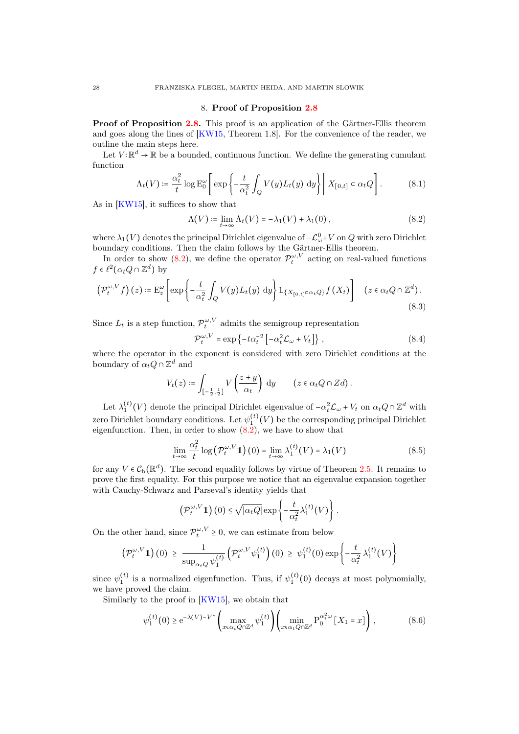## 8. Proof of Proposition 2.8

**Proof of Proposition 2.8.** This proof is an application of the Gärtner-Ellis theorem and goes along the lines of [KW15, Theorem 1.8]. For the convenience of the reader, we outline the main steps here.

Let $V:\mathbb{R}^d \to \mathbb{R}$ be a bounded, continuous function. We define the generating cumulant function

$$
\Lambda_t(V) \coloneqq \frac{\alpha_t^2}{t} \log \mathrm{E}_0^\omega\left[ \exp\left\{ -\frac{t}{\alpha_t^2} \int_Q V(y) L_t(y)\, \mathrm{d}y \right\} \,\middle|\, X_{[0,t]} \subset \alpha_t Q \right]. \tag{8.1}
$$

As in [KW15], it suffices to show that

$$
\Lambda(V) \coloneqq \lim_{t\to\infty} \Lambda_t(V) = -\lambda_1(V) + \lambda_1(0)\,, \tag{8.2}
$$

where $\lambda_1(V)$ denotes the principal Dirichlet eigenvalue of $-\mathcal{L}^0_\omega + V$ on $Q$ with zero Dirichlet boundary conditions. Then the claim follows by the Gärtner-Ellis theorem.

In order to show (8.2), we define the operator $\mathcal{P}_t^{\omega,V}$ acting on real-valued functions $f \in \ell^2(\alpha_t Q \cap \mathbb{Z}^d)$ by

$$
\left(\mathcal{P}_t^{\omega,V} f\right)(z) \coloneqq \mathrm{E}_z^\omega\left[ \exp\left\{ -\frac{t}{\alpha_t^2} \int_Q V(y) L_t(y)\, \mathrm{d}y \right\} \mathbb{1}_{\{X_{[0,t]}\subset \alpha_t Q\}} f(X_t) \right] \quad \left(z \in \alpha_t Q \cap \mathbb{Z}^d\right). \tag{8.3}
$$

Since $L_t$ is a step function, $\mathcal{P}_t^{\omega,V}$ admits the semigroup representation

$$
\mathcal{P}_t^{\omega,V} = \exp\left\{ -t\alpha_t^{-2}\left[ -\alpha_t^2 \mathcal{L}_\omega + V_t \right] \right\}, \tag{8.4}
$$

where the operator in the exponent is considered with zero Dirichlet conditions at the boundary of $\alpha_t Q \cap \mathbb{Z}^d$ and

$$
V_t(z) \coloneqq \int_{[-\frac{1}{2},\frac{1}{2}]} V\left(\frac{z+y}{\alpha_t}\right) \mathrm{d}y \qquad (z \in \alpha_t Q \cap Zd)\,.
$$

Let $\lambda_1^{(t)}(V)$ denote the principal Dirichlet eigenvalue of $-\alpha_t^2 \mathcal{L}_\omega + V_t$ on $\alpha_t Q \cap \mathbb{Z}^d$ with zero Dirichlet boundary conditions. Let $\psi_1^{(t)}(V)$ be the corresponding principal Dirichlet eigenfunction. Then, in order to show (8.2), we have to show that

$$
\lim_{t\to\infty} \frac{\alpha_t^2}{t} \log\left(\mathcal{P}_t^{\omega,V}\mathbb{1}\right)(0) = \lim_{t\to\infty} \lambda_1^{(t)}(V) = \lambda_1(V) \tag{8.5}
$$

for any $V \in \mathcal{C}_{\mathrm{b}}(\mathbb{R}^d)$. The second equality follows by virtue of Theorem 2.5. It remains to prove the first equality. For this purpose we notice that an eigenvalue expansion together with Cauchy-Schwarz and Parseval's identity yields that

$$
\left(\mathcal{P}_t^{\omega,V}\mathbb{1}\right)(0) \le \sqrt{|\alpha_t Q|} \exp\left\{ -\frac{t}{\alpha_t^2} \lambda_1^{(t)}(V) \right\}.
$$

On the other hand, since $\mathcal{P}_t^{\omega,V} \ge 0$, we can estimate from below

$$
\left(\mathcal{P}_t^{\omega,V}\mathbb{1}\right)(0) \;\ge\; \frac{1}{\sup_{\alpha_t Q} \psi_1^{(t)}} \left(\mathcal{P}_t^{\omega,V}\psi_1^{(t)}\right)(0) \;\ge\; \psi_1^{(t)}(0) \exp\left\{ -\frac{t}{\alpha_t^2}\, \lambda_1^{(t)}(V) \right\}
$$

since $\psi_1^{(t)}$ is a normalized eigenfunction. Thus, if $\psi_1^{(t)}(0)$ decays at most polynomially, we have proved the claim.

Similarly to the proof in [KW15], we obtain that

$$
\psi_1^{(t)}(0) \ge \mathrm{e}^{-\lambda(V) - V^*} \left( \max_{x \in \alpha_t Q \cap \mathbb{Z}^d} \psi_1^{(t)} \right) \left( \min_{x \in \alpha_t Q \cap \mathbb{Z}^d} \mathrm{P}_0^{\alpha_t^2 \omega}\left[ X_1 = x \right] \right), \tag{8.6}
$$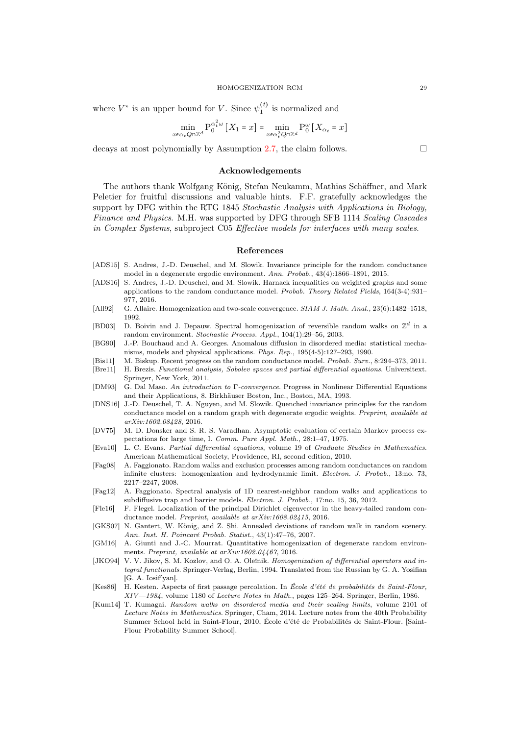where $V^*$ is an upper bound for $V$. Since $\psi_1^{(t)}$ is normalized and

$$\min_{x \in \alpha_t Q \cap \mathbb{Z}^d} \mathrm{P}_0^{\alpha_t^2 \omega} [X_1 = x] = \min_{x \in \alpha_t^2 Q \cap \mathbb{Z}^d} \mathrm{P}_0^{\omega} [X_{\alpha_t} = x]$$

decays at most polynomially by Assumption 2.7, the claim follows. □

## Acknowledgements

The authors thank Wolfgang König, Stefan Neukamm, Mathias Schäffner, and Mark Peletier for fruitful discussions and valuable hints. F.F. gratefully acknowledges the support by DFG within the RTG 1845 *Stochastic Analysis with Applications in Biology, Finance and Physics*. M.H. was supported by DFG through SFB 1114 *Scaling Cascades in Complex Systems*, subproject C05 *Effective models for interfaces with many scales*.

## References

[ADS15] S. Andres, J.-D. Deuschel, and M. Slowik. Invariance principle for the random conductance model in a degenerate ergodic environment. *Ann. Probab.*, 43(4):1866–1891, 2015.

[ADS16] S. Andres, J.-D. Deuschel, and M. Slowik. Harnack inequalities on weighted graphs and some applications to the random conductance model. *Probab. Theory Related Fields*, 164(3-4):931–977, 2016.

[All92] G. Allaire. Homogenization and two-scale convergence. *SIAM J. Math. Anal.*, 23(6):1482–1518, 1992.

[BD03] D. Boivin and J. Depauw. Spectral homogenization of reversible random walks on $\mathbb{Z}^d$ in a random environment. *Stochastic Process. Appl.*, 104(1):29–56, 2003.

[BG90] J.-P. Bouchaud and A. Georges. Anomalous diffusion in disordered media: statistical mechanisms, models and physical applications. *Phys. Rep.*, 195(4-5):127–293, 1990.

[Bis11] M. Biskup. Recent progress on the random conductance model. *Probab. Surv.*, 8:294–373, 2011.

[Bre11] H. Brezis. *Functional analysis, Sobolev spaces and partial differential equations*. Universitext. Springer, New York, 2011.

[DM93] G. Dal Maso. *An introduction to Γ-convergence*. Progress in Nonlinear Differential Equations and their Applications, 8. Birkhäuser Boston, Inc., Boston, MA, 1993.

[DNS16] J.-D. Deuschel, T. A. Nguyen, and M. Slowik. Quenched invariance principles for the random conductance model on a random graph with degenerate ergodic weights. *Preprint, available at arXiv:1602.08428*, 2016.

[DV75] M. D. Donsker and S. R. S. Varadhan. Asymptotic evaluation of certain Markov process expectations for large time, I. *Comm. Pure Appl. Math.*, 28:1–47, 1975.

[Eva10] L. C. Evans. *Partial differential equations*, volume 19 of *Graduate Studies in Mathematics*. American Mathematical Society, Providence, RI, second edition, 2010.

[Fag08] A. Faggionato. Random walks and exclusion processes among random conductances on random infinite clusters: homogenization and hydrodynamic limit. *Electron. J. Probab.*, 13:no. 73, 2217–2247, 2008.

[Fag12] A. Faggionato. Spectral analysis of 1D nearest-neighbor random walks and applications to subdiffusive trap and barrier models. *Electron. J. Probab.*, 17:no. 15, 36, 2012.

[Fle16] F. Flegel. Localization of the principal Dirichlet eigenvector in the heavy-tailed random conductance model. *Preprint, available at arXiv:1608.02415*, 2016.

[GKS07] N. Gantert, W. König, and Z. Shi. Annealed deviations of random walk in random scenery. *Ann. Inst. H. Poincaré Probab. Statist.*, 43(1):47–76, 2007.

[GM16] A. Giunti and J.-C. Mourrat. Quantitative homogenization of degenerate random environments. *Preprint, available at arXiv:1602.04467*, 2016.

[JKO94] V. V. Jikov, S. M. Kozlov, and O. A. Oleĭnik. *Homogenization of differential operators and integral functionals*. Springer-Verlag, Berlin, 1994. Translated from the Russian by G. A. Yosifian [G. A. Iosif′yan].

[Kes86] H. Kesten. Aspects of first passage percolation. In *École d'été de probabilités de Saint-Flour, XIV—1984*, volume 1180 of *Lecture Notes in Math.*, pages 125–264. Springer, Berlin, 1986.

[Kum14] T. Kumagai. *Random walks on disordered media and their scaling limits*, volume 2101 of *Lecture Notes in Mathematics*. Springer, Cham, 2014. Lecture notes from the 40th Probability Summer School held in Saint-Flour, 2010, École d'été de Probabilités de Saint-Flour. [Saint-Flour Probability Summer School].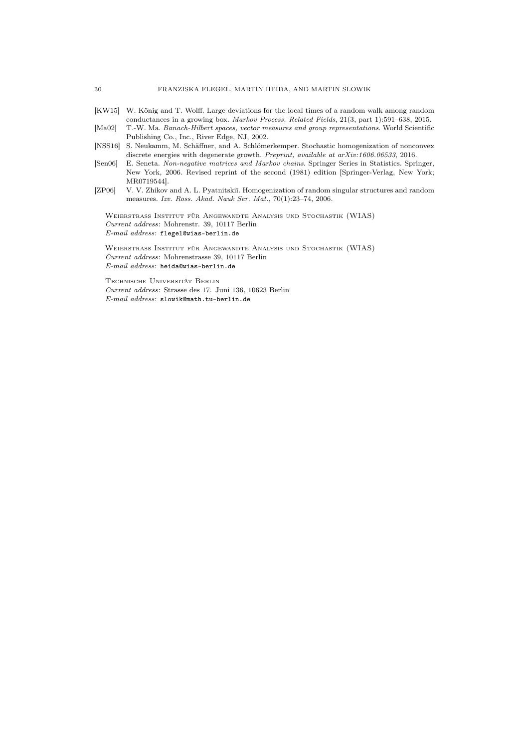- [KW15] W. König and T. Wolff. Large deviations for the local times of a random walk among random conductances in a growing box. *Markov Process. Related Fields*, 21(3, part 1):591–638, 2015.
- [Ma02] T.-W. Ma. *Banach-Hilbert spaces, vector measures and group representations*. World Scientific Publishing Co., Inc., River Edge, NJ, 2002.
- [NSS16] S. Neukamm, M. Schäffner, and A. Schlömerkemper. Stochastic homogenization of nonconvex discrete energies with degenerate growth. *Preprint, available at arXiv:1606.06533*, 2016.
- [Sen06] E. Seneta. *Non-negative matrices and Markov chains*. Springer Series in Statistics. Springer, New York, 2006. Revised reprint of the second (1981) edition [Springer-Verlag, New York; MR0719544].
- [ZP06] V. V. Zhikov and A. L. Pyatnitskiĭ. Homogenization of random singular structures and random measures. *Izv. Ross. Akad. Nauk Ser. Mat.*, 70(1):23–74, 2006.

Weierstrass Institut für Angewandte Analysis und Stochastik (WIAS)
*Current address*: Mohrenstr. 39, 10117 Berlin
*E-mail address*: flegel@wias-berlin.de

Weierstrass Institut für Angewandte Analysis und Stochastik (WIAS)
*Current address*: Mohrenstrasse 39, 10117 Berlin
*E-mail address*: heida@wias-berlin.de

Technische Universität Berlin
*Current address*: Strasse des 17. Juni 136, 10623 Berlin
*E-mail address*: slowik@math.tu-berlin.de